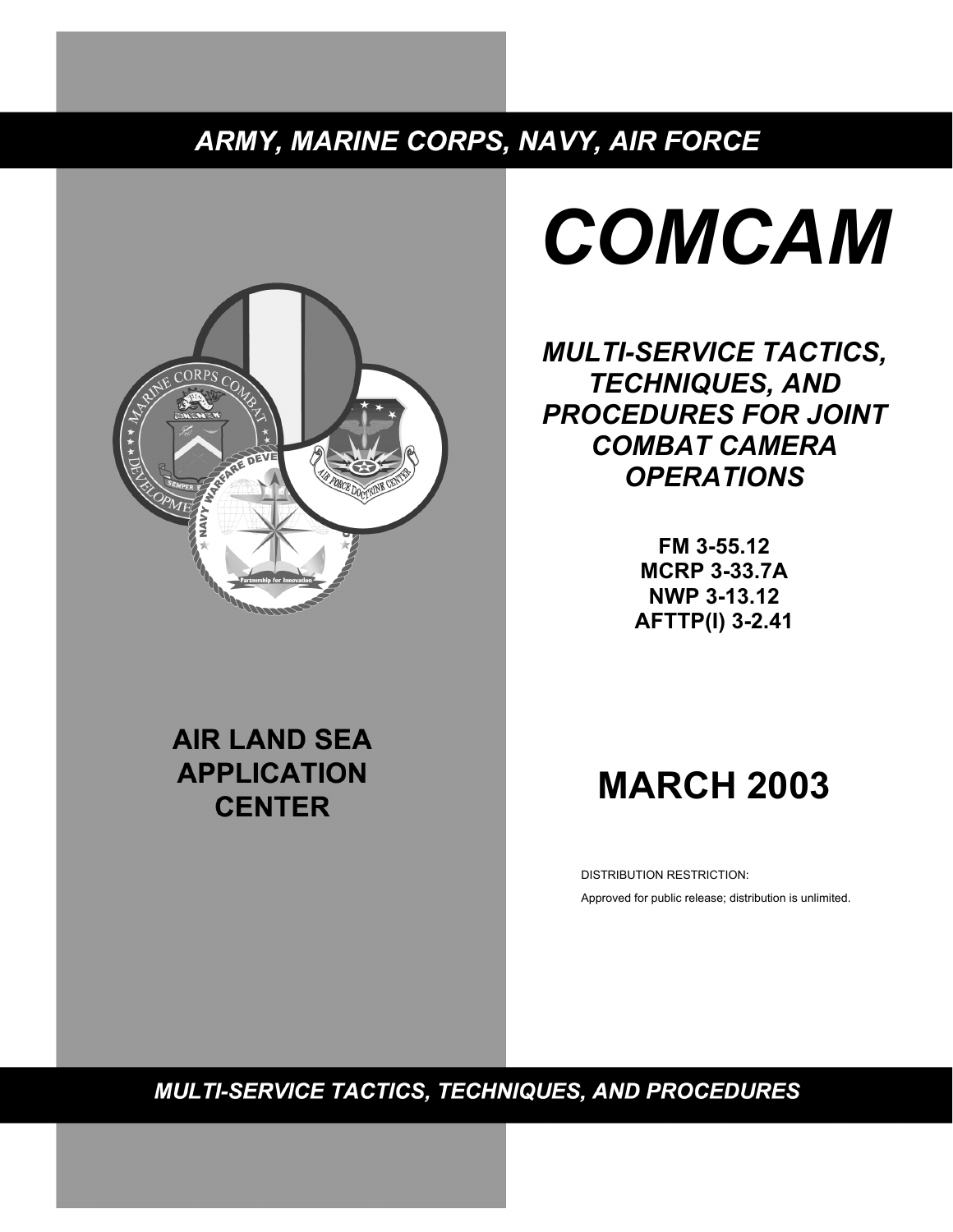*ARMY, MARINE CORPS, NAVY, AIR FORCE*

# *COMCAM*

## *MULTI-SERVICE TACTICS, TECHNIQUES, AND PROCEDURES FOR JOINT COMBAT CAMERA OPERATIONS*

**FM 3-55.12**
**MCRP 3-33.7A**
**NWP 3-13.12**
**AFTTP(I) 3-2.41**

**AIR LAND SEA APPLICATION CENTER**

## MARCH 2003

DISTRIBUTION RESTRICTION:

Approved for public release; distribution is unlimited.

*MULTI-SERVICE TACTICS, TECHNIQUES, AND PROCEDURES*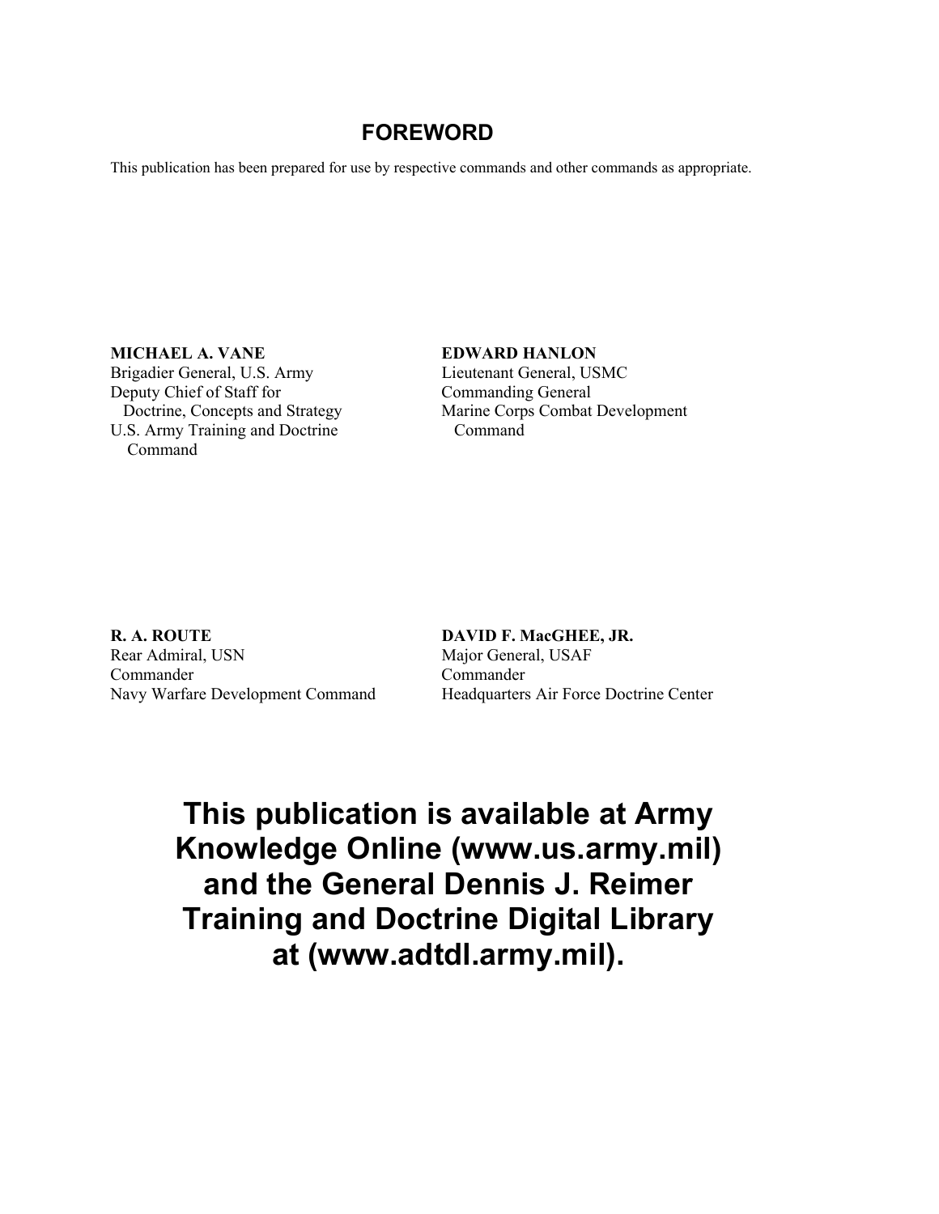# FOREWORD

This publication has been prepared for use by respective commands and other commands as appropriate.

**MICHAEL A. VANE**
Brigadier General, U.S. Army
Deputy Chief of Staff for
Doctrine, Concepts and Strategy
U.S. Army Training and Doctrine
Command

**EDWARD HANLON**
Lieutenant General, USMC
Commanding General
Marine Corps Combat Development
Command

**R. A. ROUTE**
Rear Admiral, USN
Commander
Navy Warfare Development Command

**DAVID F. MacGHEE, JR.**
Major General, USAF
Commander
Headquarters Air Force Doctrine Center

**This publication is available at Army Knowledge Online (www.us.army.mil) and the General Dennis J. Reimer Training and Doctrine Digital Library at (www.adtdl.army.mil).**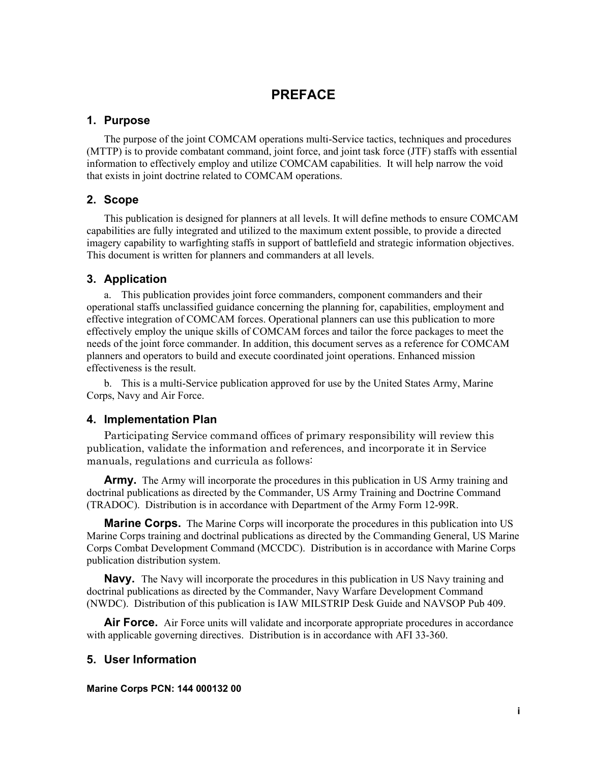# PREFACE

## 1. Purpose

The purpose of the joint COMCAM operations multi-Service tactics, techniques and procedures (MTTP) is to provide combatant command, joint force, and joint task force (JTF) staffs with essential information to effectively employ and utilize COMCAM capabilities. It will help narrow the void that exists in joint doctrine related to COMCAM operations.

## 2. Scope

This publication is designed for planners at all levels. It will define methods to ensure COMCAM capabilities are fully integrated and utilized to the maximum extent possible, to provide a directed imagery capability to warfighting staffs in support of battlefield and strategic information objectives. This document is written for planners and commanders at all levels.

## 3. Application

a. This publication provides joint force commanders, component commanders and their operational staffs unclassified guidance concerning the planning for, capabilities, employment and effective integration of COMCAM forces. Operational planners can use this publication to more effectively employ the unique skills of COMCAM forces and tailor the force packages to meet the needs of the joint force commander. In addition, this document serves as a reference for COMCAM planners and operators to build and execute coordinated joint operations. Enhanced mission effectiveness is the result.

b. This is a multi-Service publication approved for use by the United States Army, Marine Corps, Navy and Air Force.

## 4. Implementation Plan

Participating Service command offices of primary responsibility will review this publication, validate the information and references, and incorporate it in Service manuals, regulations and curricula as follows:

**Army.** The Army will incorporate the procedures in this publication in US Army training and doctrinal publications as directed by the Commander, US Army Training and Doctrine Command (TRADOC). Distribution is in accordance with Department of the Army Form 12-99R.

**Marine Corps.** The Marine Corps will incorporate the procedures in this publication into US Marine Corps training and doctrinal publications as directed by the Commanding General, US Marine Corps Combat Development Command (MCCDC). Distribution is in accordance with Marine Corps publication distribution system.

**Navy.** The Navy will incorporate the procedures in this publication in US Navy training and doctrinal publications as directed by the Commander, Navy Warfare Development Command (NWDC). Distribution of this publication is IAW MILSTRIP Desk Guide and NAVSOP Pub 409.

**Air Force.** Air Force units will validate and incorporate appropriate procedures in accordance with applicable governing directives. Distribution is in accordance with AFI 33-360.

## 5. User Information

**Marine Corps PCN: 144 000132 00**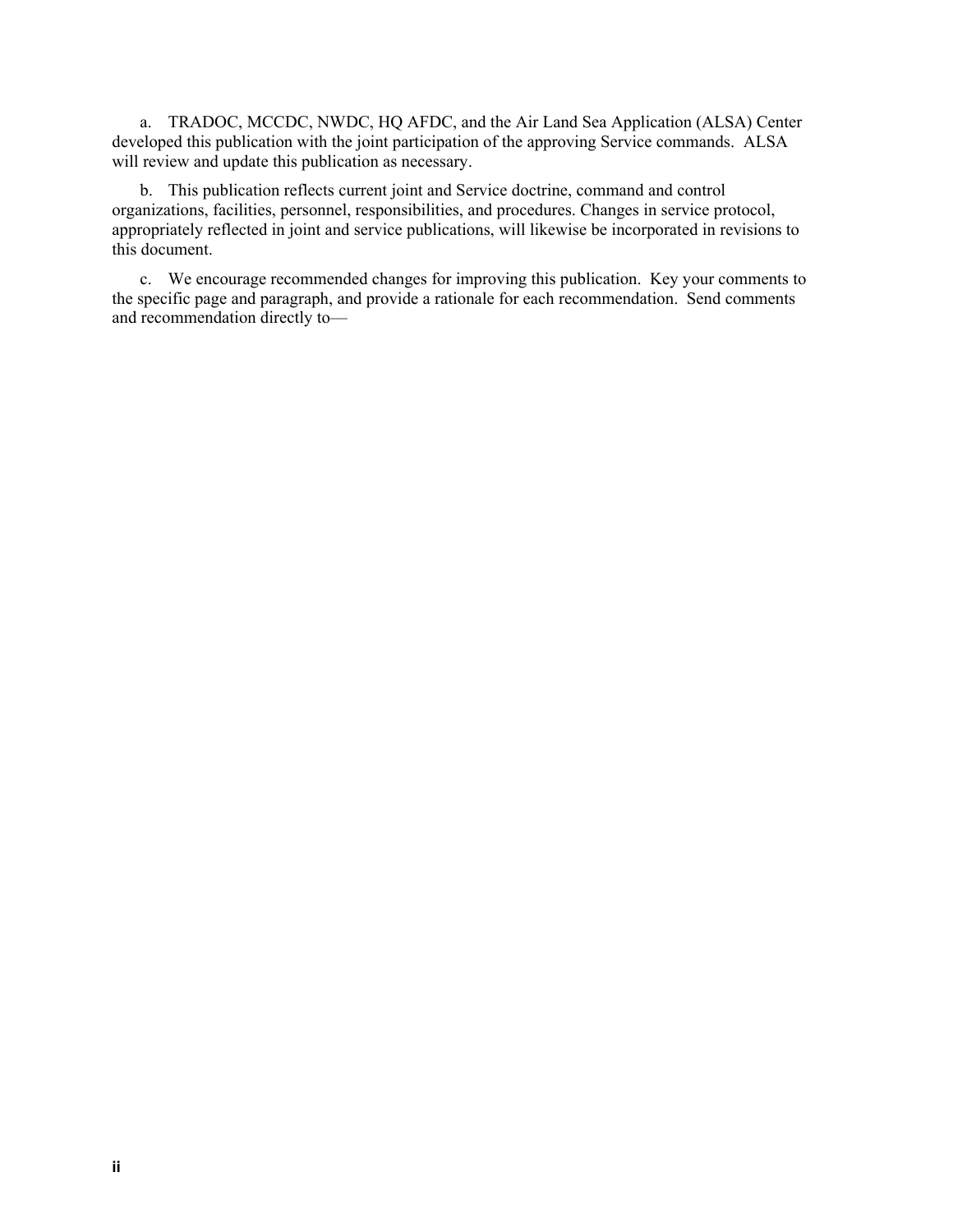a. TRADOC, MCCDC, NWDC, HQ AFDC, and the Air Land Sea Application (ALSA) Center developed this publication with the joint participation of the approving Service commands. ALSA will review and update this publication as necessary.

b. This publication reflects current joint and Service doctrine, command and control organizations, facilities, personnel, responsibilities, and procedures. Changes in service protocol, appropriately reflected in joint and service publications, will likewise be incorporated in revisions to this document.

c. We encourage recommended changes for improving this publication. Key your comments to the specific page and paragraph, and provide a rationale for each recommendation. Send comments and recommendation directly to—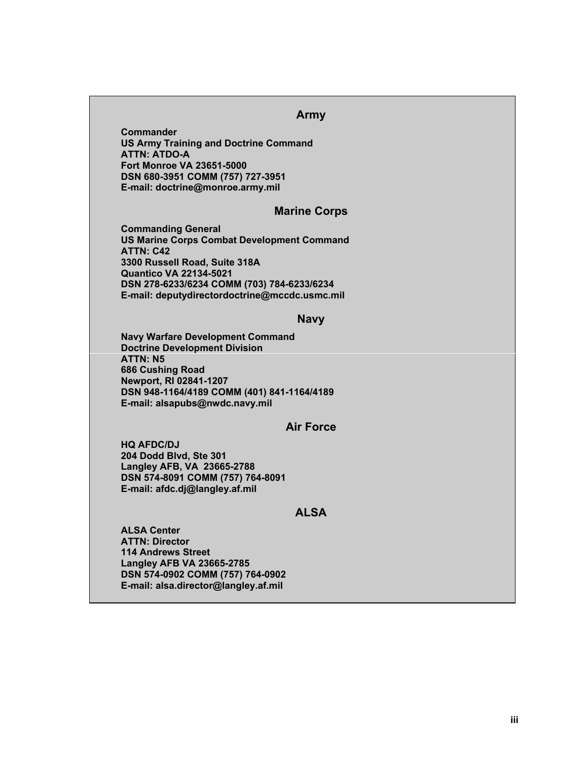## Army

**Commander**
**US Army Training and Doctrine Command**
**ATTN: ATDO-A**
**Fort Monroe VA 23651-5000**
**DSN 680-3951 COMM (757) 727-3951**
**E-mail: doctrine@monroe.army.mil**

## Marine Corps

**Commanding General**
**US Marine Corps Combat Development Command**
**ATTN: C42**
**3300 Russell Road, Suite 318A**
**Quantico VA 22134-5021**
**DSN 278-6233/6234 COMM (703) 784-6233/6234**
**E-mail: deputydirectordoctrine@mccdc.usmc.mil**

## Navy

**Navy Warfare Development Command**
**Doctrine Development Division**
**ATTN: N5**
**686 Cushing Road**
**Newport, RI 02841-1207**
**DSN 948-1164/4189 COMM (401) 841-1164/4189**
**E-mail: alsapubs@nwdc.navy.mil**

## Air Force

**HQ AFDC/DJ**
**204 Dodd Blvd, Ste 301**
**Langley AFB, VA 23665-2788**
**DSN 574-8091 COMM (757) 764-8091**
**E-mail: afdc.dj@langley.af.mil**

## ALSA

**ALSA Center**
**ATTN: Director**
**114 Andrews Street**
**Langley AFB VA 23665-2785**
**DSN 574-0902 COMM (757) 764-0902**
**E-mail: alsa.director@langley.af.mil**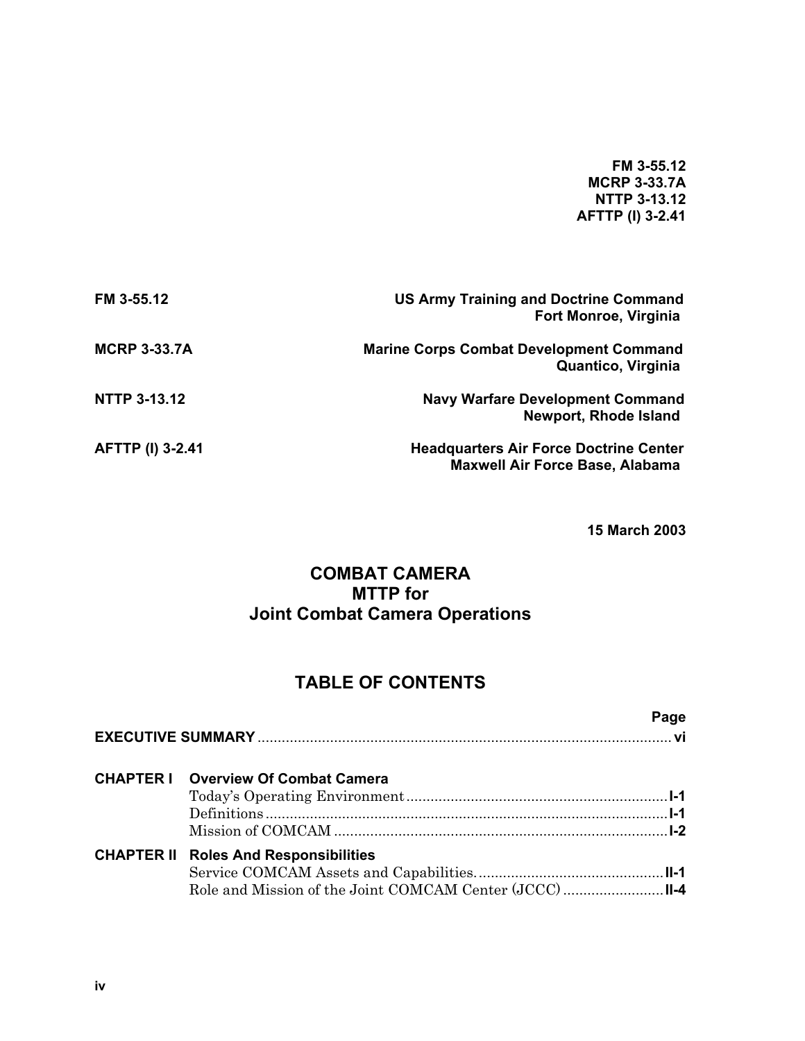**FM 3-55.12**
**MCRP 3-33.7A**
**NTTP 3-13.12**
**AFTTP (I) 3-2.41**

| | |
|---|---|
| **FM 3-55.12** | **US Army Training and Doctrine Command**<br>**Fort Monroe, Virginia** |
| **MCRP 3-33.7A** | **Marine Corps Combat Development Command**<br>**Quantico, Virginia** |
| **NTTP 3-13.12** | **Navy Warfare Development Command**<br>**Newport, Rhode Island** |
| **AFTTP (I) 3-2.41** | **Headquarters Air Force Doctrine Center**<br>**Maxwell Air Force Base, Alabama** |

**15 March 2003**

# COMBAT CAMERA
# MTTP for
# Joint Combat Camera Operations

## TABLE OF CONTENTS

| | | Page |
|---|---|---|
| **EXECUTIVE SUMMARY** | | **vi** |
| **CHAPTER I** | **Overview Of Combat Camera** | |
| | Today's Operating Environment | **I-1** |
| | Definitions | **I-1** |
| | Mission of COMCAM | **I-2** |
| **CHAPTER II** | **Roles And Responsibilities** | |
| | Service COMCAM Assets and Capabilities. | **II-1** |
| | Role and Mission of the Joint COMCAM Center (JCCC) | **II-4** |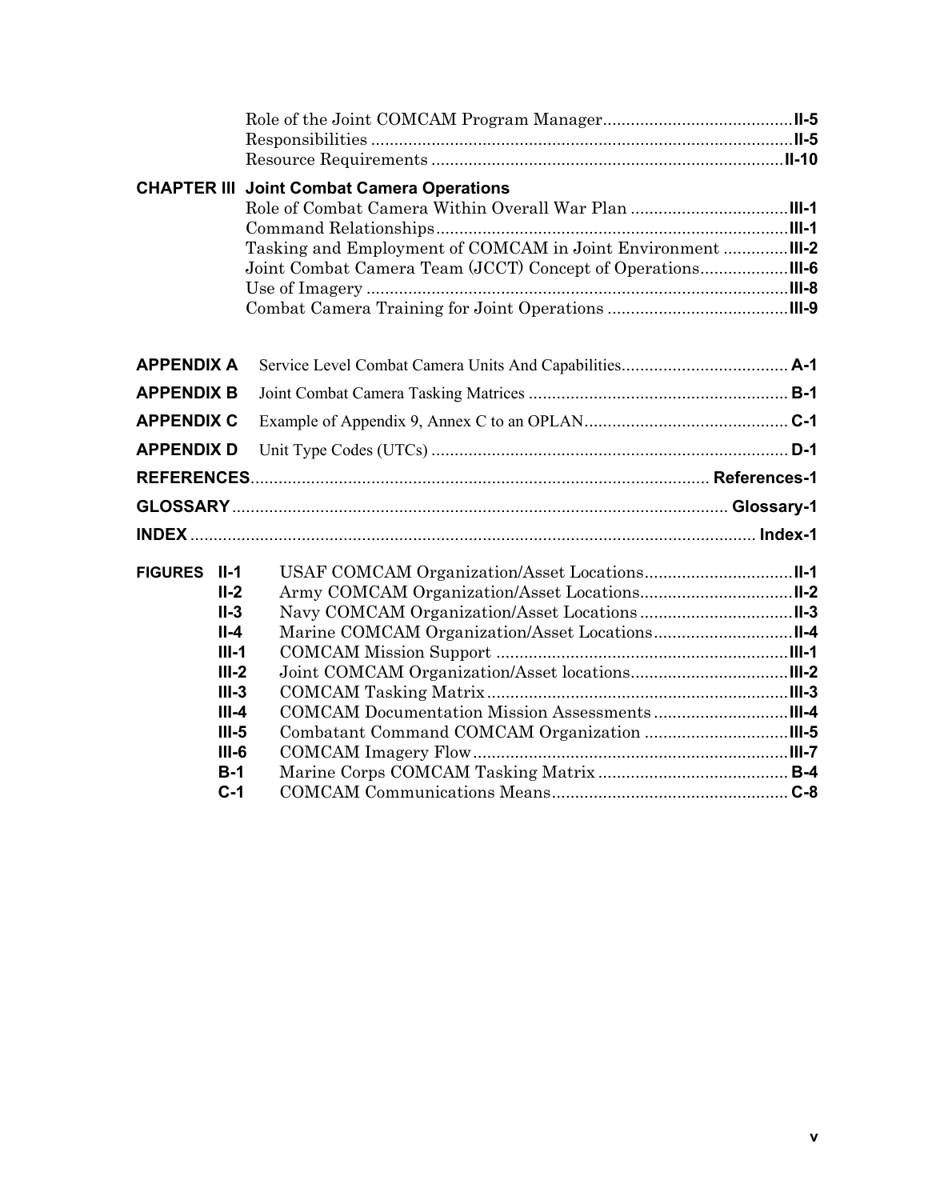| | | |
|---|---|---|
| | Role of the Joint COMCAM Program Manager | **II-5** |
| | Responsibilities | **II-5** |
| | Resource Requirements | **II-10** |
| **CHAPTER III** | **Joint Combat Camera Operations** | |
| | Role of Combat Camera Within Overall War Plan | **III-1** |
| | Command Relationships | **III-1** |
| | Tasking and Employment of COMCAM in Joint Environment | **III-2** |
| | Joint Combat Camera Team (JCCT) Concept of Operations | **III-6** |
| | Use of Imagery | **III-8** |
| | Combat Camera Training for Joint Operations | **III-9** |

| | | |
|---|---|---|
| **APPENDIX A** | Service Level Combat Camera Units And Capabilities | **A-1** |
| **APPENDIX B** | Joint Combat Camera Tasking Matrices | **B-1** |
| **APPENDIX C** | Example of Appendix 9, Annex C to an OPLAN | **C-1** |
| **APPENDIX D** | Unit Type Codes (UTCs) | **D-1** |
| **REFERENCES** | | **References-1** |
| **GLOSSARY** | | **Glossary-1** |
| **INDEX** | | **Index-1** |

| | | | |
|---|---|---|---|
| **FIGURES** | **II-1** | USAF COMCAM Organization/Asset Locations | **II-1** |
| | **II-2** | Army COMCAM Organization/Asset Locations | **II-2** |
| | **II-3** | Navy COMCAM Organization/Asset Locations | **II-3** |
| | **II-4** | Marine COMCAM Organization/Asset Locations | **II-4** |
| | **III-1** | COMCAM Mission Support | **III-1** |
| | **III-2** | Joint COMCAM Organization/Asset locations | **III-2** |
| | **III-3** | COMCAM Tasking Matrix | **III-3** |
| | **III-4** | COMCAM Documentation Mission Assessments | **III-4** |
| | **III-5** | Combatant Command COMCAM Organization | **III-5** |
| | **III-6** | COMCAM Imagery Flow | **III-7** |
| | **B-1** | Marine Corps COMCAM Tasking Matrix | **B-4** |
| | **C-1** | COMCAM Communications Means | **C-8** |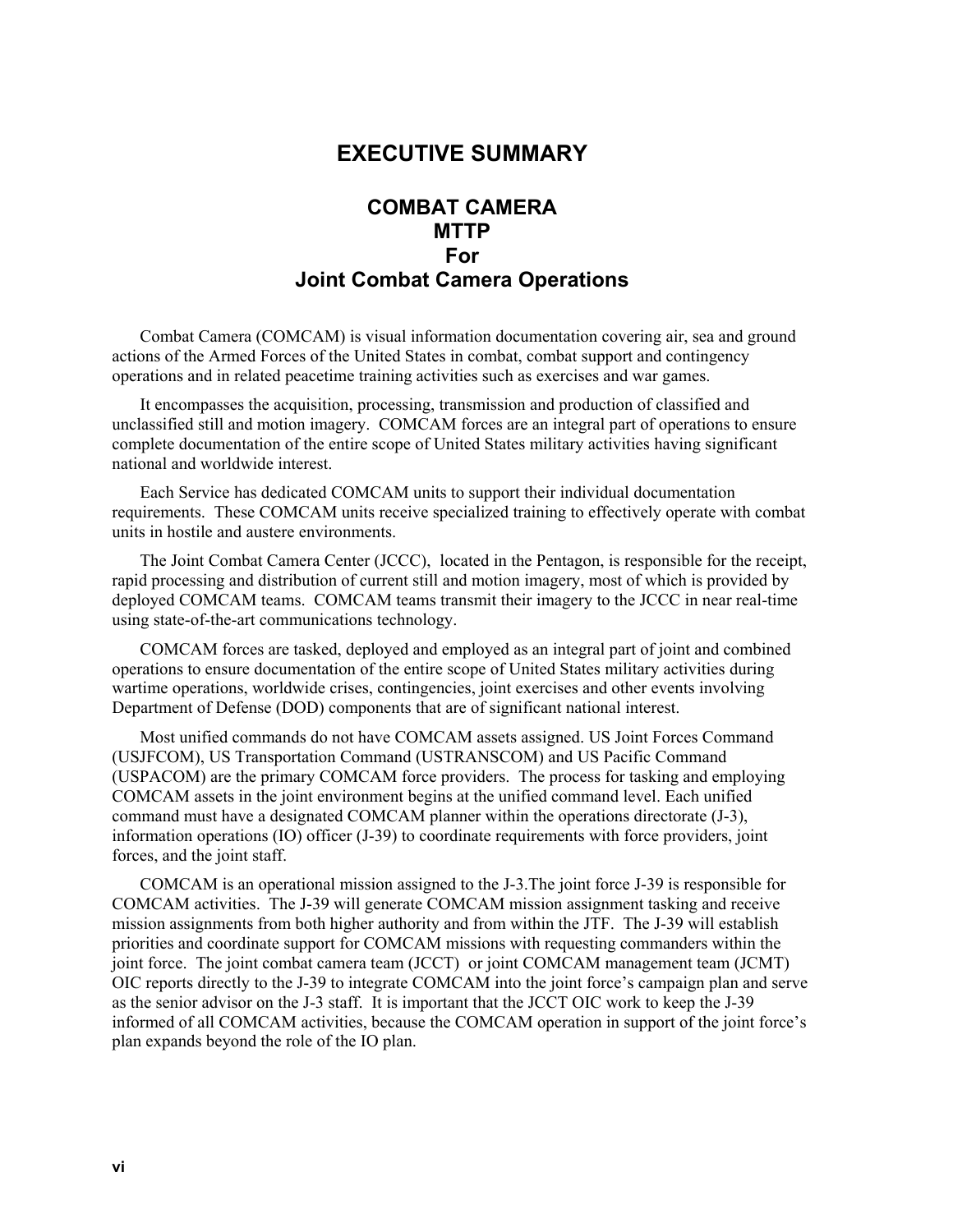# EXECUTIVE SUMMARY

## COMBAT CAMERA
## MTTP
## For
## Joint Combat Camera Operations

Combat Camera (COMCAM) is visual information documentation covering air, sea and ground actions of the Armed Forces of the United States in combat, combat support and contingency operations and in related peacetime training activities such as exercises and war games.

It encompasses the acquisition, processing, transmission and production of classified and unclassified still and motion imagery. COMCAM forces are an integral part of operations to ensure complete documentation of the entire scope of United States military activities having significant national and worldwide interest.

Each Service has dedicated COMCAM units to support their individual documentation requirements. These COMCAM units receive specialized training to effectively operate with combat units in hostile and austere environments.

The Joint Combat Camera Center (JCCC), located in the Pentagon, is responsible for the receipt, rapid processing and distribution of current still and motion imagery, most of which is provided by deployed COMCAM teams. COMCAM teams transmit their imagery to the JCCC in near real-time using state-of-the-art communications technology.

COMCAM forces are tasked, deployed and employed as an integral part of joint and combined operations to ensure documentation of the entire scope of United States military activities during wartime operations, worldwide crises, contingencies, joint exercises and other events involving Department of Defense (DOD) components that are of significant national interest.

Most unified commands do not have COMCAM assets assigned. US Joint Forces Command (USJFCOM), US Transportation Command (USTRANSCOM) and US Pacific Command (USPACOM) are the primary COMCAM force providers. The process for tasking and employing COMCAM assets in the joint environment begins at the unified command level. Each unified command must have a designated COMCAM planner within the operations directorate (J-3), information operations (IO) officer (J-39) to coordinate requirements with force providers, joint forces, and the joint staff.

COMCAM is an operational mission assigned to the J-3.The joint force J-39 is responsible for COMCAM activities. The J-39 will generate COMCAM mission assignment tasking and receive mission assignments from both higher authority and from within the JTF. The J-39 will establish priorities and coordinate support for COMCAM missions with requesting commanders within the joint force. The joint combat camera team (JCCT) or joint COMCAM management team (JCMT) OIC reports directly to the J-39 to integrate COMCAM into the joint force's campaign plan and serve as the senior advisor on the J-3 staff. It is important that the JCCT OIC work to keep the J-39 informed of all COMCAM activities, because the COMCAM operation in support of the joint force's plan expands beyond the role of the IO plan.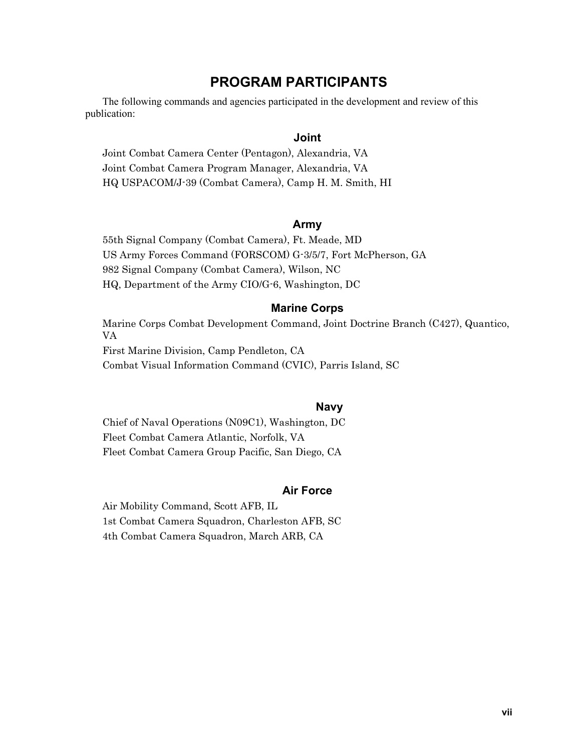# PROGRAM PARTICIPANTS

The following commands and agencies participated in the development and review of this publication:

## Joint

Joint Combat Camera Center (Pentagon), Alexandria, VA
Joint Combat Camera Program Manager, Alexandria, VA
HQ USPACOM/J-39 (Combat Camera), Camp H. M. Smith, HI

## Army

55th Signal Company (Combat Camera), Ft. Meade, MD
US Army Forces Command (FORSCOM) G-3/5/7, Fort McPherson, GA
982 Signal Company (Combat Camera), Wilson, NC
HQ, Department of the Army CIO/G-6, Washington, DC

## Marine Corps

Marine Corps Combat Development Command, Joint Doctrine Branch (C427), Quantico, VA
First Marine Division, Camp Pendleton, CA
Combat Visual Information Command (CVIC), Parris Island, SC

## Navy

Chief of Naval Operations (N09C1), Washington, DC
Fleet Combat Camera Atlantic, Norfolk, VA
Fleet Combat Camera Group Pacific, San Diego, CA

## Air Force

Air Mobility Command, Scott AFB, IL
1st Combat Camera Squadron, Charleston AFB, SC
4th Combat Camera Squadron, March ARB, CA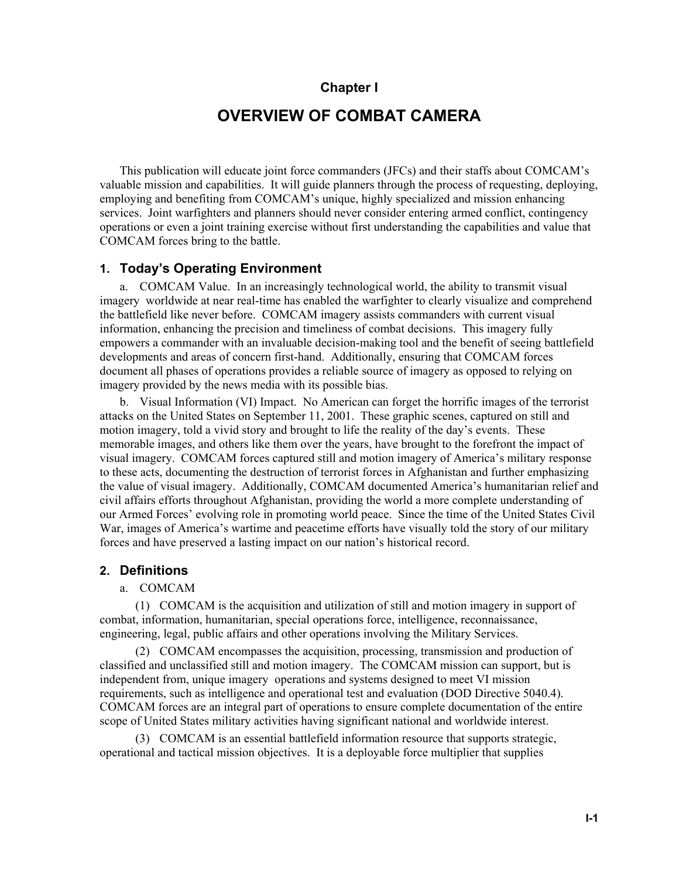# Chapter I

# OVERVIEW OF COMBAT CAMERA

This publication will educate joint force commanders (JFCs) and their staffs about COMCAM's valuable mission and capabilities. It will guide planners through the process of requesting, deploying, employing and benefiting from COMCAM's unique, highly specialized and mission enhancing services. Joint warfighters and planners should never consider entering armed conflict, contingency operations or even a joint training exercise without first understanding the capabilities and value that COMCAM forces bring to the battle.

## 1. Today's Operating Environment

a. COMCAM Value. In an increasingly technological world, the ability to transmit visual imagery worldwide at near real-time has enabled the warfighter to clearly visualize and comprehend the battlefield like never before. COMCAM imagery assists commanders with current visual information, enhancing the precision and timeliness of combat decisions. This imagery fully empowers a commander with an invaluable decision-making tool and the benefit of seeing battlefield developments and areas of concern first-hand. Additionally, ensuring that COMCAM forces document all phases of operations provides a reliable source of imagery as opposed to relying on imagery provided by the news media with its possible bias.

b. Visual Information (VI) Impact. No American can forget the horrific images of the terrorist attacks on the United States on September 11, 2001. These graphic scenes, captured on still and motion imagery, told a vivid story and brought to life the reality of the day's events. These memorable images, and others like them over the years, have brought to the forefront the impact of visual imagery. COMCAM forces captured still and motion imagery of America's military response to these acts, documenting the destruction of terrorist forces in Afghanistan and further emphasizing the value of visual imagery. Additionally, COMCAM documented America's humanitarian relief and civil affairs efforts throughout Afghanistan, providing the world a more complete understanding of our Armed Forces' evolving role in promoting world peace. Since the time of the United States Civil War, images of America's wartime and peacetime efforts have visually told the story of our military forces and have preserved a lasting impact on our nation's historical record.

## 2. Definitions

a. COMCAM

(1) COMCAM is the acquisition and utilization of still and motion imagery in support of combat, information, humanitarian, special operations force, intelligence, reconnaissance, engineering, legal, public affairs and other operations involving the Military Services.

(2) COMCAM encompasses the acquisition, processing, transmission and production of classified and unclassified still and motion imagery. The COMCAM mission can support, but is independent from, unique imagery operations and systems designed to meet VI mission requirements, such as intelligence and operational test and evaluation (DOD Directive 5040.4). COMCAM forces are an integral part of operations to ensure complete documentation of the entire scope of United States military activities having significant national and worldwide interest.

(3) COMCAM is an essential battlefield information resource that supports strategic, operational and tactical mission objectives. It is a deployable force multiplier that supplies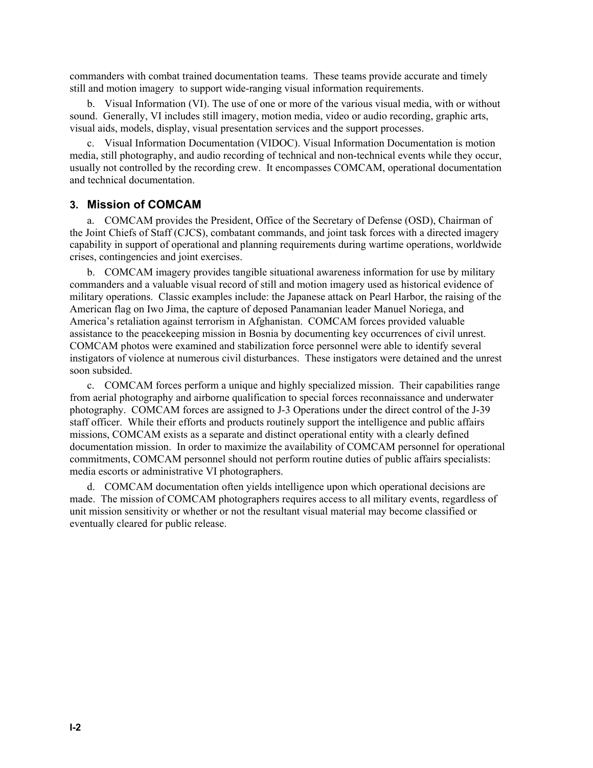commanders with combat trained documentation teams. These teams provide accurate and timely still and motion imagery to support wide-ranging visual information requirements.

b. Visual Information (VI). The use of one or more of the various visual media, with or without sound. Generally, VI includes still imagery, motion media, video or audio recording, graphic arts, visual aids, models, display, visual presentation services and the support processes.

c. Visual Information Documentation (VIDOC). Visual Information Documentation is motion media, still photography, and audio recording of technical and non-technical events while they occur, usually not controlled by the recording crew. It encompasses COMCAM, operational documentation and technical documentation.

### 3. Mission of COMCAM

a. COMCAM provides the President, Office of the Secretary of Defense (OSD), Chairman of the Joint Chiefs of Staff (CJCS), combatant commands, and joint task forces with a directed imagery capability in support of operational and planning requirements during wartime operations, worldwide crises, contingencies and joint exercises.

b. COMCAM imagery provides tangible situational awareness information for use by military commanders and a valuable visual record of still and motion imagery used as historical evidence of military operations. Classic examples include: the Japanese attack on Pearl Harbor, the raising of the American flag on Iwo Jima, the capture of deposed Panamanian leader Manuel Noriega, and America's retaliation against terrorism in Afghanistan. COMCAM forces provided valuable assistance to the peacekeeping mission in Bosnia by documenting key occurrences of civil unrest. COMCAM photos were examined and stabilization force personnel were able to identify several instigators of violence at numerous civil disturbances. These instigators were detained and the unrest soon subsided.

c. COMCAM forces perform a unique and highly specialized mission. Their capabilities range from aerial photography and airborne qualification to special forces reconnaissance and underwater photography. COMCAM forces are assigned to J-3 Operations under the direct control of the J-39 staff officer. While their efforts and products routinely support the intelligence and public affairs missions, COMCAM exists as a separate and distinct operational entity with a clearly defined documentation mission. In order to maximize the availability of COMCAM personnel for operational commitments, COMCAM personnel should not perform routine duties of public affairs specialists: media escorts or administrative VI photographers.

d. COMCAM documentation often yields intelligence upon which operational decisions are made. The mission of COMCAM photographers requires access to all military events, regardless of unit mission sensitivity or whether or not the resultant visual material may become classified or eventually cleared for public release.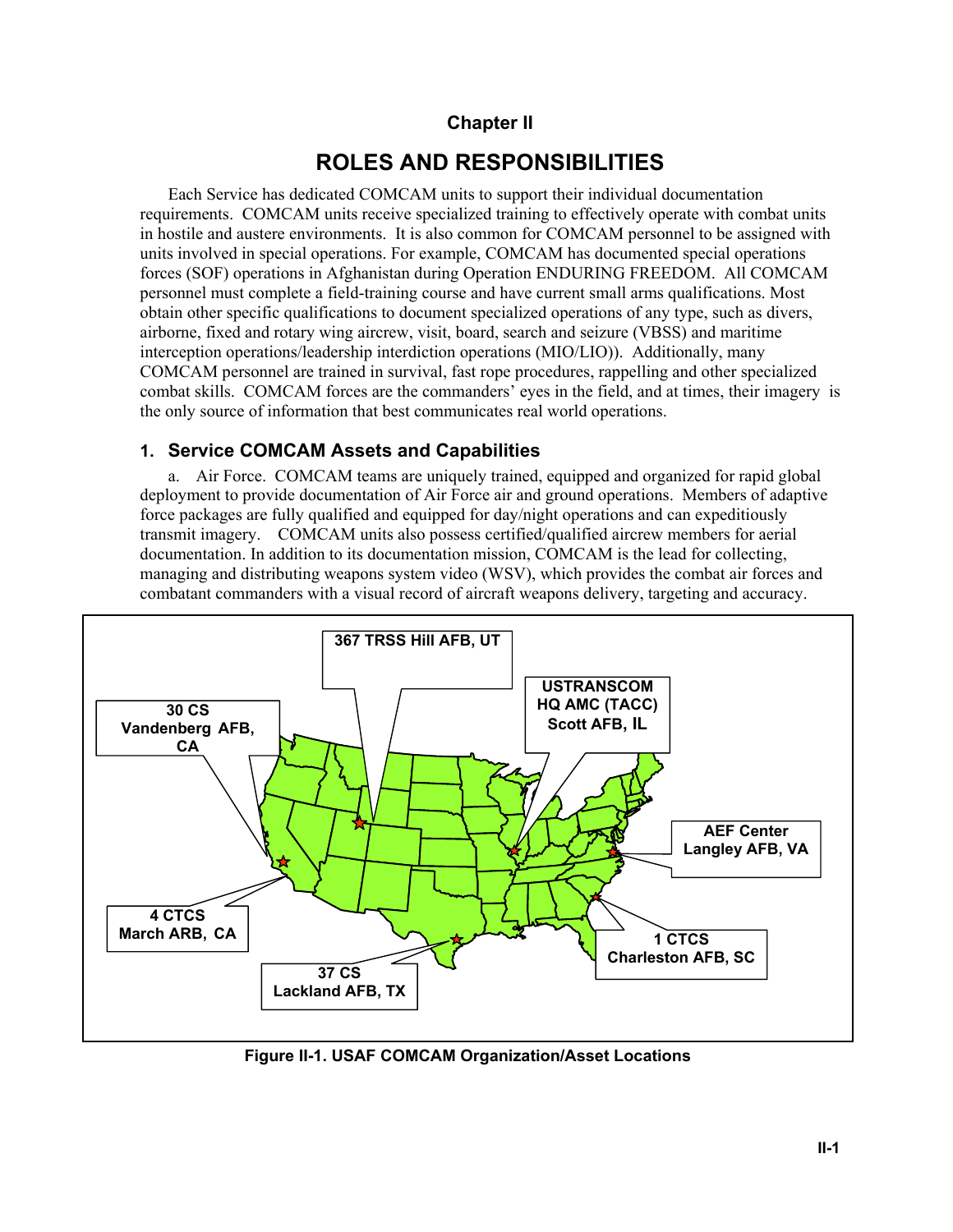# Chapter II

# ROLES AND RESPONSIBILITIES

Each Service has dedicated COMCAM units to support their individual documentation requirements. COMCAM units receive specialized training to effectively operate with combat units in hostile and austere environments. It is also common for COMCAM personnel to be assigned with units involved in special operations. For example, COMCAM has documented special operations forces (SOF) operations in Afghanistan during Operation ENDURING FREEDOM. All COMCAM personnel must complete a field-training course and have current small arms qualifications. Most obtain other specific qualifications to document specialized operations of any type, such as divers, airborne, fixed and rotary wing aircrew, visit, board, search and seizure (VBSS) and maritime interception operations/leadership interdiction operations (MIO/LIO)). Additionally, many COMCAM personnel are trained in survival, fast rope procedures, rappelling and other specialized combat skills. COMCAM forces are the commanders' eyes in the field, and at times, their imagery is the only source of information that best communicates real world operations.

## 1. Service COMCAM Assets and Capabilities

a. Air Force. COMCAM teams are uniquely trained, equipped and organized for rapid global deployment to provide documentation of Air Force air and ground operations. Members of adaptive force packages are fully qualified and equipped for day/night operations and can expeditiously transmit imagery. COMCAM units also possess certified/qualified aircrew members for aerial documentation. In addition to its documentation mission, COMCAM is the lead for collecting, managing and distributing weapons system video (WSV), which provides the combat air forces and combatant commanders with a visual record of aircraft weapons delivery, targeting and accuracy.

- 367 TRSS Hill AFB, UT
- USTRANSCOM HQ AMC (TACC) Scott AFB, IL
- 30 CS Vandenberg AFB, CA
- AEF Center Langley AFB, VA
- 4 CTCS March ARB, CA
- 1 CTCS Charleston AFB, SC
- 37 CS Lackland AFB, TX

**Figure II-1. USAF COMCAM Organization/Asset Locations**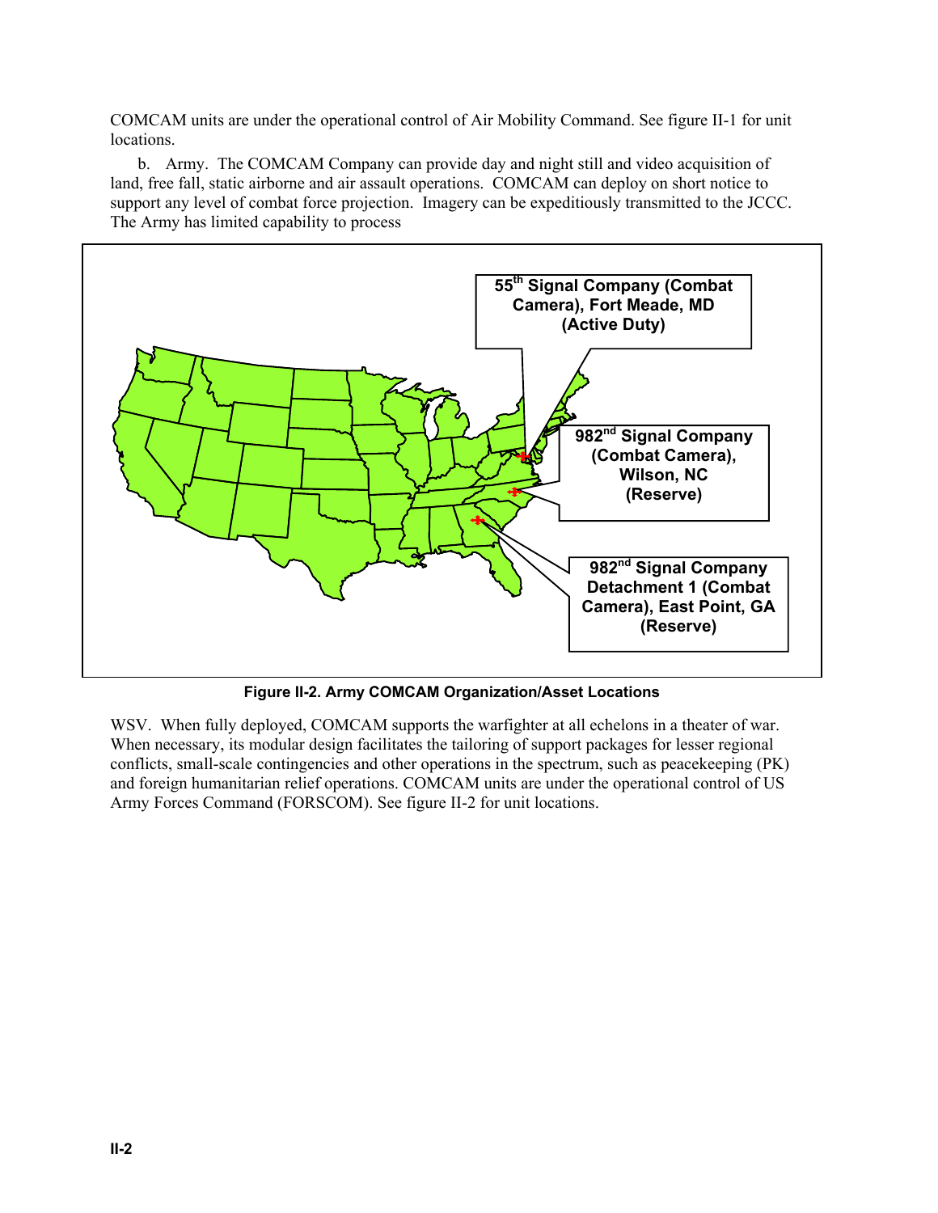COMCAM units are under the operational control of Air Mobility Command. See figure II-1 for unit locations.

b. Army. The COMCAM Company can provide day and night still and video acquisition of land, free fall, static airborne and air assault operations. COMCAM can deploy on short notice to support any level of combat force projection. Imagery can be expeditiously transmitted to the JCCC. The Army has limited capability to process

55th Signal Company (Combat Camera), Fort Meade, MD (Active Duty)

982nd Signal Company (Combat Camera), Wilson, NC (Reserve)

982nd Signal Company Detachment 1 (Combat Camera), East Point, GA (Reserve)

**Figure II-2. Army COMCAM Organization/Asset Locations**

WSV. When fully deployed, COMCAM supports the warfighter at all echelons in a theater of war. When necessary, its modular design facilitates the tailoring of support packages for lesser regional conflicts, small-scale contingencies and other operations in the spectrum, such as peacekeeping (PK) and foreign humanitarian relief operations. COMCAM units are under the operational control of US Army Forces Command (FORSCOM). See figure II-2 for unit locations.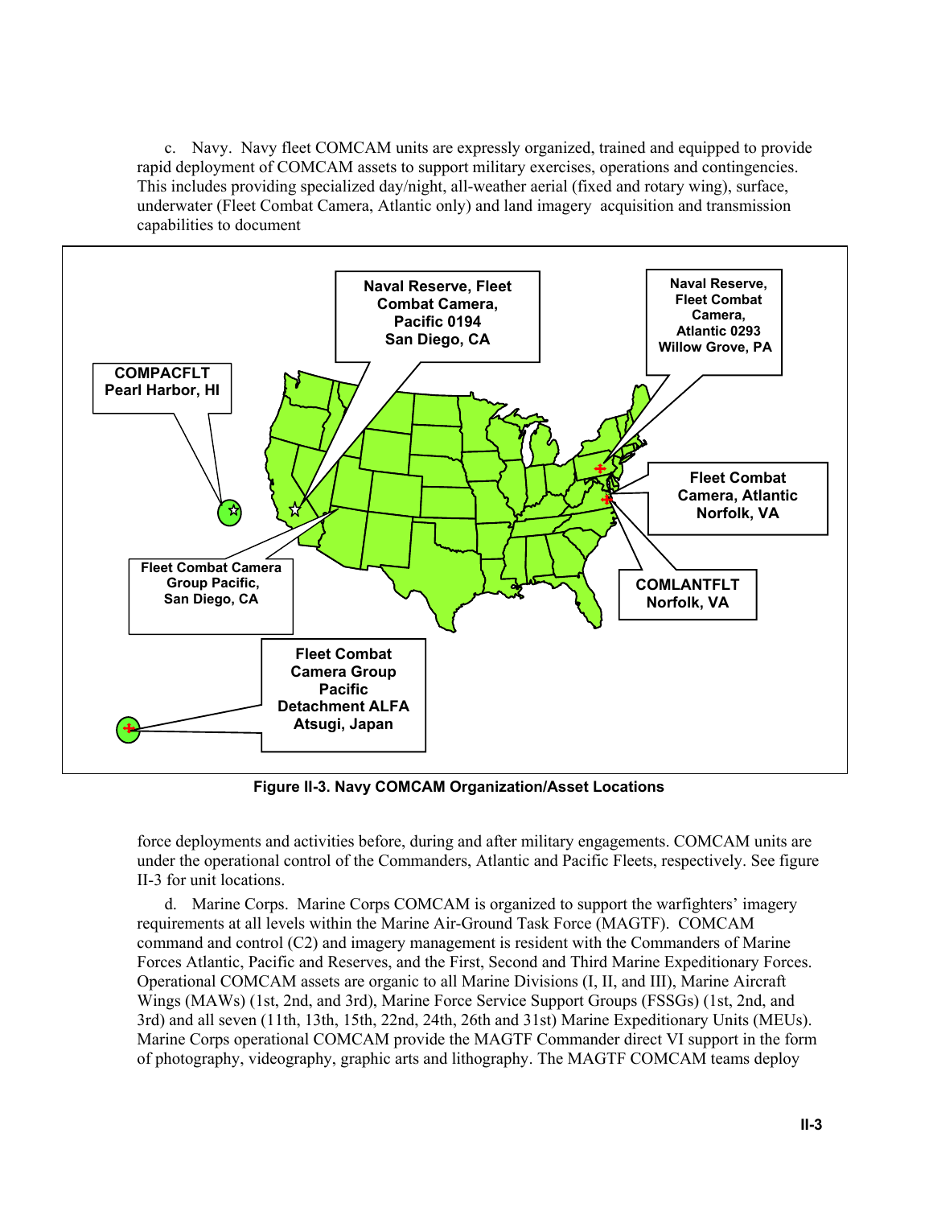c. Navy. Navy fleet COMCAM units are expressly organized, trained and equipped to provide rapid deployment of COMCAM assets to support military exercises, operations and contingencies. This includes providing specialized day/night, all-weather aerial (fixed and rotary wing), surface, underwater (Fleet Combat Camera, Atlantic only) and land imagery acquisition and transmission capabilities to document

Naval Reserve, Fleet Combat Camera, Pacific 0194 San Diego, CA

Naval Reserve, Fleet Combat Camera, Atlantic 0293 Willow Grove, PA

COMPACFLT Pearl Harbor, HI

Fleet Combat Camera, Atlantic Norfolk, VA

Fleet Combat Camera Group Pacific, San Diego, CA

COMLANTFLT Norfolk, VA

Fleet Combat Camera Group Pacific Detachment ALFA Atsugi, Japan

**Figure II-3. Navy COMCAM Organization/Asset Locations**

force deployments and activities before, during and after military engagements. COMCAM units are under the operational control of the Commanders, Atlantic and Pacific Fleets, respectively. See figure II-3 for unit locations.

d. Marine Corps. Marine Corps COMCAM is organized to support the warfighters' imagery requirements at all levels within the Marine Air-Ground Task Force (MAGTF). COMCAM command and control (C2) and imagery management is resident with the Commanders of Marine Forces Atlantic, Pacific and Reserves, and the First, Second and Third Marine Expeditionary Forces. Operational COMCAM assets are organic to all Marine Divisions (I, II, and III), Marine Aircraft Wings (MAWs) (1st, 2nd, and 3rd), Marine Force Service Support Groups (FSSGs) (1st, 2nd, and 3rd) and all seven (11th, 13th, 15th, 22nd, 24th, 26th and 31st) Marine Expeditionary Units (MEUs). Marine Corps operational COMCAM provide the MAGTF Commander direct VI support in the form of photography, videography, graphic arts and lithography. The MAGTF COMCAM teams deploy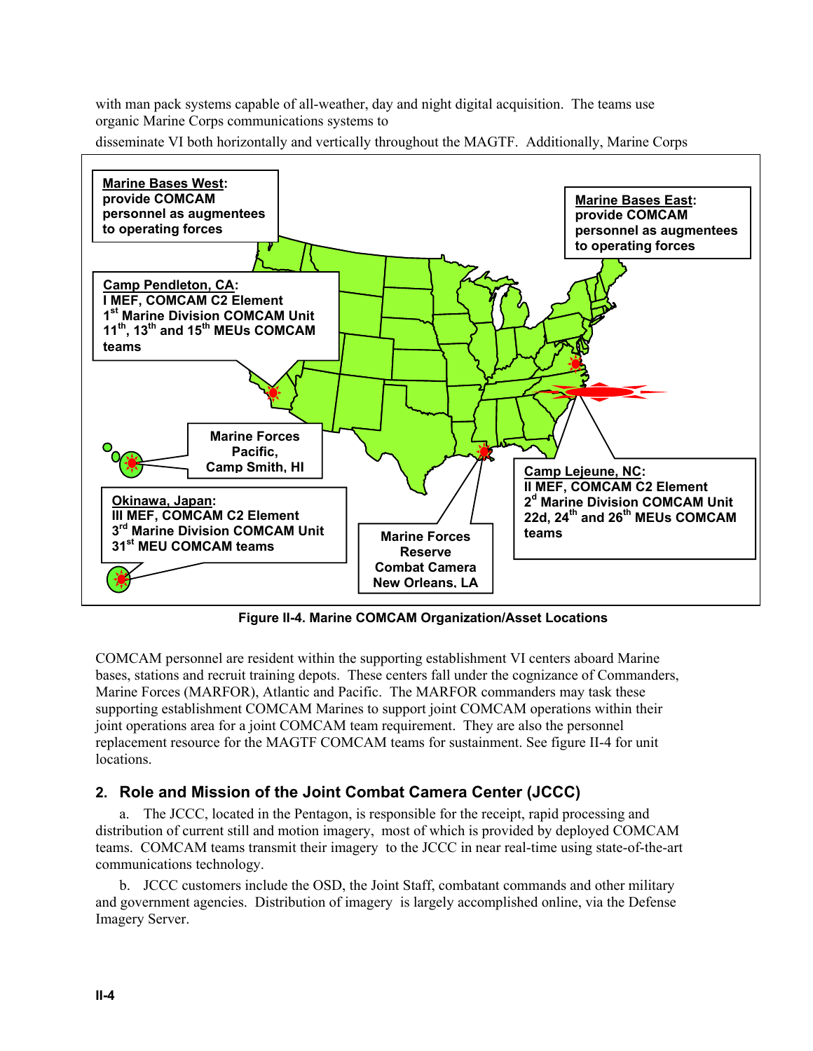with man pack systems capable of all-weather, day and night digital acquisition. The teams use organic Marine Corps communications systems to disseminate VI both horizontally and vertically throughout the MAGTF. Additionally, Marine Corps

**Marine Bases West**: provide COMCAM personnel as augmentees to operating forces

**Marine Bases East**: provide COMCAM personnel as augmentees to operating forces

**Camp Pendleton, CA**:
I MEF, COMCAM C2 Element
1st Marine Division COMCAM Unit
11th, 13th and 15th MEUs COMCAM teams

**Marine Forces Pacific, Camp Smith, HI**

**Okinawa, Japan**:
III MEF, COMCAM C2 Element
3rd Marine Division COMCAM Unit
31st MEU COMCAM teams

**Marine Forces Reserve Combat Camera New Orleans, LA**

**Camp Lejeune, NC**:
II MEF, COMCAM C2 Element
2d Marine Division COMCAM Unit
22d, 24th and 26th MEUs COMCAM teams

**Figure II-4. Marine COMCAM Organization/Asset Locations**

COMCAM personnel are resident within the supporting establishment VI centers aboard Marine bases, stations and recruit training depots. These centers fall under the cognizance of Commanders, Marine Forces (MARFOR), Atlantic and Pacific. The MARFOR commanders may task these supporting establishment COMCAM Marines to support joint COMCAM operations within their joint operations area for a joint COMCAM team requirement. They are also the personnel replacement resource for the MAGTF COMCAM teams for sustainment. See figure II-4 for unit locations.

## 2. Role and Mission of the Joint Combat Camera Center (JCCC)

a. The JCCC, located in the Pentagon, is responsible for the receipt, rapid processing and distribution of current still and motion imagery, most of which is provided by deployed COMCAM teams. COMCAM teams transmit their imagery to the JCCC in near real-time using state-of-the-art communications technology.

b. JCCC customers include the OSD, the Joint Staff, combatant commands and other military and government agencies. Distribution of imagery is largely accomplished online, via the Defense Imagery Server.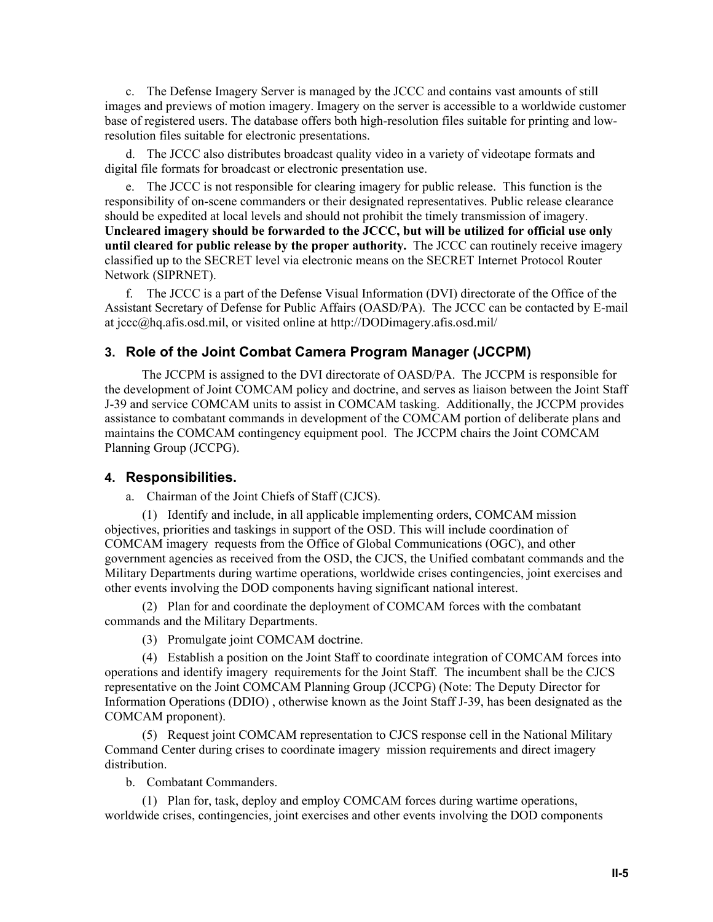c. The Defense Imagery Server is managed by the JCCC and contains vast amounts of still images and previews of motion imagery. Imagery on the server is accessible to a worldwide customer base of registered users. The database offers both high-resolution files suitable for printing and low-resolution files suitable for electronic presentations.

d. The JCCC also distributes broadcast quality video in a variety of videotape formats and digital file formats for broadcast or electronic presentation use.

e. The JCCC is not responsible for clearing imagery for public release. This function is the responsibility of on-scene commanders or their designated representatives. Public release clearance should be expedited at local levels and should not prohibit the timely transmission of imagery. **Uncleared imagery should be forwarded to the JCCC, but will be utilized for official use only until cleared for public release by the proper authority.** The JCCC can routinely receive imagery classified up to the SECRET level via electronic means on the SECRET Internet Protocol Router Network (SIPRNET).

f. The JCCC is a part of the Defense Visual Information (DVI) directorate of the Office of the Assistant Secretary of Defense for Public Affairs (OASD/PA). The JCCC can be contacted by E-mail at jccc@hq.afis.osd.mil, or visited online at http://DODimagery.afis.osd.mil/

### 3. Role of the Joint Combat Camera Program Manager (JCCPM)

The JCCPM is assigned to the DVI directorate of OASD/PA. The JCCPM is responsible for the development of Joint COMCAM policy and doctrine, and serves as liaison between the Joint Staff J-39 and service COMCAM units to assist in COMCAM tasking. Additionally, the JCCPM provides assistance to combatant commands in development of the COMCAM portion of deliberate plans and maintains the COMCAM contingency equipment pool. The JCCPM chairs the Joint COMCAM Planning Group (JCCPG).

### 4. Responsibilities.

a. Chairman of the Joint Chiefs of Staff (CJCS).

(1) Identify and include, in all applicable implementing orders, COMCAM mission objectives, priorities and taskings in support of the OSD. This will include coordination of COMCAM imagery requests from the Office of Global Communications (OGC), and other government agencies as received from the OSD, the CJCS, the Unified combatant commands and the Military Departments during wartime operations, worldwide crises contingencies, joint exercises and other events involving the DOD components having significant national interest.

(2) Plan for and coordinate the deployment of COMCAM forces with the combatant commands and the Military Departments.

(3) Promulgate joint COMCAM doctrine.

(4) Establish a position on the Joint Staff to coordinate integration of COMCAM forces into operations and identify imagery requirements for the Joint Staff. The incumbent shall be the CJCS representative on the Joint COMCAM Planning Group (JCCPG) (Note: The Deputy Director for Information Operations (DDIO) , otherwise known as the Joint Staff J-39, has been designated as the COMCAM proponent).

(5) Request joint COMCAM representation to CJCS response cell in the National Military Command Center during crises to coordinate imagery mission requirements and direct imagery distribution.

b. Combatant Commanders.

(1) Plan for, task, deploy and employ COMCAM forces during wartime operations, worldwide crises, contingencies, joint exercises and other events involving the DOD components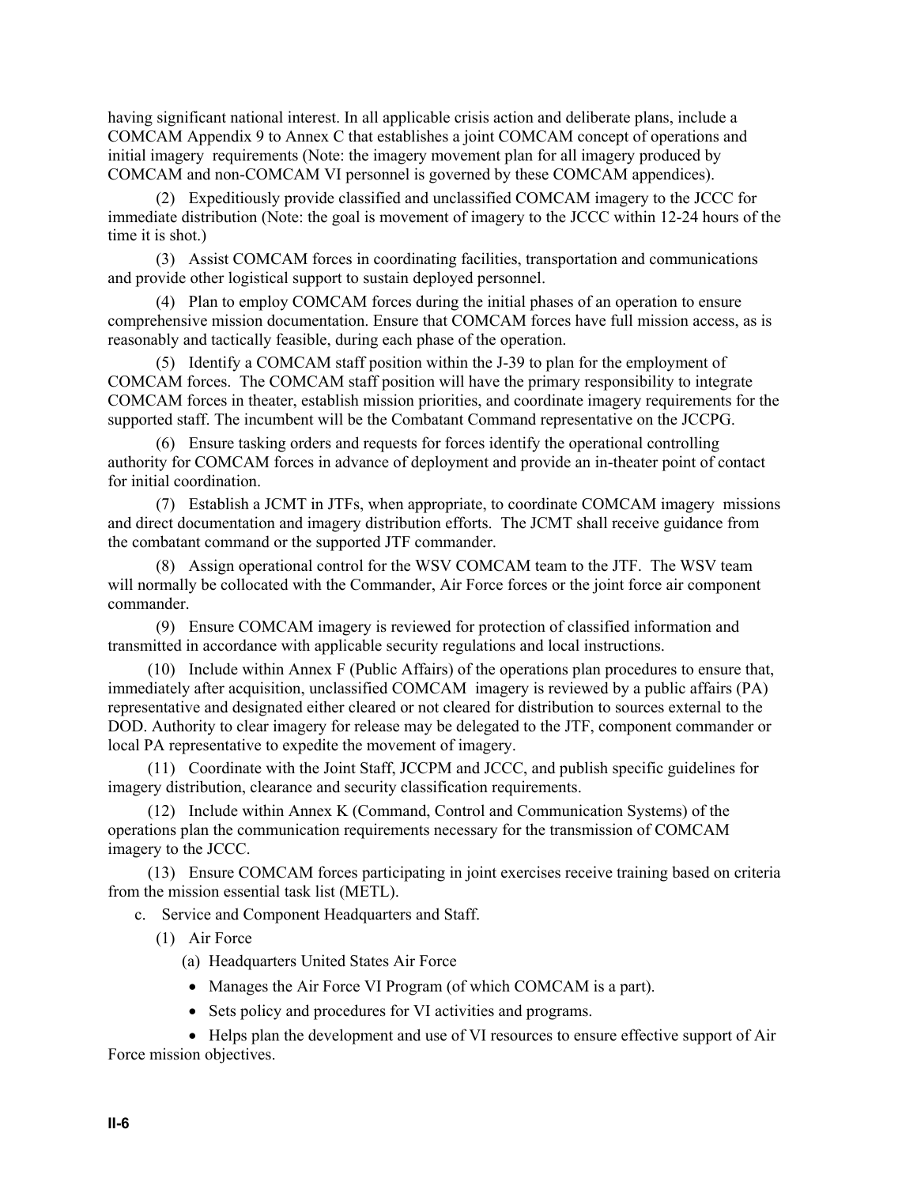having significant national interest. In all applicable crisis action and deliberate plans, include a COMCAM Appendix 9 to Annex C that establishes a joint COMCAM concept of operations and initial imagery requirements (Note: the imagery movement plan for all imagery produced by COMCAM and non-COMCAM VI personnel is governed by these COMCAM appendices).

(2) Expeditiously provide classified and unclassified COMCAM imagery to the JCCC for immediate distribution (Note: the goal is movement of imagery to the JCCC within 12-24 hours of the time it is shot.)

(3) Assist COMCAM forces in coordinating facilities, transportation and communications and provide other logistical support to sustain deployed personnel.

(4) Plan to employ COMCAM forces during the initial phases of an operation to ensure comprehensive mission documentation. Ensure that COMCAM forces have full mission access, as is reasonably and tactically feasible, during each phase of the operation.

(5) Identify a COMCAM staff position within the J-39 to plan for the employment of COMCAM forces. The COMCAM staff position will have the primary responsibility to integrate COMCAM forces in theater, establish mission priorities, and coordinate imagery requirements for the supported staff. The incumbent will be the Combatant Command representative on the JCCPG.

(6) Ensure tasking orders and requests for forces identify the operational controlling authority for COMCAM forces in advance of deployment and provide an in-theater point of contact for initial coordination.

(7) Establish a JCMT in JTFs, when appropriate, to coordinate COMCAM imagery missions and direct documentation and imagery distribution efforts. The JCMT shall receive guidance from the combatant command or the supported JTF commander.

(8) Assign operational control for the WSV COMCAM team to the JTF. The WSV team will normally be collocated with the Commander, Air Force forces or the joint force air component commander.

(9) Ensure COMCAM imagery is reviewed for protection of classified information and transmitted in accordance with applicable security regulations and local instructions.

(10) Include within Annex F (Public Affairs) of the operations plan procedures to ensure that, immediately after acquisition, unclassified COMCAM imagery is reviewed by a public affairs (PA) representative and designated either cleared or not cleared for distribution to sources external to the DOD. Authority to clear imagery for release may be delegated to the JTF, component commander or local PA representative to expedite the movement of imagery.

(11) Coordinate with the Joint Staff, JCCPM and JCCC, and publish specific guidelines for imagery distribution, clearance and security classification requirements.

(12) Include within Annex K (Command, Control and Communication Systems) of the operations plan the communication requirements necessary for the transmission of COMCAM imagery to the JCCC.

(13) Ensure COMCAM forces participating in joint exercises receive training based on criteria from the mission essential task list (METL).

c. Service and Component Headquarters and Staff.

(1) Air Force

(a) Headquarters United States Air Force

- Manages the Air Force VI Program (of which COMCAM is a part).
- Sets policy and procedures for VI activities and programs.
- Helps plan the development and use of VI resources to ensure effective support of Air Force mission objectives.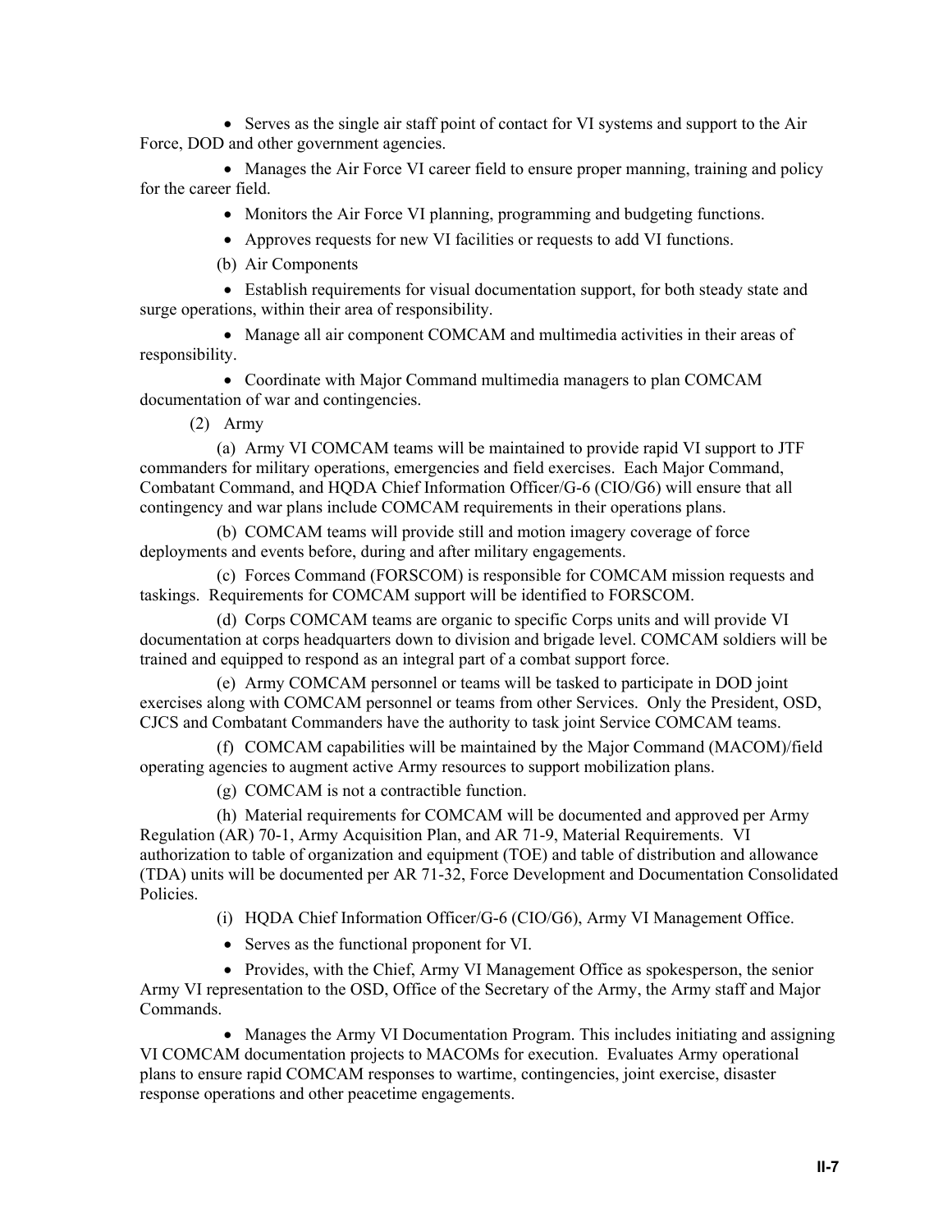- Serves as the single air staff point of contact for VI systems and support to the Air Force, DOD and other government agencies.

- Manages the Air Force VI career field to ensure proper manning, training and policy for the career field.

- Monitors the Air Force VI planning, programming and budgeting functions.

- Approves requests for new VI facilities or requests to add VI functions.

(b) Air Components

- Establish requirements for visual documentation support, for both steady state and surge operations, within their area of responsibility.

- Manage all air component COMCAM and multimedia activities in their areas of responsibility.

- Coordinate with Major Command multimedia managers to plan COMCAM documentation of war and contingencies.

(2) Army

(a) Army VI COMCAM teams will be maintained to provide rapid VI support to JTF commanders for military operations, emergencies and field exercises. Each Major Command, Combatant Command, and HQDA Chief Information Officer/G-6 (CIO/G6) will ensure that all contingency and war plans include COMCAM requirements in their operations plans.

(b) COMCAM teams will provide still and motion imagery coverage of force deployments and events before, during and after military engagements.

(c) Forces Command (FORSCOM) is responsible for COMCAM mission requests and taskings. Requirements for COMCAM support will be identified to FORSCOM.

(d) Corps COMCAM teams are organic to specific Corps units and will provide VI documentation at corps headquarters down to division and brigade level. COMCAM soldiers will be trained and equipped to respond as an integral part of a combat support force.

(e) Army COMCAM personnel or teams will be tasked to participate in DOD joint exercises along with COMCAM personnel or teams from other Services. Only the President, OSD, CJCS and Combatant Commanders have the authority to task joint Service COMCAM teams.

(f) COMCAM capabilities will be maintained by the Major Command (MACOM)/field operating agencies to augment active Army resources to support mobilization plans.

(g) COMCAM is not a contractible function.

(h) Material requirements for COMCAM will be documented and approved per Army Regulation (AR) 70-1, Army Acquisition Plan, and AR 71-9, Material Requirements. VI authorization to table of organization and equipment (TOE) and table of distribution and allowance (TDA) units will be documented per AR 71-32, Force Development and Documentation Consolidated Policies.

(i) HQDA Chief Information Officer/G-6 (CIO/G6), Army VI Management Office.

- Serves as the functional proponent for VI.

- Provides, with the Chief, Army VI Management Office as spokesperson, the senior Army VI representation to the OSD, Office of the Secretary of the Army, the Army staff and Major Commands.

- Manages the Army VI Documentation Program. This includes initiating and assigning VI COMCAM documentation projects to MACOMs for execution. Evaluates Army operational plans to ensure rapid COMCAM responses to wartime, contingencies, joint exercise, disaster response operations and other peacetime engagements.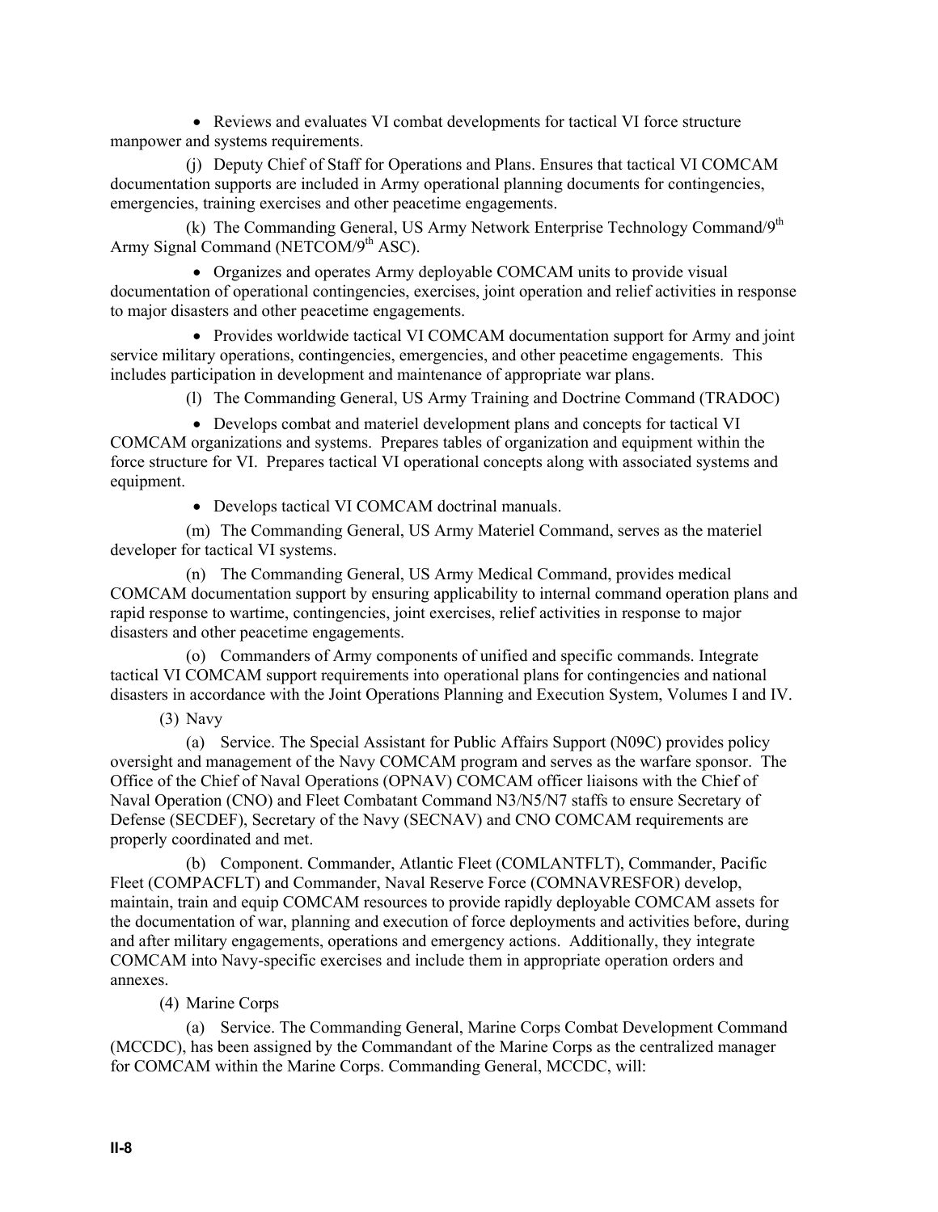- Reviews and evaluates VI combat developments for tactical VI force structure manpower and systems requirements.

(j) Deputy Chief of Staff for Operations and Plans. Ensures that tactical VI COMCAM documentation supports are included in Army operational planning documents for contingencies, emergencies, training exercises and other peacetime engagements.

(k) The Commanding General, US Army Network Enterprise Technology Command/9th Army Signal Command (NETCOM/9th ASC).

- Organizes and operates Army deployable COMCAM units to provide visual documentation of operational contingencies, exercises, joint operation and relief activities in response to major disasters and other peacetime engagements.

- Provides worldwide tactical VI COMCAM documentation support for Army and joint service military operations, contingencies, emergencies, and other peacetime engagements. This includes participation in development and maintenance of appropriate war plans.

(l) The Commanding General, US Army Training and Doctrine Command (TRADOC)

- Develops combat and materiel development plans and concepts for tactical VI COMCAM organizations and systems. Prepares tables of organization and equipment within the force structure for VI. Prepares tactical VI operational concepts along with associated systems and equipment.

- Develops tactical VI COMCAM doctrinal manuals.

(m) The Commanding General, US Army Materiel Command, serves as the materiel developer for tactical VI systems.

(n) The Commanding General, US Army Medical Command, provides medical COMCAM documentation support by ensuring applicability to internal command operation plans and rapid response to wartime, contingencies, joint exercises, relief activities in response to major disasters and other peacetime engagements.

(o) Commanders of Army components of unified and specific commands. Integrate tactical VI COMCAM support requirements into operational plans for contingencies and national disasters in accordance with the Joint Operations Planning and Execution System, Volumes I and IV.

(3) Navy

(a) Service. The Special Assistant for Public Affairs Support (N09C) provides policy oversight and management of the Navy COMCAM program and serves as the warfare sponsor. The Office of the Chief of Naval Operations (OPNAV) COMCAM officer liaisons with the Chief of Naval Operation (CNO) and Fleet Combatant Command N3/N5/N7 staffs to ensure Secretary of Defense (SECDEF), Secretary of the Navy (SECNAV) and CNO COMCAM requirements are properly coordinated and met.

(b) Component. Commander, Atlantic Fleet (COMLANTFLT), Commander, Pacific Fleet (COMPACFLT) and Commander, Naval Reserve Force (COMNAVRESFOR) develop, maintain, train and equip COMCAM resources to provide rapidly deployable COMCAM assets for the documentation of war, planning and execution of force deployments and activities before, during and after military engagements, operations and emergency actions. Additionally, they integrate COMCAM into Navy-specific exercises and include them in appropriate operation orders and annexes.

(4) Marine Corps

(a) Service. The Commanding General, Marine Corps Combat Development Command (MCCDC), has been assigned by the Commandant of the Marine Corps as the centralized manager for COMCAM within the Marine Corps. Commanding General, MCCDC, will: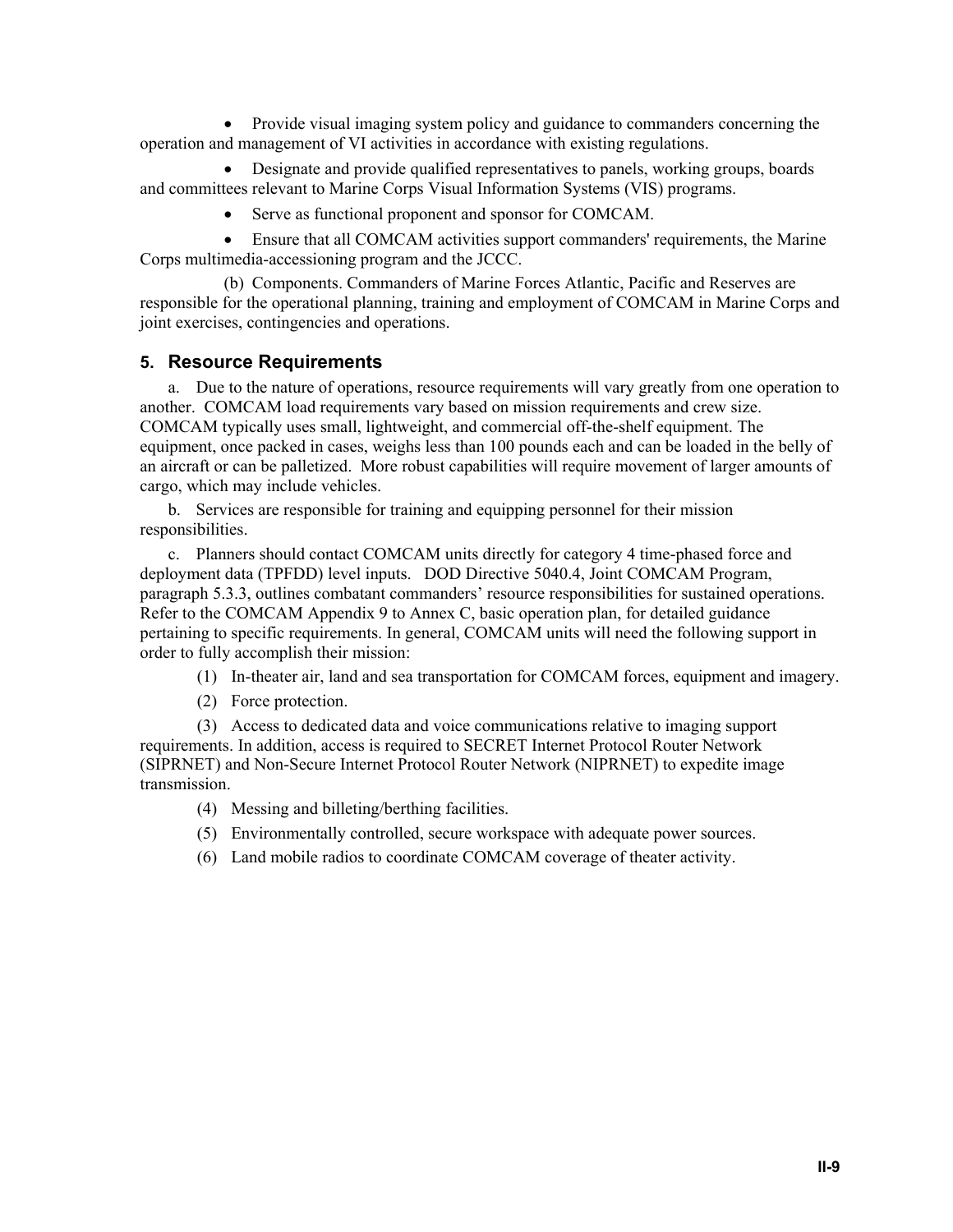- Provide visual imaging system policy and guidance to commanders concerning the operation and management of VI activities in accordance with existing regulations.

- Designate and provide qualified representatives to panels, working groups, boards and committees relevant to Marine Corps Visual Information Systems (VIS) programs.

- Serve as functional proponent and sponsor for COMCAM.

- Ensure that all COMCAM activities support commanders' requirements, the Marine Corps multimedia-accessioning program and the JCCC.

(b) Components. Commanders of Marine Forces Atlantic, Pacific and Reserves are responsible for the operational planning, training and employment of COMCAM in Marine Corps and joint exercises, contingencies and operations.

## 5. Resource Requirements

a. Due to the nature of operations, resource requirements will vary greatly from one operation to another. COMCAM load requirements vary based on mission requirements and crew size. COMCAM typically uses small, lightweight, and commercial off-the-shelf equipment. The equipment, once packed in cases, weighs less than 100 pounds each and can be loaded in the belly of an aircraft or can be palletized. More robust capabilities will require movement of larger amounts of cargo, which may include vehicles.

b. Services are responsible for training and equipping personnel for their mission responsibilities.

c. Planners should contact COMCAM units directly for category 4 time-phased force and deployment data (TPFDD) level inputs. DOD Directive 5040.4, Joint COMCAM Program, paragraph 5.3.3, outlines combatant commanders' resource responsibilities for sustained operations. Refer to the COMCAM Appendix 9 to Annex C, basic operation plan, for detailed guidance pertaining to specific requirements. In general, COMCAM units will need the following support in order to fully accomplish their mission:

(1) In-theater air, land and sea transportation for COMCAM forces, equipment and imagery.

(2) Force protection.

(3) Access to dedicated data and voice communications relative to imaging support requirements. In addition, access is required to SECRET Internet Protocol Router Network (SIPRNET) and Non-Secure Internet Protocol Router Network (NIPRNET) to expedite image transmission.

(4) Messing and billeting/berthing facilities.

(5) Environmentally controlled, secure workspace with adequate power sources.

(6) Land mobile radios to coordinate COMCAM coverage of theater activity.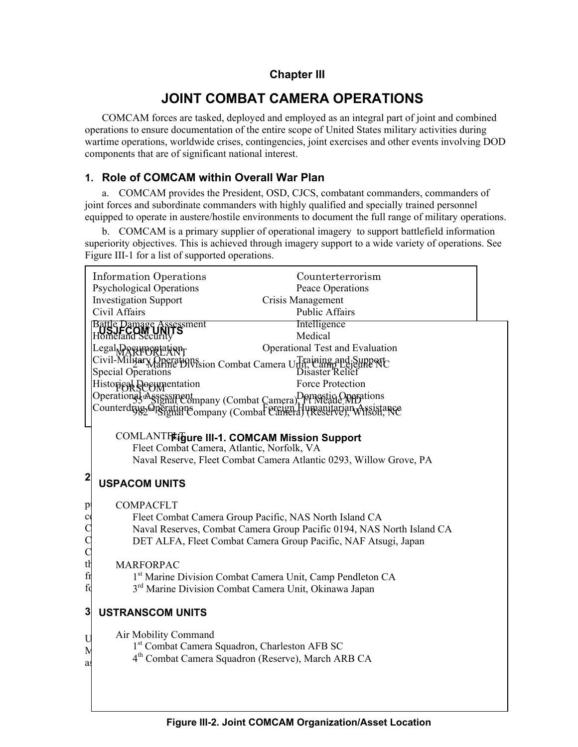## Chapter III

# JOINT COMBAT CAMERA OPERATIONS

COMCAM forces are tasked, deployed and employed as an integral part of joint and combined operations to ensure documentation of the entire scope of United States military activities during wartime operations, worldwide crises, contingencies, joint exercises and other events involving DOD components that are of significant national interest.

## 1. Role of COMCAM within Overall War Plan

a. COMCAM provides the President, OSD, CJCS, combatant commanders, commanders of joint forces and subordinate commanders with highly qualified and specially trained personnel equipped to operate in austere/hostile environments to document the full range of military operations.

b. COMCAM is a primary supplier of operational imagery to support battlefield information superiority objectives. This is achieved through imagery support to a wide variety of operations. See Figure III-1 for a list of supported operations.

| | |
|---|---|
| Information Operations | Counterterrorism |
| Psychological Operations | Peace Operations |
| Investigation Support | Crisis Management |
| Civil Affairs | Public Affairs |
| Battle Damage Assessment | Intelligence |
| Homeland Security | Medical |
| Legal Documentation | Operational Test and Evaluation |
| Civil-Military Operations | Training and Support |
| Special Operations | Disaster Relief |
| Historical Documentation | Force Protection |
| Operational Assessment | Domestic Operations |
| Counterdrug Operations | Foreign Humanitarian Assistance |

**Figure III-1. COMCAM Mission Support**

**USJFCOM UNITS**

MARFORLANT
- 2nd Marine Division Combat Camera Unit, Camp Lejeune NC

FORSCOM
- 55th Signal Company (Combat Camera), Ft Meade MD
- 982nd Signal Company (Combat Camera) (Reserve), Wilson, NC

COMLANTFLT
- Fleet Combat Camera, Atlantic, Norfolk, VA
- Naval Reserve, Fleet Combat Camera Atlantic 0293, Willow Grove, PA

**USPACOM UNITS**

COMPACFLT
- Fleet Combat Camera Group Pacific, NAS North Island CA
- Naval Reserves, Combat Camera Group Pacific 0194, NAS North Island CA
- DET ALFA, Fleet Combat Camera Group Pacific, NAF Atsugi, Japan

MARFORPAC
- 1st Marine Division Combat Camera Unit, Camp Pendleton CA
- 3rd Marine Division Combat Camera Unit, Okinawa Japan

**USTRANSCOM UNITS**

Air Mobility Command
- 1st Combat Camera Squadron, Charleston AFB SC
- 4th Combat Camera Squadron (Reserve), March ARB CA

**Figure III-2. Joint COMCAM Organization/Asset Location**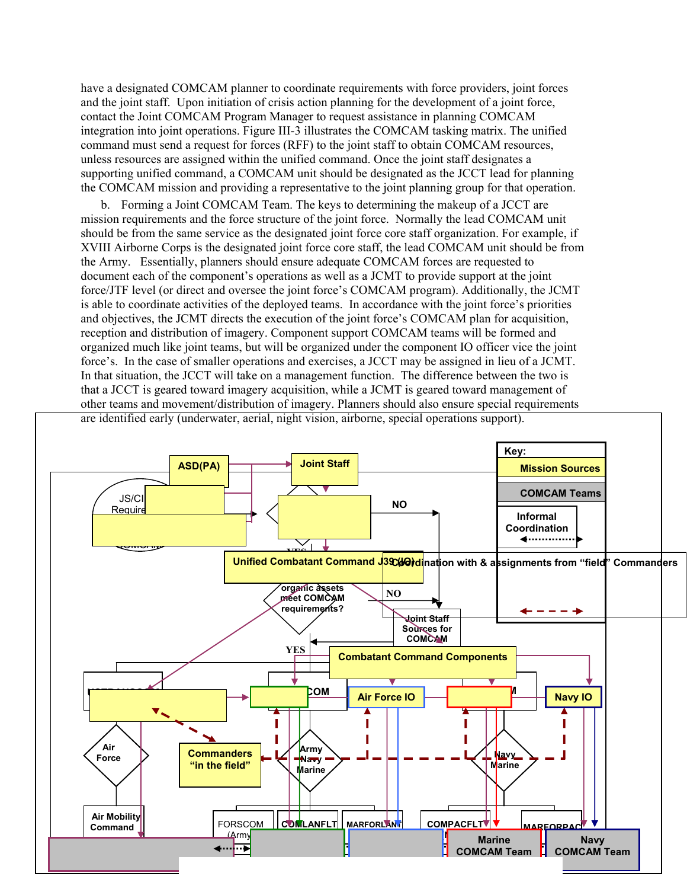have a designated COMCAM planner to coordinate requirements with force providers, joint forces and the joint staff. Upon initiation of crisis action planning for the development of a joint force, contact the Joint COMCAM Program Manager to request assistance in planning COMCAM integration into joint operations. Figure III-3 illustrates the COMCAM tasking matrix. The unified command must send a request for forces (RFF) to the joint staff to obtain COMCAM resources, unless resources are assigned within the unified command. Once the joint staff designates a supporting unified command, a COMCAM unit should be designated as the JCCT lead for planning the COMCAM mission and providing a representative to the joint planning group for that operation.

b. Forming a Joint COMCAM Team. The keys to determining the makeup of a JCCT are mission requirements and the force structure of the joint force. Normally the lead COMCAM unit should be from the same service as the designated joint force core staff organization. For example, if XVIII Airborne Corps is the designated joint force core staff, the lead COMCAM unit should be from the Army. Essentially, planners should ensure adequate COMCAM forces are requested to document each of the component's operations as well as a JCMT to provide support at the joint force/JTF level (or direct and oversee the joint force's COMCAM program). Additionally, the JCMT is able to coordinate activities of the deployed teams. In accordance with the joint force's priorities and objectives, the JCMT directs the execution of the joint force's COMCAM plan for acquisition, reception and distribution of imagery. Component support COMCAM teams will be formed and organized much like joint teams, but will be organized under the component IO officer vice the joint force's. In the case of smaller operations and exercises, a JCCT may be assigned in lieu of a JCMT. In that situation, the JCCT will take on a management function. The difference between the two is that a JCCT is geared toward imagery acquisition, while a JCMT is geared toward management of other teams and movement/distribution of imagery. Planners should also ensure special requirements are identified early (underwater, aerial, night vision, airborne, special operations support).

Key: Mission Sources; COMCAM Teams; Informal Coordination; Coordination with & assignments from "field" Commanders

ASD(PA) | Joint Staff | JS/CI Require... | NO | YES | Unified Combatant Command J39 (IO) | organic assets meet COMCAM requirements? | NO | Joint Staff Sources for COMCAM | YES | Combatant Command Components | Air Force IO | Navy IO | Air Force | Commanders "in the field" | Army Navy Marine | Navy Marine | Air Mobility Command | FORSCOM (Army) | COMLANFLT | MARFORLANT | COMPACFLT | MARFORPAC | Marine COMCAM Team | Navy COMCAM Team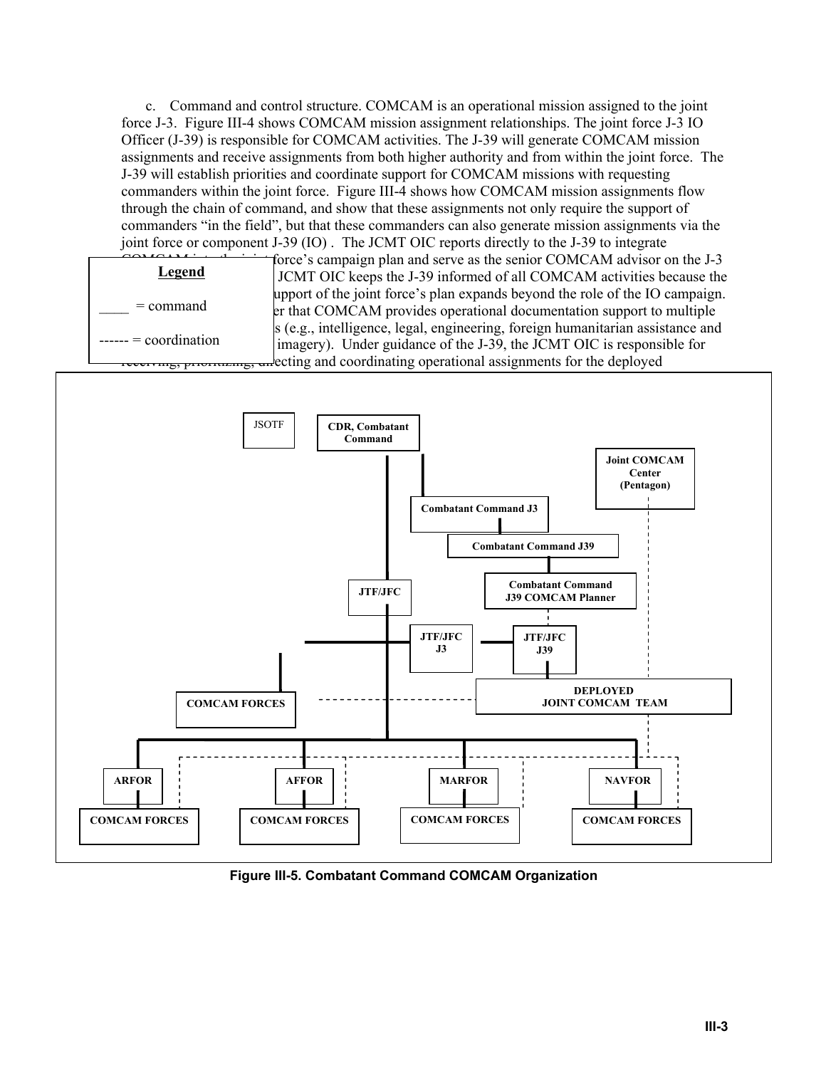c. Command and control structure. COMCAM is an operational mission assigned to the joint force J-3. Figure III-4 shows COMCAM mission assignment relationships. The joint force J-3 IO Officer (J-39) is responsible for COMCAM activities. The J-39 will generate COMCAM mission assignments and receive assignments from both higher authority and from within the joint force. The J-39 will establish priorities and coordinate support for COMCAM missions with requesting commanders within the joint force. Figure III-4 shows how COMCAM mission assignments flow through the chain of command, and show that these assignments not only require the support of commanders "in the field", but that these commanders can also generate mission assignments via the joint force or component J-39 (IO). The JCMT OIC reports directly to the J-39 to integrate COMCAM into the joint force's campaign plan and serve as the senior COMCAM advisor on the J-3 ... JCMT OIC keeps the J-39 informed of all COMCAM activities because the ... upport of the joint force's plan expands beyond the role of the IO campaign. ... er that COMCAM provides operational documentation support to multiple ... s (e.g., intelligence, legal, engineering, foreign humanitarian assistance and ... imagery). Under guidance of the J-39, the JCMT OIC is responsible for receiving, prioritizing, directing and coordinating operational assignments for the deployed

**Legend**

____ = command

------ = coordination

JSOTF

CDR, Combatant Command

Joint COMCAM Center (Pentagon)

Combatant Command J3

Combatant Command J39

Combatant Command J39 COMCAM Planner

JTF/JFC

JTF/JFC J3

JTF/JFC J39

COMCAM FORCES

DEPLOYED JOINT COMCAM TEAM

ARFOR | AFFOR | MARFOR | NAVFOR

COMCAM FORCES | COMCAM FORCES | COMCAM FORCES | COMCAM FORCES

**Figure III-5. Combatant Command COMCAM Organization**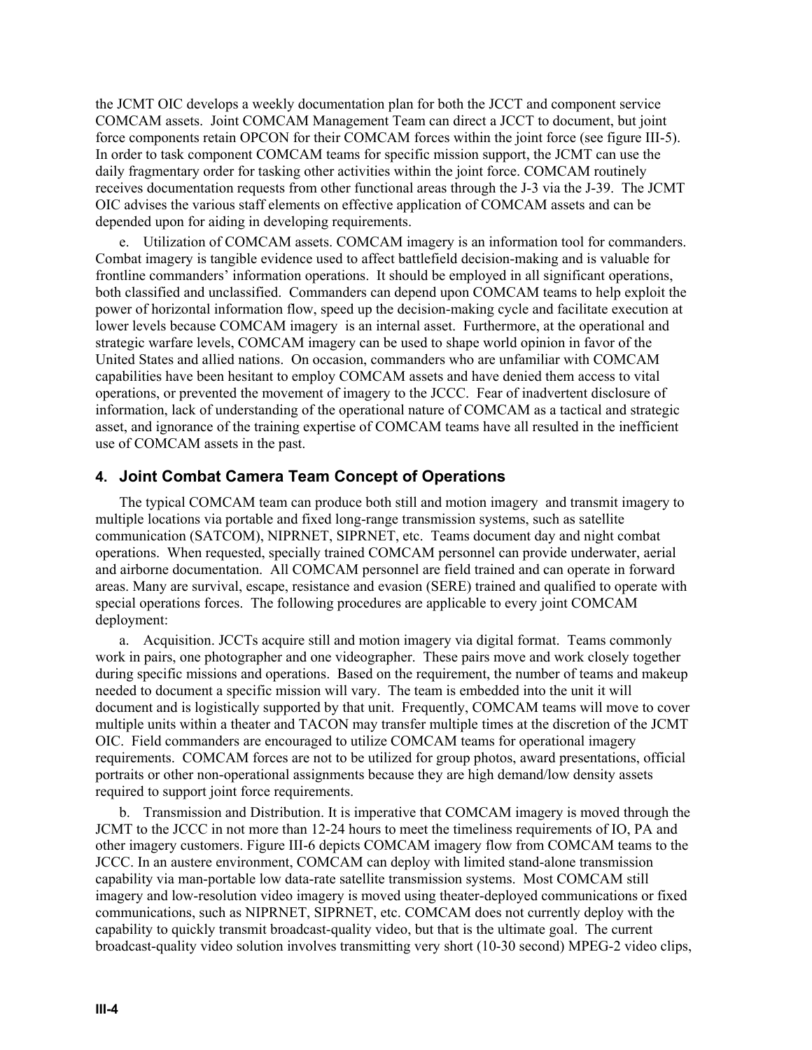the JCMT OIC develops a weekly documentation plan for both the JCCT and component service COMCAM assets. Joint COMCAM Management Team can direct a JCCT to document, but joint force components retain OPCON for their COMCAM forces within the joint force (see figure III-5). In order to task component COMCAM teams for specific mission support, the JCMT can use the daily fragmentary order for tasking other activities within the joint force. COMCAM routinely receives documentation requests from other functional areas through the J-3 via the J-39. The JCMT OIC advises the various staff elements on effective application of COMCAM assets and can be depended upon for aiding in developing requirements.

e. Utilization of COMCAM assets. COMCAM imagery is an information tool for commanders. Combat imagery is tangible evidence used to affect battlefield decision-making and is valuable for frontline commanders' information operations. It should be employed in all significant operations, both classified and unclassified. Commanders can depend upon COMCAM teams to help exploit the power of horizontal information flow, speed up the decision-making cycle and facilitate execution at lower levels because COMCAM imagery is an internal asset. Furthermore, at the operational and strategic warfare levels, COMCAM imagery can be used to shape world opinion in favor of the United States and allied nations. On occasion, commanders who are unfamiliar with COMCAM capabilities have been hesitant to employ COMCAM assets and have denied them access to vital operations, or prevented the movement of imagery to the JCCC. Fear of inadvertent disclosure of information, lack of understanding of the operational nature of COMCAM as a tactical and strategic asset, and ignorance of the training expertise of COMCAM teams have all resulted in the inefficient use of COMCAM assets in the past.

## 4. Joint Combat Camera Team Concept of Operations

The typical COMCAM team can produce both still and motion imagery and transmit imagery to multiple locations via portable and fixed long-range transmission systems, such as satellite communication (SATCOM), NIPRNET, SIPRNET, etc. Teams document day and night combat operations. When requested, specially trained COMCAM personnel can provide underwater, aerial and airborne documentation. All COMCAM personnel are field trained and can operate in forward areas. Many are survival, escape, resistance and evasion (SERE) trained and qualified to operate with special operations forces. The following procedures are applicable to every joint COMCAM deployment:

a. Acquisition. JCCTs acquire still and motion imagery via digital format. Teams commonly work in pairs, one photographer and one videographer. These pairs move and work closely together during specific missions and operations. Based on the requirement, the number of teams and makeup needed to document a specific mission will vary. The team is embedded into the unit it will document and is logistically supported by that unit. Frequently, COMCAM teams will move to cover multiple units within a theater and TACON may transfer multiple times at the discretion of the JCMT OIC. Field commanders are encouraged to utilize COMCAM teams for operational imagery requirements. COMCAM forces are not to be utilized for group photos, award presentations, official portraits or other non-operational assignments because they are high demand/low density assets required to support joint force requirements.

b. Transmission and Distribution. It is imperative that COMCAM imagery is moved through the JCMT to the JCCC in not more than 12-24 hours to meet the timeliness requirements of IO, PA and other imagery customers. Figure III-6 depicts COMCAM imagery flow from COMCAM teams to the JCCC. In an austere environment, COMCAM can deploy with limited stand-alone transmission capability via man-portable low data-rate satellite transmission systems. Most COMCAM still imagery and low-resolution video imagery is moved using theater-deployed communications or fixed communications, such as NIPRNET, SIPRNET, etc. COMCAM does not currently deploy with the capability to quickly transmit broadcast-quality video, but that is the ultimate goal. The current broadcast-quality video solution involves transmitting very short (10-30 second) MPEG-2 video clips,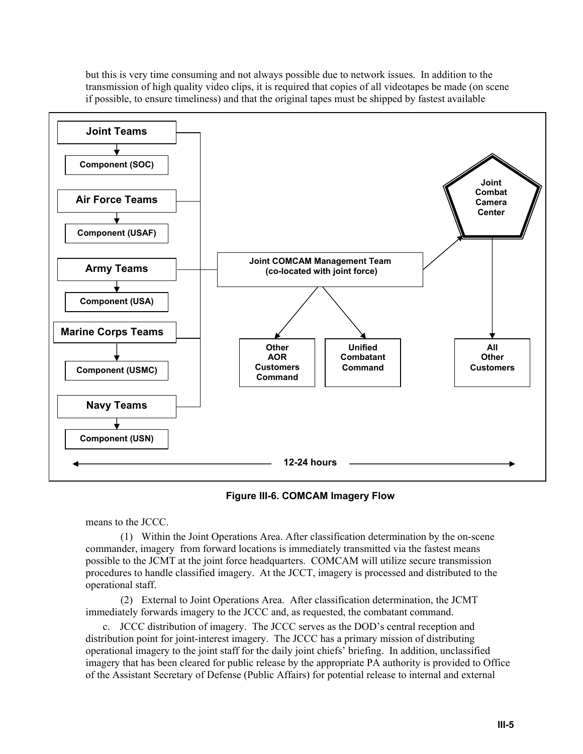but this is very time consuming and not always possible due to network issues. In addition to the transmission of high quality video clips, it is required that copies of all videotapes be made (on scene if possible, to ensure timeliness) and that the original tapes must be shipped by fastest available means to the JCCC.

**Figure III-6. COMCAM Imagery Flow**

(1) Within the Joint Operations Area. After classification determination by the on-scene commander, imagery from forward locations is immediately transmitted via the fastest means possible to the JCMT at the joint force headquarters. COMCAM will utilize secure transmission procedures to handle classified imagery. At the JCCT, imagery is processed and distributed to the operational staff.

(2) External to Joint Operations Area. After classification determination, the JCMT immediately forwards imagery to the JCCC and, as requested, the combatant command.

c. JCCC distribution of imagery. The JCCC serves as the DOD's central reception and distribution point for joint-interest imagery. The JCCC has a primary mission of distributing operational imagery to the joint staff for the daily joint chiefs' briefing. In addition, unclassified imagery that has been cleared for public release by the appropriate PA authority is provided to Office of the Assistant Secretary of Defense (Public Affairs) for potential release to internal and external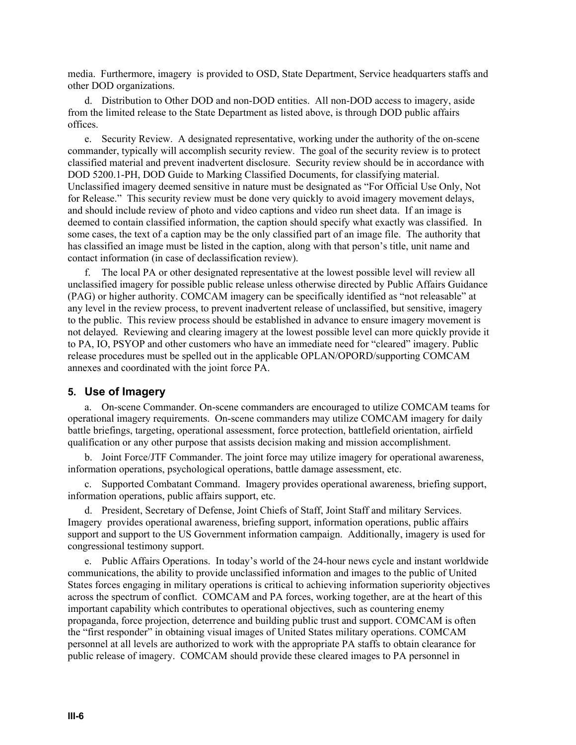media. Furthermore, imagery is provided to OSD, State Department, Service headquarters staffs and other DOD organizations.

d. Distribution to Other DOD and non-DOD entities. All non-DOD access to imagery, aside from the limited release to the State Department as listed above, is through DOD public affairs offices.

e. Security Review. A designated representative, working under the authority of the on-scene commander, typically will accomplish security review. The goal of the security review is to protect classified material and prevent inadvertent disclosure. Security review should be in accordance with DOD 5200.1-PH, DOD Guide to Marking Classified Documents, for classifying material. Unclassified imagery deemed sensitive in nature must be designated as "For Official Use Only, Not for Release." This security review must be done very quickly to avoid imagery movement delays, and should include review of photo and video captions and video run sheet data. If an image is deemed to contain classified information, the caption should specify what exactly was classified. In some cases, the text of a caption may be the only classified part of an image file. The authority that has classified an image must be listed in the caption, along with that person's title, unit name and contact information (in case of declassification review).

f. The local PA or other designated representative at the lowest possible level will review all unclassified imagery for possible public release unless otherwise directed by Public Affairs Guidance (PAG) or higher authority. COMCAM imagery can be specifically identified as "not releasable" at any level in the review process, to prevent inadvertent release of unclassified, but sensitive, imagery to the public. This review process should be established in advance to ensure imagery movement is not delayed. Reviewing and clearing imagery at the lowest possible level can more quickly provide it to PA, IO, PSYOP and other customers who have an immediate need for "cleared" imagery. Public release procedures must be spelled out in the applicable OPLAN/OPORD/supporting COMCAM annexes and coordinated with the joint force PA.

## 5. Use of Imagery

a. On-scene Commander. On-scene commanders are encouraged to utilize COMCAM teams for operational imagery requirements. On-scene commanders may utilize COMCAM imagery for daily battle briefings, targeting, operational assessment, force protection, battlefield orientation, airfield qualification or any other purpose that assists decision making and mission accomplishment.

b. Joint Force/JTF Commander. The joint force may utilize imagery for operational awareness, information operations, psychological operations, battle damage assessment, etc.

c. Supported Combatant Command. Imagery provides operational awareness, briefing support, information operations, public affairs support, etc.

d. President, Secretary of Defense, Joint Chiefs of Staff, Joint Staff and military Services. Imagery provides operational awareness, briefing support, information operations, public affairs support and support to the US Government information campaign. Additionally, imagery is used for congressional testimony support.

e. Public Affairs Operations. In today's world of the 24-hour news cycle and instant worldwide communications, the ability to provide unclassified information and images to the public of United States forces engaging in military operations is critical to achieving information superiority objectives across the spectrum of conflict. COMCAM and PA forces, working together, are at the heart of this important capability which contributes to operational objectives, such as countering enemy propaganda, force projection, deterrence and building public trust and support. COMCAM is often the "first responder" in obtaining visual images of United States military operations. COMCAM personnel at all levels are authorized to work with the appropriate PA staffs to obtain clearance for public release of imagery. COMCAM should provide these cleared images to PA personnel in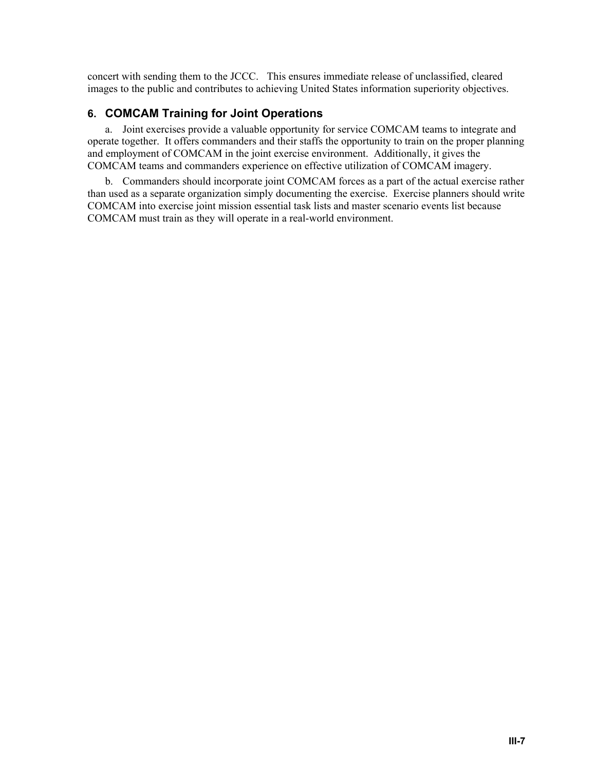concert with sending them to the JCCC. This ensures immediate release of unclassified, cleared images to the public and contributes to achieving United States information superiority objectives.

## 6. COMCAM Training for Joint Operations

a. Joint exercises provide a valuable opportunity for service COMCAM teams to integrate and operate together. It offers commanders and their staffs the opportunity to train on the proper planning and employment of COMCAM in the joint exercise environment. Additionally, it gives the COMCAM teams and commanders experience on effective utilization of COMCAM imagery.

b. Commanders should incorporate joint COMCAM forces as a part of the actual exercise rather than used as a separate organization simply documenting the exercise. Exercise planners should write COMCAM into exercise joint mission essential task lists and master scenario events list because COMCAM must train as they will operate in a real-world environment.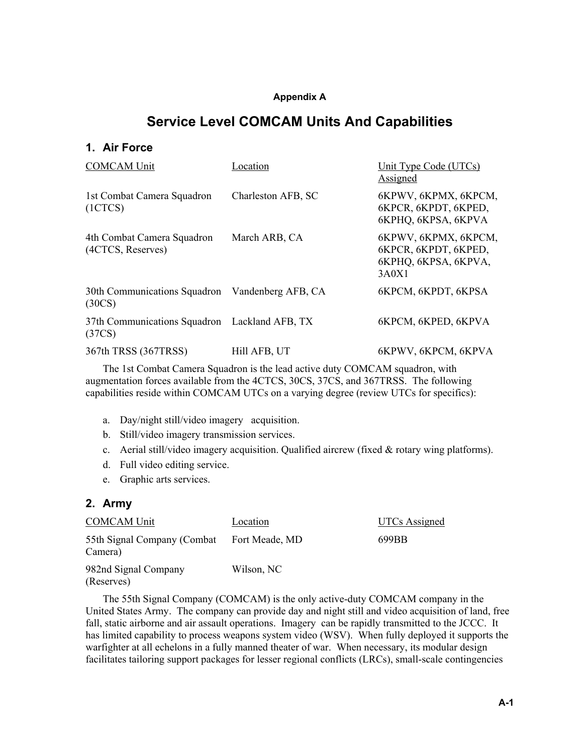**Appendix A**

# Service Level COMCAM Units And Capabilities

## 1. Air Force

| COMCAM Unit | Location | Unit Type Code (UTCs) Assigned |
|---|---|---|
| 1st Combat Camera Squadron (1CTCS) | Charleston AFB, SC | 6KPWV, 6KPMX, 6KPCM, 6KPCR, 6KPDT, 6KPED, 6KPHQ, 6KPSA, 6KPVA |
| 4th Combat Camera Squadron (4CTCS, Reserves) | March ARB, CA | 6KPWV, 6KPMX, 6KPCM, 6KPCR, 6KPDT, 6KPED, 6KPHQ, 6KPSA, 6KPVA, 3A0X1 |
| 30th Communications Squadron (30CS) | Vandenberg AFB, CA | 6KPCM, 6KPDT, 6KPSA |
| 37th Communications Squadron (37CS) | Lackland AFB, TX | 6KPCM, 6KPED, 6KPVA |
| 367th TRSS (367TRSS) | Hill AFB, UT | 6KPWV, 6KPCM, 6KPVA |

The 1st Combat Camera Squadron is the lead active duty COMCAM squadron, with augmentation forces available from the 4CTCS, 30CS, 37CS, and 367TRSS. The following capabilities reside within COMCAM UTCs on a varying degree (review UTCs for specifics):

a. Day/night still/video imagery acquisition.
b. Still/video imagery transmission services.
c. Aerial still/video imagery acquisition. Qualified aircrew (fixed & rotary wing platforms).
d. Full video editing service.
e. Graphic arts services.

## 2. Army

| COMCAM Unit | Location | UTCs Assigned |
|---|---|---|
| 55th Signal Company (Combat Camera) | Fort Meade, MD | 699BB |
| 982nd Signal Company (Reserves) | Wilson, NC | |

The 55th Signal Company (COMCAM) is the only active-duty COMCAM company in the United States Army. The company can provide day and night still and video acquisition of land, free fall, static airborne and air assault operations. Imagery can be rapidly transmitted to the JCCC. It has limited capability to process weapons system video (WSV). When fully deployed it supports the warfighter at all echelons in a fully manned theater of war. When necessary, its modular design facilitates tailoring support packages for lesser regional conflicts (LRCs), small-scale contingencies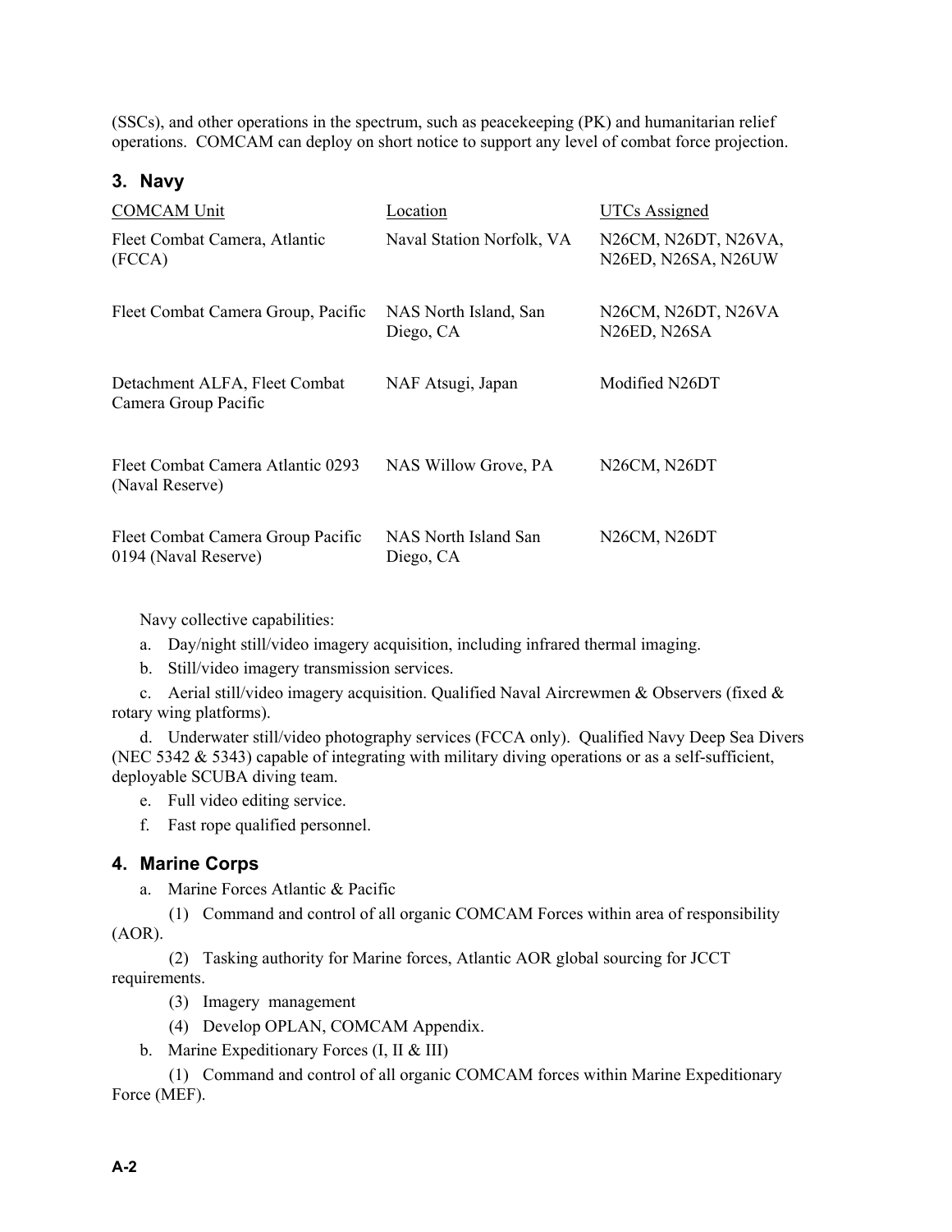(SSCs), and other operations in the spectrum, such as peacekeeping (PK) and humanitarian relief operations. COMCAM can deploy on short notice to support any level of combat force projection.

### 3. Navy

| COMCAM Unit | Location | UTCs Assigned |
|---|---|---|
| Fleet Combat Camera, Atlantic (FCCA) | Naval Station Norfolk, VA | N26CM, N26DT, N26VA, N26ED, N26SA, N26UW |
| Fleet Combat Camera Group, Pacific | NAS North Island, San Diego, CA | N26CM, N26DT, N26VA N26ED, N26SA |
| Detachment ALFA, Fleet Combat Camera Group Pacific | NAF Atsugi, Japan | Modified N26DT |
| Fleet Combat Camera Atlantic 0293 (Naval Reserve) | NAS Willow Grove, PA | N26CM, N26DT |
| Fleet Combat Camera Group Pacific 0194 (Naval Reserve) | NAS North Island San Diego, CA | N26CM, N26DT |

Navy collective capabilities:

a. Day/night still/video imagery acquisition, including infrared thermal imaging.

b. Still/video imagery transmission services.

c. Aerial still/video imagery acquisition. Qualified Naval Aircrewmen & Observers (fixed & rotary wing platforms).

d. Underwater still/video photography services (FCCA only). Qualified Navy Deep Sea Divers (NEC 5342 & 5343) capable of integrating with military diving operations or as a self-sufficient, deployable SCUBA diving team.

e. Full video editing service.

f. Fast rope qualified personnel.

### 4. Marine Corps

a. Marine Forces Atlantic & Pacific

(1) Command and control of all organic COMCAM Forces within area of responsibility (AOR).

(2) Tasking authority for Marine forces, Atlantic AOR global sourcing for JCCT requirements.

(3) Imagery management

(4) Develop OPLAN, COMCAM Appendix.

b. Marine Expeditionary Forces (I, II & III)

(1) Command and control of all organic COMCAM forces within Marine Expeditionary Force (MEF).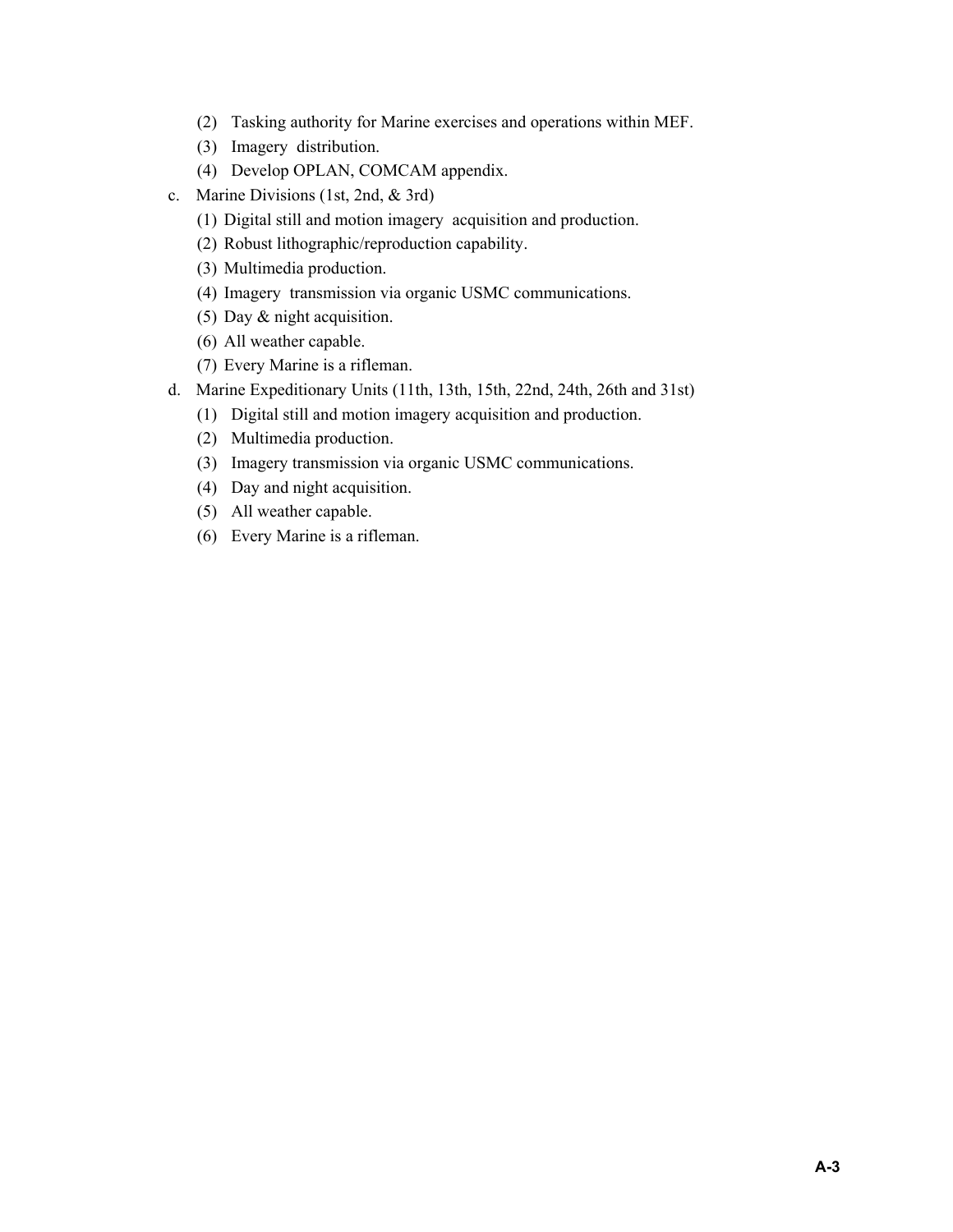(2) Tasking authority for Marine exercises and operations within MEF.

(3) Imagery distribution.

(4) Develop OPLAN, COMCAM appendix.

c. Marine Divisions (1st, 2nd, & 3rd)

(1) Digital still and motion imagery acquisition and production.

(2) Robust lithographic/reproduction capability.

(3) Multimedia production.

(4) Imagery transmission via organic USMC communications.

(5) Day & night acquisition.

(6) All weather capable.

(7) Every Marine is a rifleman.

d. Marine Expeditionary Units (11th, 13th, 15th, 22nd, 24th, 26th and 31st)

(1) Digital still and motion imagery acquisition and production.

(2) Multimedia production.

(3) Imagery transmission via organic USMC communications.

(4) Day and night acquisition.

(5) All weather capable.

(6) Every Marine is a rifleman.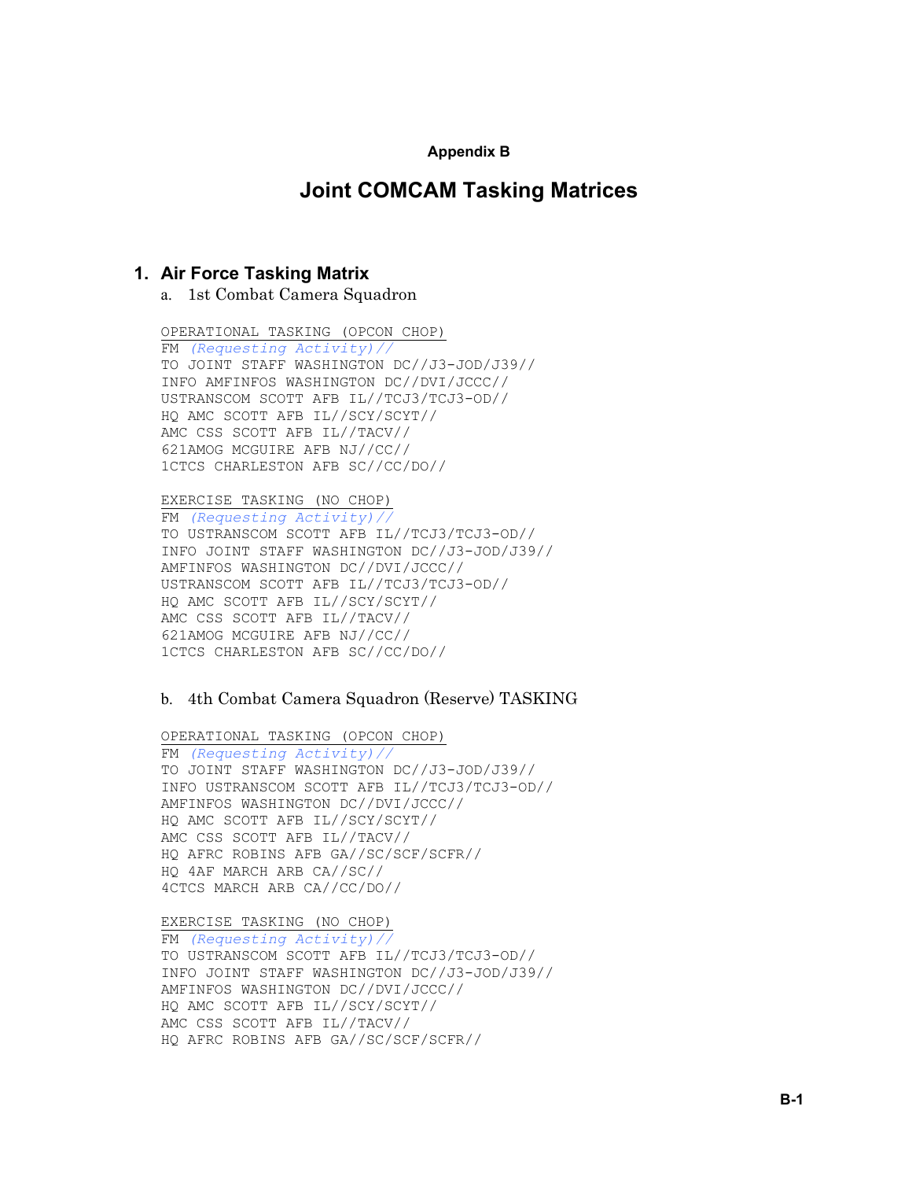#### Appendix B

# Joint COMCAM Tasking Matrices

## 1. Air Force Tasking Matrix

a. 1st Combat Camera Squadron

```
OPERATIONAL TASKING (OPCON CHOP)
FM (Requesting Activity)//
TO JOINT STAFF WASHINGTON DC//J3-JOD/J39//
INFO AMFINFOS WASHINGTON DC//DVI/JCCC//
USTRANSCOM SCOTT AFB IL//TCJ3/TCJ3-OD//
HQ AMC SCOTT AFB IL//SCY/SCYT//
AMC CSS SCOTT AFB IL//TACV//
621AMOG MCGUIRE AFB NJ//CC//
1CTCS CHARLESTON AFB SC//CC/DO//
```

```
EXERCISE TASKING (NO CHOP)
FM (Requesting Activity)//
TO USTRANSCOM SCOTT AFB IL//TCJ3/TCJ3-OD//
INFO JOINT STAFF WASHINGTON DC//J3-JOD/J39//
AMFINFOS WASHINGTON DC//DVI/JCCC//
USTRANSCOM SCOTT AFB IL//TCJ3/TCJ3-OD//
HQ AMC SCOTT AFB IL//SCY/SCYT//
AMC CSS SCOTT AFB IL//TACV//
621AMOG MCGUIRE AFB NJ//CC//
1CTCS CHARLESTON AFB SC//CC/DO//
```

b. 4th Combat Camera Squadron (Reserve) TASKING

```
OPERATIONAL TASKING (OPCON CHOP)
FM (Requesting Activity)//
TO JOINT STAFF WASHINGTON DC//J3-JOD/J39//
INFO USTRANSCOM SCOTT AFB IL//TCJ3/TCJ3-OD//
AMFINFOS WASHINGTON DC//DVI/JCCC//
HQ AMC SCOTT AFB IL//SCY/SCYT//
AMC CSS SCOTT AFB IL//TACV//
HQ AFRC ROBINS AFB GA//SC/SCF/SCFR//
HQ 4AF MARCH ARB CA//SC//
4CTCS MARCH ARB CA//CC/DO//
```

```
EXERCISE TASKING (NO CHOP)
FM (Requesting Activity)//
TO USTRANSCOM SCOTT AFB IL//TCJ3/TCJ3-OD//
INFO JOINT STAFF WASHINGTON DC//J3-JOD/J39//
AMFINFOS WASHINGTON DC//DVI/JCCC//
HQ AMC SCOTT AFB IL//SCY/SCYT//
AMC CSS SCOTT AFB IL//TACV//
HQ AFRC ROBINS AFB GA//SC/SCF/SCFR//
```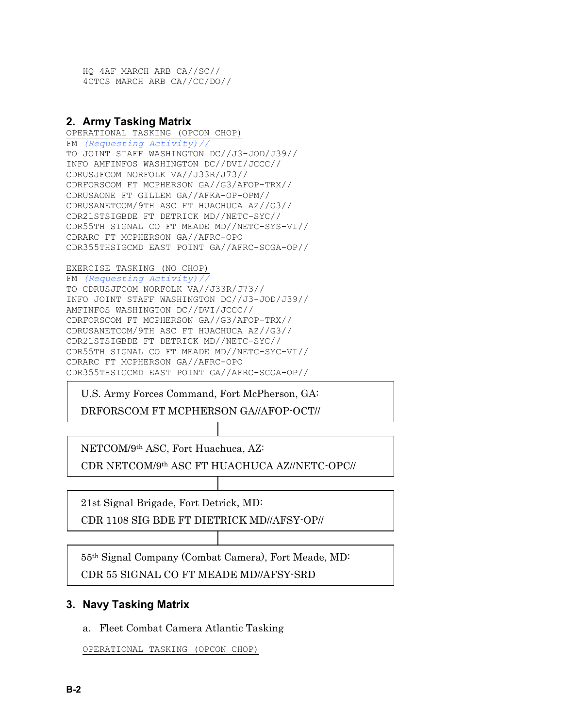```
HQ 4AF MARCH ARB CA//SC//
4CTCS MARCH ARB CA//CC/DO//
```

## 2. Army Tasking Matrix

OPERATIONAL TASKING (OPCON CHOP)

```
FM (Requesting Activity)//
TO JOINT STAFF WASHINGTON DC//J3-JOD/J39//
INFO AMFINFOS WASHINGTON DC//DVI/JCCC//
CDRUSJFCOM NORFOLK VA//J33R/J73//
CDRFORSCOM FT MCPHERSON GA//G3/AFOP-TRX//
CDRUSAONE FT GILLEM GA//AFKA-OP-OPM//
CDRUSANETCOM/9TH ASC FT HUACHUCA AZ//G3//
CDR21STSIGBDE FT DETRICK MD//NETC-SYC//
CDR55TH SIGNAL CO FT MEADE MD//NETC-SYS-VI//
CDRARC FT MCPHERSON GA//AFRC-OPO
CDR355THSIGCMD EAST POINT GA//AFRC-SCGA-OP//
```

EXERCISE TASKING (NO CHOP)

```
FM (Requesting Activity)//
TO CDRUSJFCOM NORFOLK VA//J33R/J73//
INFO JOINT STAFF WASHINGTON DC//J3-JOD/J39//
AMFINFOS WASHINGTON DC//DVI/JCCC//
CDRFORSCOM FT MCPHERSON GA//G3/AFOP-TRX//
CDRUSANETCOM/9TH ASC FT HUACHUCA AZ//G3//
CDR21STSIGBDE FT DETRICK MD//NETC-SYC//
CDR55TH SIGNAL CO FT MEADE MD//NETC-SYC-VI//
CDRARC FT MCPHERSON GA//AFRC-OPO
CDR355THSIGCMD EAST POINT GA//AFRC-SCGA-OP//
```

| U.S. Army Forces Command, Fort McPherson, GA: DRFORSCOM FT MCPHERSON GA//AFOP-OCT// |
|---|
| NETCOM/9th ASC, Fort Huachuca, AZ: CDR NETCOM/9th ASC FT HUACHUCA AZ//NETC-OPC// |
| 21st Signal Brigade, Fort Detrick, MD: CDR 1108 SIG BDE FT DIETRICK MD//AFSY-OP// |
| 55th Signal Company (Combat Camera), Fort Meade, MD: CDR 55 SIGNAL CO FT MEADE MD//AFSY-SRD |

## 3. Navy Tasking Matrix

a. Fleet Combat Camera Atlantic Tasking

OPERATIONAL TASKING (OPCON CHOP)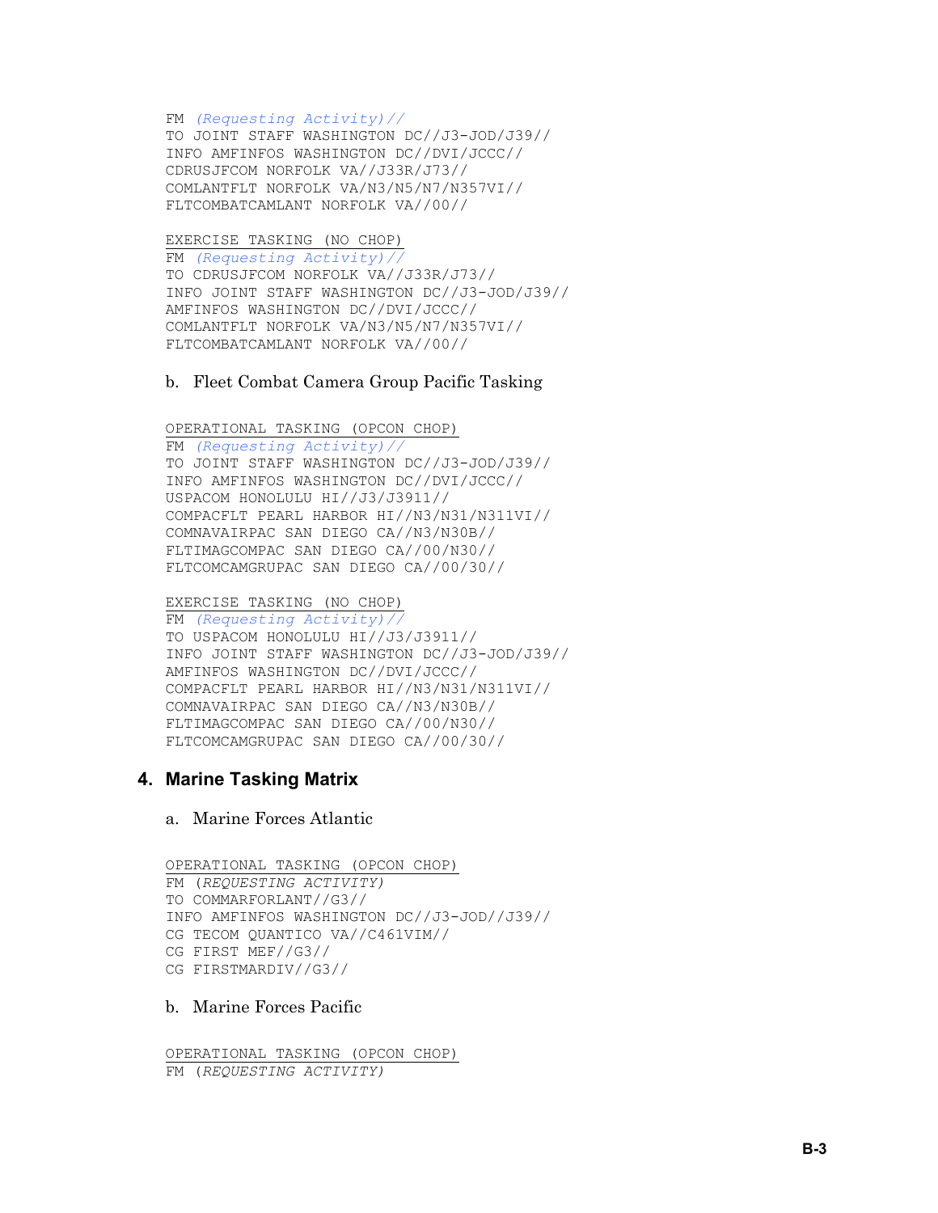```
FM (Requesting Activity)//
TO JOINT STAFF WASHINGTON DC//J3-JOD/J39//
INFO AMFINFOS WASHINGTON DC//DVI/JCCC//
CDRUSJFCOM NORFOLK VA//J33R/J73//
COMLANTFLT NORFOLK VA/N3/N5/N7/N357VI//
FLTCOMBATCAMLANT NORFOLK VA//00//
```

<u>EXERCISE TASKING (NO CHOP)</u>

```
FM (Requesting Activity)//
TO CDRUSJFCOM NORFOLK VA//J33R/J73//
INFO JOINT STAFF WASHINGTON DC//J3-JOD/J39//
AMFINFOS WASHINGTON DC//DVI/JCCC//
COMLANTFLT NORFOLK VA/N3/N5/N7/N357VI//
FLTCOMBATCAMLANT NORFOLK VA//00//
```

b. Fleet Combat Camera Group Pacific Tasking

<u>OPERATIONAL TASKING (OPCON CHOP)</u>

```
FM (Requesting Activity)//
TO JOINT STAFF WASHINGTON DC//J3-JOD/J39//
INFO AMFINFOS WASHINGTON DC//DVI/JCCC//
USPACOM HONOLULU HI//J3/J3911//
COMPACFLT PEARL HARBOR HI//N3/N31/N311VI//
COMNAVAIRPAC SAN DIEGO CA//N3/N30B//
FLTIMAGCOMPAC SAN DIEGO CA//00/N30//
FLTCOMCAMGRUPAC SAN DIEGO CA//00/30//
```

<u>EXERCISE TASKING (NO CHOP)</u>

```
FM (Requesting Activity)//
TO USPACOM HONOLULU HI//J3/J3911//
INFO JOINT STAFF WASHINGTON DC//J3-JOD/J39//
AMFINFOS WASHINGTON DC//DVI/JCCC//
COMPACFLT PEARL HARBOR HI//N3/N31/N311VI//
COMNAVAIRPAC SAN DIEGO CA//N3/N30B//
FLTIMAGCOMPAC SAN DIEGO CA//00/N30//
FLTCOMCAMGRUPAC SAN DIEGO CA//00/30//
```

## 4. Marine Tasking Matrix

a. Marine Forces Atlantic

<u>OPERATIONAL TASKING (OPCON CHOP)</u>

```
FM (REQUESTING ACTIVITY)
TO COMMARFORLANT//G3//
INFO AMFINFOS WASHINGTON DC//J3-JOD//J39//
CG TECOM QUANTICO VA//C461VIM//
CG FIRST MEF//G3//
CG FIRSTMARDIV//G3//
```

b. Marine Forces Pacific

<u>OPERATIONAL TASKING (OPCON CHOP)</u>

```
FM (REQUESTING ACTIVITY)
```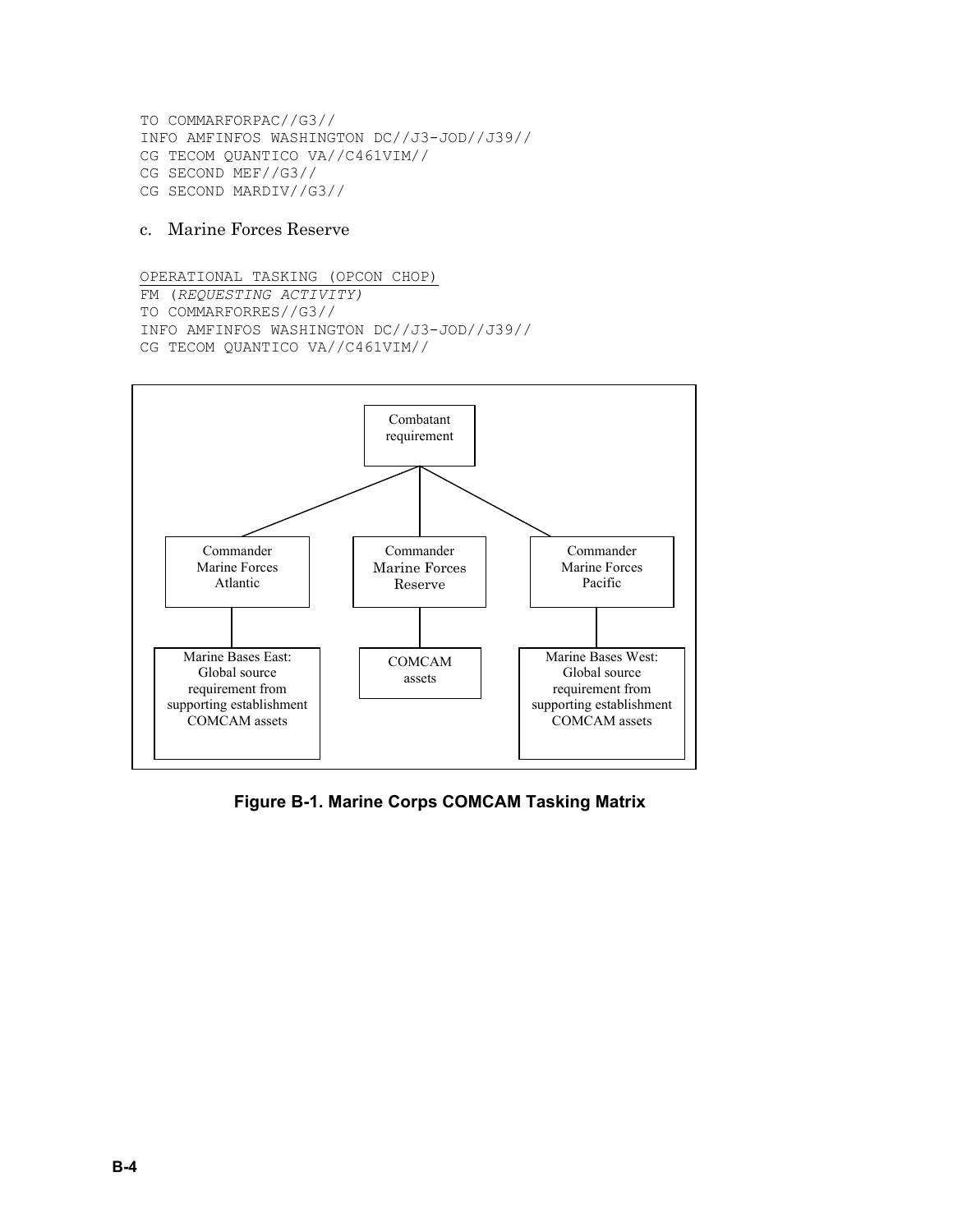```
TO COMMARFORPAC//G3//
INFO AMFINFOS WASHINGTON DC//J3-JOD//J39//
CG TECOM QUANTICO VA//C461VIM//
CG SECOND MEF//G3//
CG SECOND MARDIV//G3//
```

c. Marine Forces Reserve

```
OPERATIONAL TASKING (OPCON CHOP)
FM (REQUESTING ACTIVITY)
TO COMMARFORRES//G3//
INFO AMFINFOS WASHINGTON DC//J3-JOD//J39//
CG TECOM QUANTICO VA//C461VIM//
```

Combatant requirement

Commander Marine Forces Atlantic

Commander Marine Forces Reserve

Commander Marine Forces Pacific

Marine Bases East: Global source requirement from supporting establishment COMCAM assets

COMCAM assets

Marine Bases West: Global source requirement from supporting establishment COMCAM assets

**Figure B-1. Marine Corps COMCAM Tasking Matrix**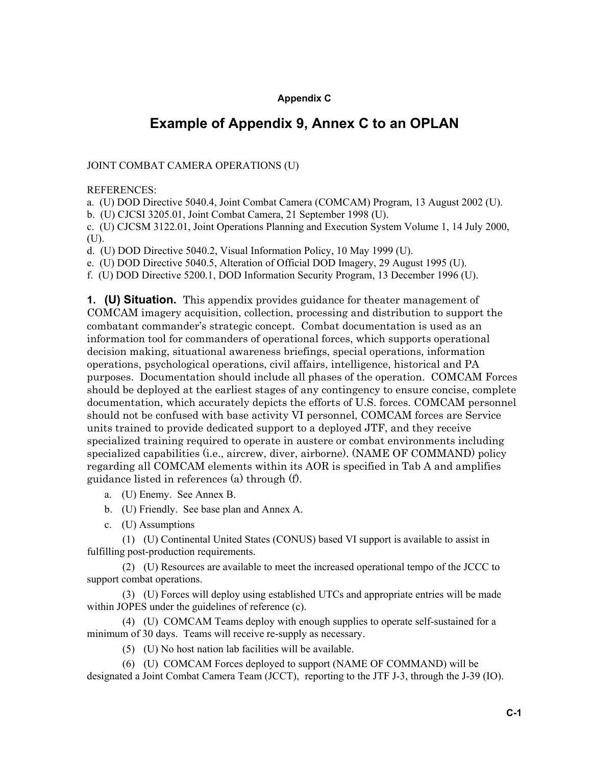**Appendix C**

# Example of Appendix 9, Annex C to an OPLAN

JOINT COMBAT CAMERA OPERATIONS (U)

REFERENCES:
a. (U) DOD Directive 5040.4, Joint Combat Camera (COMCAM) Program, 13 August 2002 (U).
b. (U) CJCSI 3205.01, Joint Combat Camera, 21 September 1998 (U).
c. (U) CJCSM 3122.01, Joint Operations Planning and Execution System Volume 1, 14 July 2000, (U).
d. (U) DOD Directive 5040.2, Visual Information Policy, 10 May 1999 (U).
e. (U) DOD Directive 5040.5, Alteration of Official DOD Imagery, 29 August 1995 (U).
f. (U) DOD Directive 5200.1, DOD Information Security Program, 13 December 1996 (U).

**1. (U) Situation.** This appendix provides guidance for theater management of COMCAM imagery acquisition, collection, processing and distribution to support the combatant commander's strategic concept. Combat documentation is used as an information tool for commanders of operational forces, which supports operational decision making, situational awareness briefings, special operations, information operations, psychological operations, civil affairs, intelligence, historical and PA purposes. Documentation should include all phases of the operation. COMCAM Forces should be deployed at the earliest stages of any contingency to ensure concise, complete documentation, which accurately depicts the efforts of U.S. forces. COMCAM personnel should not be confused with base activity VI personnel, COMCAM forces are Service units trained to provide dedicated support to a deployed JTF, and they receive specialized training required to operate in austere or combat environments including specialized capabilities (i.e., aircrew, diver, airborne). (NAME OF COMMAND) policy regarding all COMCAM elements within its AOR is specified in Tab A and amplifies guidance listed in references (a) through (f).

a. (U) Enemy. See Annex B.

b. (U) Friendly. See base plan and Annex A.

c. (U) Assumptions

(1) (U) Continental United States (CONUS) based VI support is available to assist in fulfilling post-production requirements.

(2) (U) Resources are available to meet the increased operational tempo of the JCCC to support combat operations.

(3) (U) Forces will deploy using established UTCs and appropriate entries will be made within JOPES under the guidelines of reference (c).

(4) (U) COMCAM Teams deploy with enough supplies to operate self-sustained for a minimum of 30 days. Teams will receive re-supply as necessary.

(5) (U) No host nation lab facilities will be available.

(6) (U) COMCAM Forces deployed to support (NAME OF COMMAND) will be designated a Joint Combat Camera Team (JCCT), reporting to the JTF J-3, through the J-39 (IO).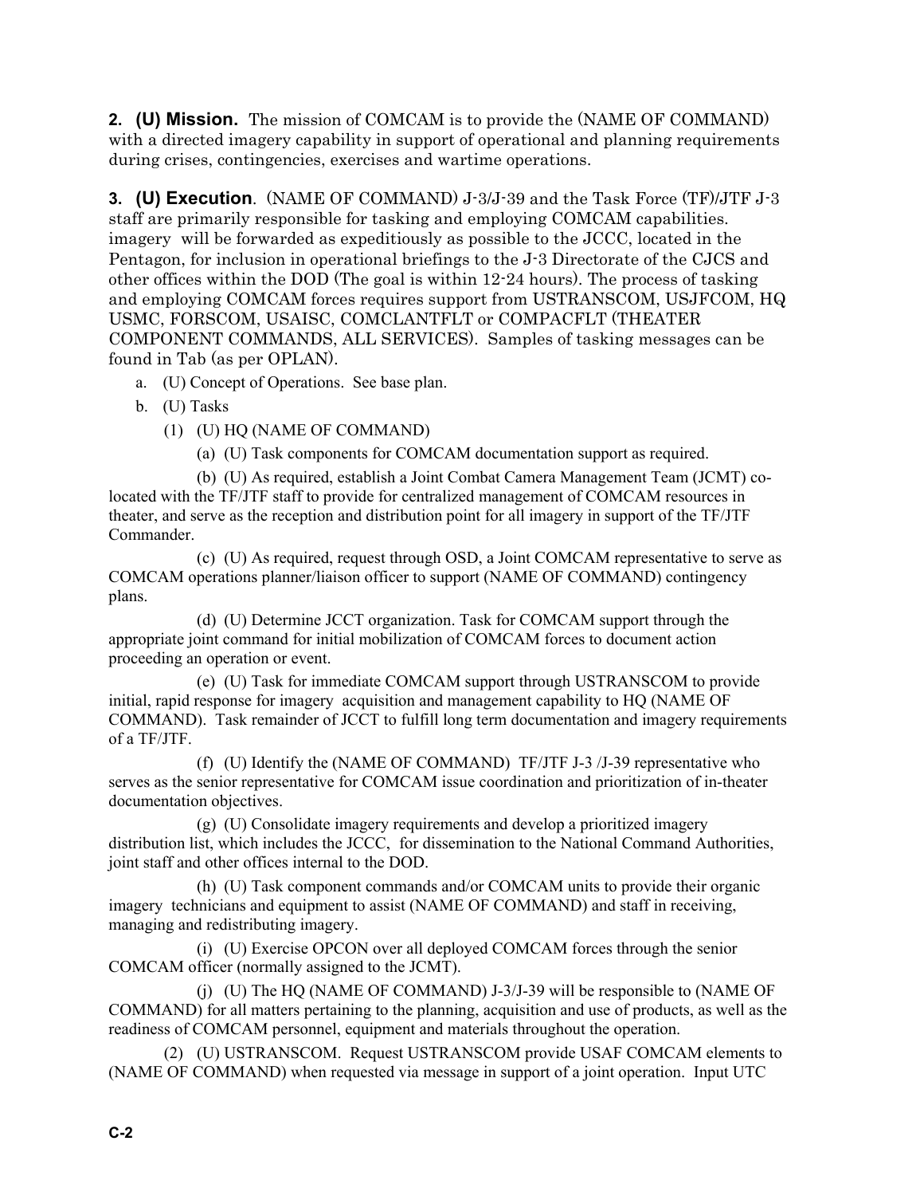**2. (U) Mission.** The mission of COMCAM is to provide the (NAME OF COMMAND) with a directed imagery capability in support of operational and planning requirements during crises, contingencies, exercises and wartime operations.

**3. (U) Execution**. (NAME OF COMMAND) J-3/J-39 and the Task Force (TF)/JTF J-3 staff are primarily responsible for tasking and employing COMCAM capabilities. imagery will be forwarded as expeditiously as possible to the JCCC, located in the Pentagon, for inclusion in operational briefings to the J-3 Directorate of the CJCS and other offices within the DOD (The goal is within 12-24 hours). The process of tasking and employing COMCAM forces requires support from USTRANSCOM, USJFCOM, HQ USMC, FORSCOM, USAISC, COMCLANTFLT or COMPACFLT (THEATER COMPONENT COMMANDS, ALL SERVICES). Samples of tasking messages can be found in Tab (as per OPLAN).

a. (U) Concept of Operations. See base plan.

b. (U) Tasks

(1) (U) HQ (NAME OF COMMAND)

(a) (U) Task components for COMCAM documentation support as required.

(b) (U) As required, establish a Joint Combat Camera Management Team (JCMT) co-located with the TF/JTF staff to provide for centralized management of COMCAM resources in theater, and serve as the reception and distribution point for all imagery in support of the TF/JTF Commander.

(c) (U) As required, request through OSD, a Joint COMCAM representative to serve as COMCAM operations planner/liaison officer to support (NAME OF COMMAND) contingency plans.

(d) (U) Determine JCCT organization. Task for COMCAM support through the appropriate joint command for initial mobilization of COMCAM forces to document action proceeding an operation or event.

(e) (U) Task for immediate COMCAM support through USTRANSCOM to provide initial, rapid response for imagery acquisition and management capability to HQ (NAME OF COMMAND). Task remainder of JCCT to fulfill long term documentation and imagery requirements of a TF/JTF.

(f) (U) Identify the (NAME OF COMMAND) TF/JTF J-3 /J-39 representative who serves as the senior representative for COMCAM issue coordination and prioritization of in-theater documentation objectives.

(g) (U) Consolidate imagery requirements and develop a prioritized imagery distribution list, which includes the JCCC, for dissemination to the National Command Authorities, joint staff and other offices internal to the DOD.

(h) (U) Task component commands and/or COMCAM units to provide their organic imagery technicians and equipment to assist (NAME OF COMMAND) and staff in receiving, managing and redistributing imagery.

(i) (U) Exercise OPCON over all deployed COMCAM forces through the senior COMCAM officer (normally assigned to the JCMT).

(j) (U) The HQ (NAME OF COMMAND) J-3/J-39 will be responsible to (NAME OF COMMAND) for all matters pertaining to the planning, acquisition and use of products, as well as the readiness of COMCAM personnel, equipment and materials throughout the operation.

(2) (U) USTRANSCOM. Request USTRANSCOM provide USAF COMCAM elements to (NAME OF COMMAND) when requested via message in support of a joint operation. Input UTC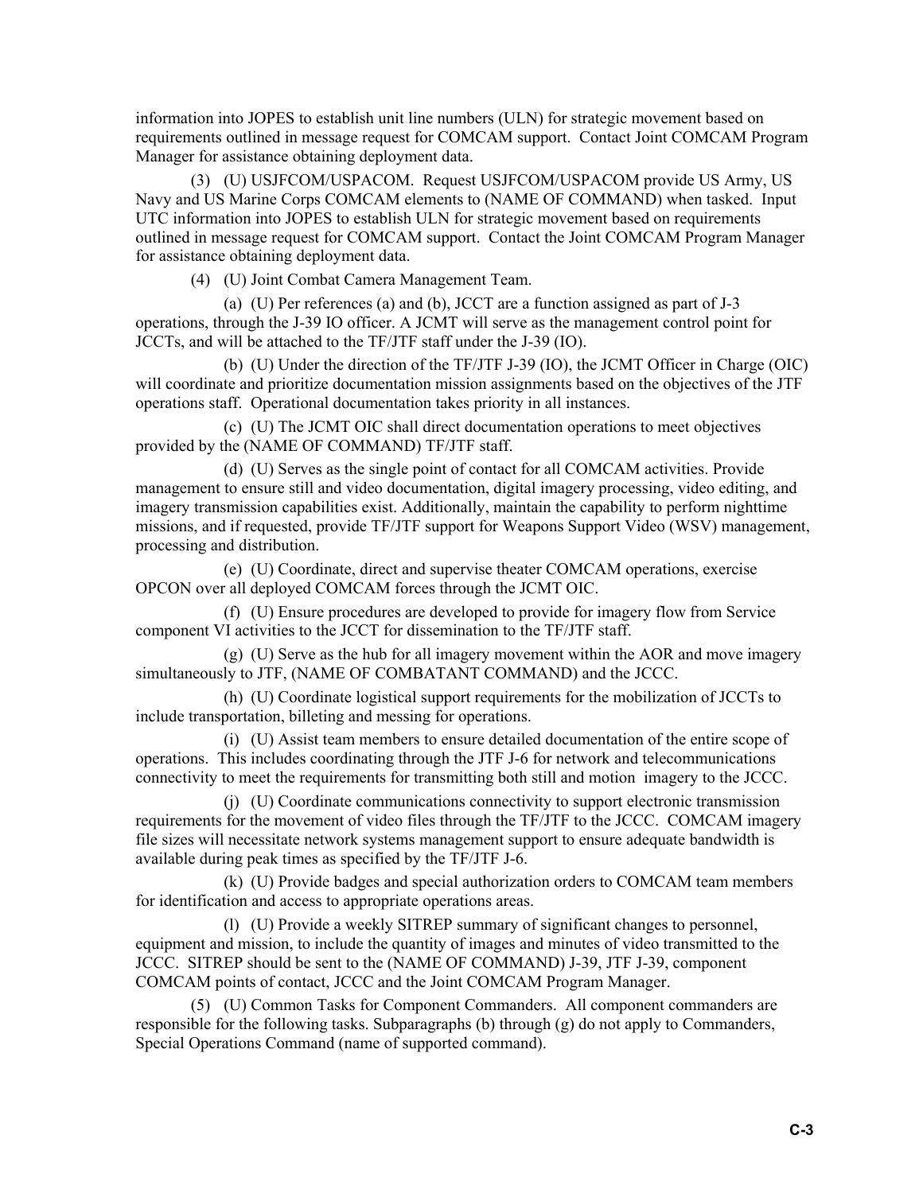information into JOPES to establish unit line numbers (ULN) for strategic movement based on requirements outlined in message request for COMCAM support. Contact Joint COMCAM Program Manager for assistance obtaining deployment data.

(3) (U) USJFCOM/USPACOM. Request USJFCOM/USPACOM provide US Army, US Navy and US Marine Corps COMCAM elements to (NAME OF COMMAND) when tasked. Input UTC information into JOPES to establish ULN for strategic movement based on requirements outlined in message request for COMCAM support. Contact the Joint COMCAM Program Manager for assistance obtaining deployment data.

(4) (U) Joint Combat Camera Management Team.

(a) (U) Per references (a) and (b), JCCT are a function assigned as part of J-3 operations, through the J-39 IO officer. A JCMT will serve as the management control point for JCCTs, and will be attached to the TF/JTF staff under the J-39 (IO).

(b) (U) Under the direction of the TF/JTF J-39 (IO), the JCMT Officer in Charge (OIC) will coordinate and prioritize documentation mission assignments based on the objectives of the JTF operations staff. Operational documentation takes priority in all instances.

(c) (U) The JCMT OIC shall direct documentation operations to meet objectives provided by the (NAME OF COMMAND) TF/JTF staff.

(d) (U) Serves as the single point of contact for all COMCAM activities. Provide management to ensure still and video documentation, digital imagery processing, video editing, and imagery transmission capabilities exist. Additionally, maintain the capability to perform nighttime missions, and if requested, provide TF/JTF support for Weapons Support Video (WSV) management, processing and distribution.

(e) (U) Coordinate, direct and supervise theater COMCAM operations, exercise OPCON over all deployed COMCAM forces through the JCMT OIC.

(f) (U) Ensure procedures are developed to provide for imagery flow from Service component VI activities to the JCCT for dissemination to the TF/JTF staff.

(g) (U) Serve as the hub for all imagery movement within the AOR and move imagery simultaneously to JTF, (NAME OF COMBATANT COMMAND) and the JCCC.

(h) (U) Coordinate logistical support requirements for the mobilization of JCCTs to include transportation, billeting and messing for operations.

(i) (U) Assist team members to ensure detailed documentation of the entire scope of operations. This includes coordinating through the JTF J-6 for network and telecommunications connectivity to meet the requirements for transmitting both still and motion imagery to the JCCC.

(j) (U) Coordinate communications connectivity to support electronic transmission requirements for the movement of video files through the TF/JTF to the JCCC. COMCAM imagery file sizes will necessitate network systems management support to ensure adequate bandwidth is available during peak times as specified by the TF/JTF J-6.

(k) (U) Provide badges and special authorization orders to COMCAM team members for identification and access to appropriate operations areas.

(l) (U) Provide a weekly SITREP summary of significant changes to personnel, equipment and mission, to include the quantity of images and minutes of video transmitted to the JCCC. SITREP should be sent to the (NAME OF COMMAND) J-39, JTF J-39, component COMCAM points of contact, JCCC and the Joint COMCAM Program Manager.

(5) (U) Common Tasks for Component Commanders. All component commanders are responsible for the following tasks. Subparagraphs (b) through (g) do not apply to Commanders, Special Operations Command (name of supported command).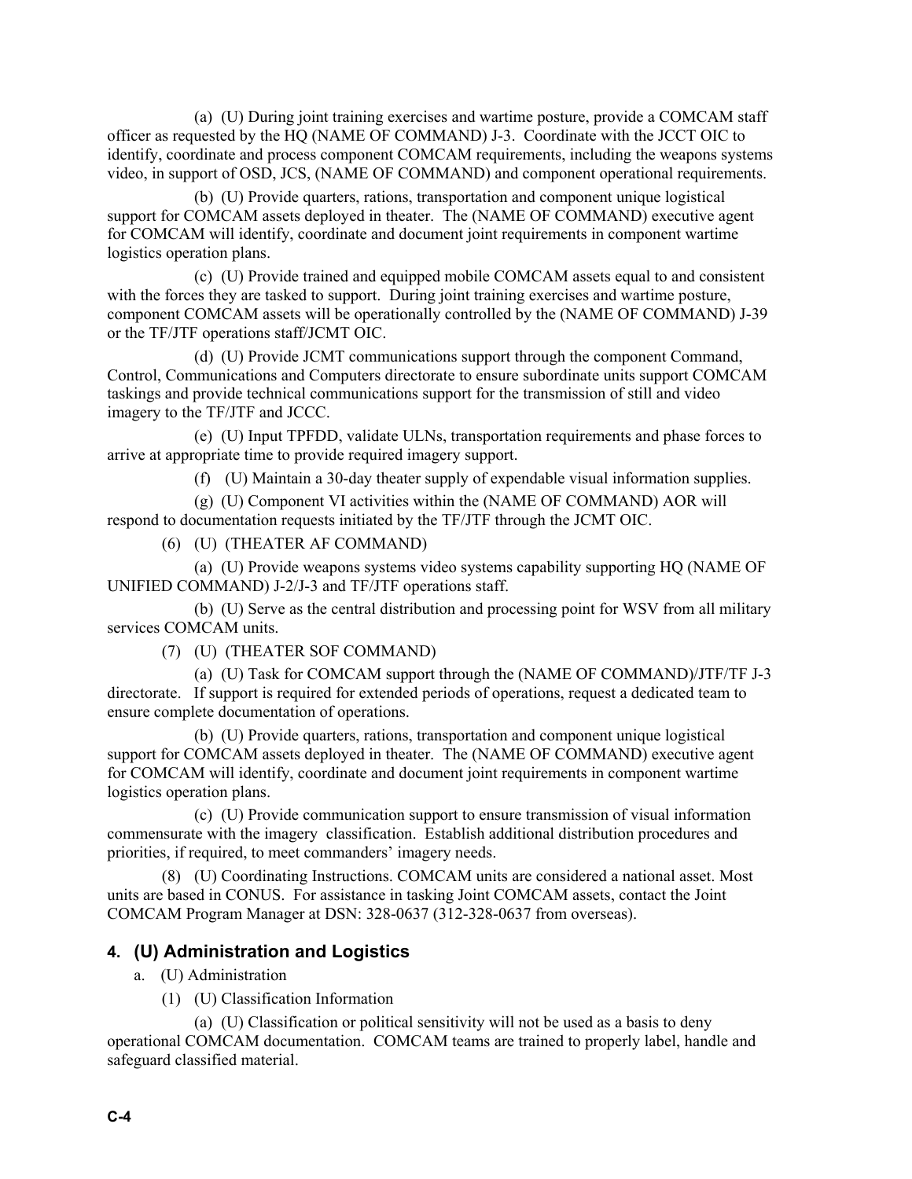(a) (U) During joint training exercises and wartime posture, provide a COMCAM staff officer as requested by the HQ (NAME OF COMMAND) J-3. Coordinate with the JCCT OIC to identify, coordinate and process component COMCAM requirements, including the weapons systems video, in support of OSD, JCS, (NAME OF COMMAND) and component operational requirements.

(b) (U) Provide quarters, rations, transportation and component unique logistical support for COMCAM assets deployed in theater. The (NAME OF COMMAND) executive agent for COMCAM will identify, coordinate and document joint requirements in component wartime logistics operation plans.

(c) (U) Provide trained and equipped mobile COMCAM assets equal to and consistent with the forces they are tasked to support. During joint training exercises and wartime posture, component COMCAM assets will be operationally controlled by the (NAME OF COMMAND) J-39 or the TF/JTF operations staff/JCMT OIC.

(d) (U) Provide JCMT communications support through the component Command, Control, Communications and Computers directorate to ensure subordinate units support COMCAM taskings and provide technical communications support for the transmission of still and video imagery to the TF/JTF and JCCC.

(e) (U) Input TPFDD, validate ULNs, transportation requirements and phase forces to arrive at appropriate time to provide required imagery support.

(f) (U) Maintain a 30-day theater supply of expendable visual information supplies.

(g) (U) Component VI activities within the (NAME OF COMMAND) AOR will respond to documentation requests initiated by the TF/JTF through the JCMT OIC.

(6) (U) (THEATER AF COMMAND)

(a) (U) Provide weapons systems video systems capability supporting HQ (NAME OF UNIFIED COMMAND) J-2/J-3 and TF/JTF operations staff.

(b) (U) Serve as the central distribution and processing point for WSV from all military services COMCAM units.

(7) (U) (THEATER SOF COMMAND)

(a) (U) Task for COMCAM support through the (NAME OF COMMAND)/JTF/TF J-3 directorate. If support is required for extended periods of operations, request a dedicated team to ensure complete documentation of operations.

(b) (U) Provide quarters, rations, transportation and component unique logistical support for COMCAM assets deployed in theater. The (NAME OF COMMAND) executive agent for COMCAM will identify, coordinate and document joint requirements in component wartime logistics operation plans.

(c) (U) Provide communication support to ensure transmission of visual information commensurate with the imagery classification. Establish additional distribution procedures and priorities, if required, to meet commanders' imagery needs.

(8) (U) Coordinating Instructions. COMCAM units are considered a national asset. Most units are based in CONUS. For assistance in tasking Joint COMCAM assets, contact the Joint COMCAM Program Manager at DSN: 328-0637 (312-328-0637 from overseas).

## 4. (U) Administration and Logistics

a. (U) Administration

(1) (U) Classification Information

(a) (U) Classification or political sensitivity will not be used as a basis to deny operational COMCAM documentation. COMCAM teams are trained to properly label, handle and safeguard classified material.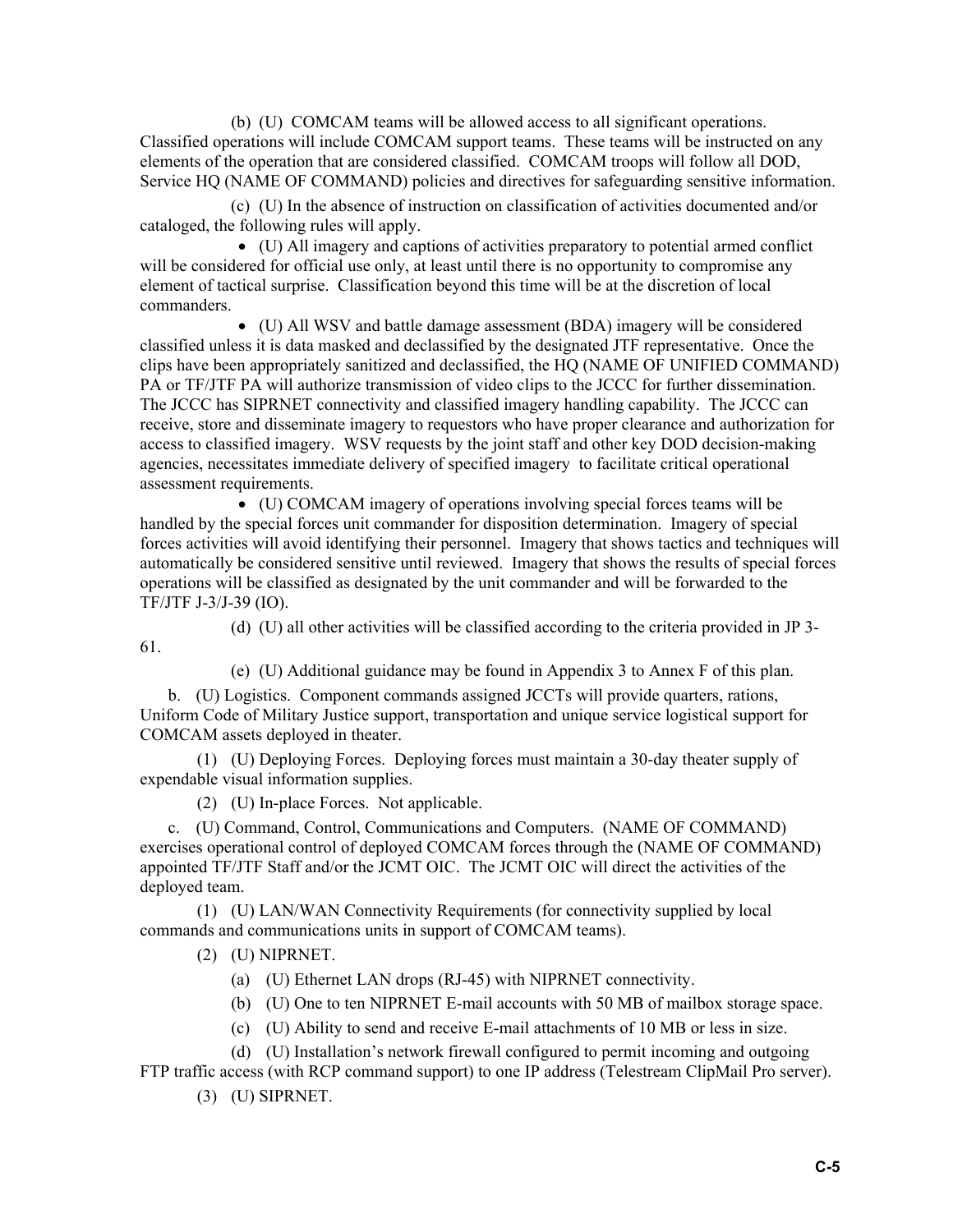(b) (U) COMCAM teams will be allowed access to all significant operations. Classified operations will include COMCAM support teams. These teams will be instructed on any elements of the operation that are considered classified. COMCAM troops will follow all DOD, Service HQ (NAME OF COMMAND) policies and directives for safeguarding sensitive information.

(c) (U) In the absence of instruction on classification of activities documented and/or cataloged, the following rules will apply.

- (U) All imagery and captions of activities preparatory to potential armed conflict will be considered for official use only, at least until there is no opportunity to compromise any element of tactical surprise. Classification beyond this time will be at the discretion of local commanders.
- (U) All WSV and battle damage assessment (BDA) imagery will be considered classified unless it is data masked and declassified by the designated JTF representative. Once the clips have been appropriately sanitized and declassified, the HQ (NAME OF UNIFIED COMMAND) PA or TF/JTF PA will authorize transmission of video clips to the JCCC for further dissemination. The JCCC has SIPRNET connectivity and classified imagery handling capability. The JCCC can receive, store and disseminate imagery to requestors who have proper clearance and authorization for access to classified imagery. WSV requests by the joint staff and other key DOD decision-making agencies, necessitates immediate delivery of specified imagery to facilitate critical operational assessment requirements.
- (U) COMCAM imagery of operations involving special forces teams will be handled by the special forces unit commander for disposition determination. Imagery of special forces activities will avoid identifying their personnel. Imagery that shows tactics and techniques will automatically be considered sensitive until reviewed. Imagery that shows the results of special forces operations will be classified as designated by the unit commander and will be forwarded to the TF/JTF J-3/J-39 (IO).

(d) (U) all other activities will be classified according to the criteria provided in JP 3-61.

(e) (U) Additional guidance may be found in Appendix 3 to Annex F of this plan.

b. (U) Logistics. Component commands assigned JCCTs will provide quarters, rations, Uniform Code of Military Justice support, transportation and unique service logistical support for COMCAM assets deployed in theater.

(1) (U) Deploying Forces. Deploying forces must maintain a 30-day theater supply of expendable visual information supplies.

(2) (U) In-place Forces. Not applicable.

c. (U) Command, Control, Communications and Computers. (NAME OF COMMAND) exercises operational control of deployed COMCAM forces through the (NAME OF COMMAND) appointed TF/JTF Staff and/or the JCMT OIC. The JCMT OIC will direct the activities of the deployed team.

(1) (U) LAN/WAN Connectivity Requirements (for connectivity supplied by local commands and communications units in support of COMCAM teams).

(2) (U) NIPRNET.

(a) (U) Ethernet LAN drops (RJ-45) with NIPRNET connectivity.

(b) (U) One to ten NIPRNET E-mail accounts with 50 MB of mailbox storage space.

(c) (U) Ability to send and receive E-mail attachments of 10 MB or less in size.

(d) (U) Installation's network firewall configured to permit incoming and outgoing FTP traffic access (with RCP command support) to one IP address (Telestream ClipMail Pro server).

(3) (U) SIPRNET.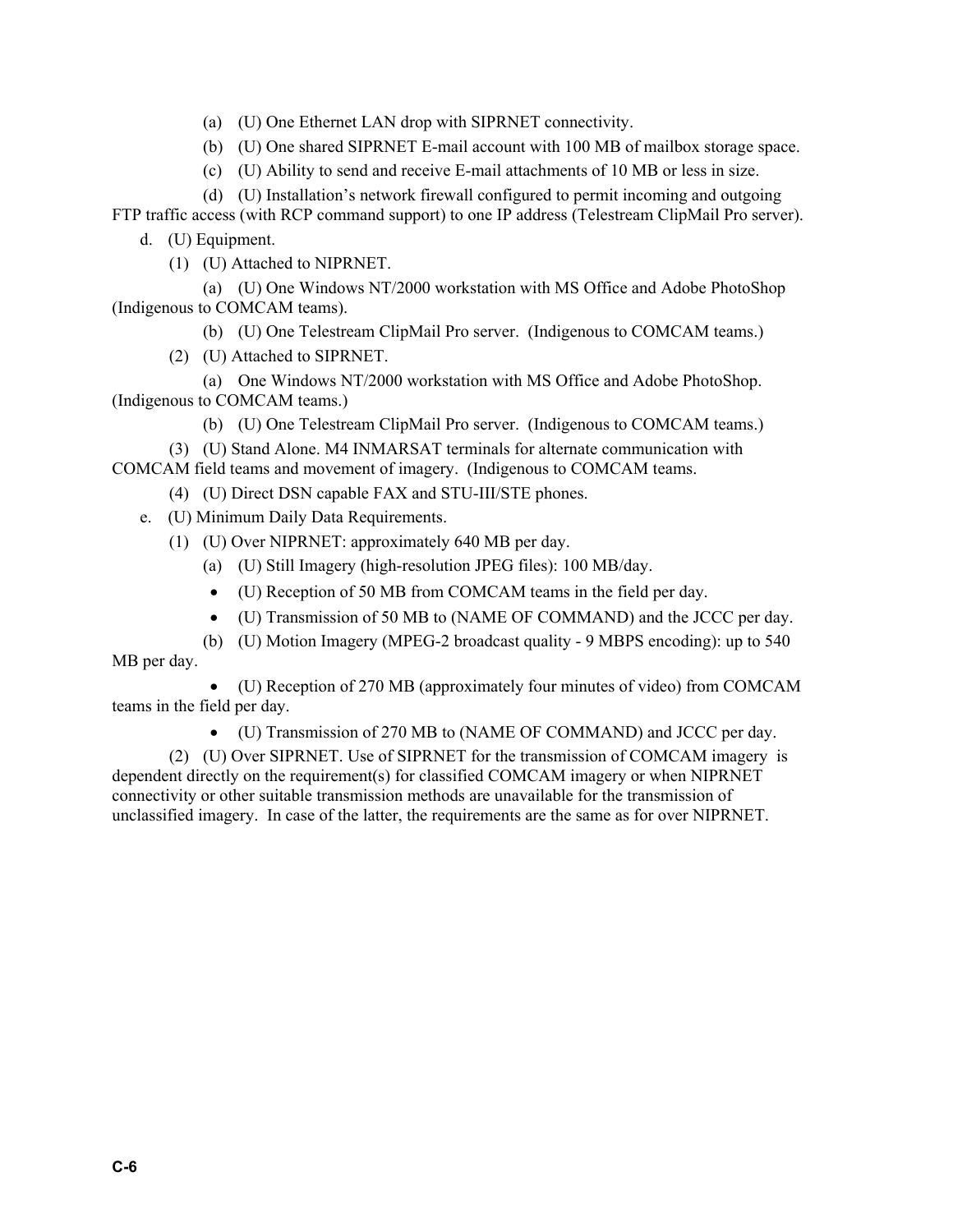(a) (U) One Ethernet LAN drop with SIPRNET connectivity.

(b) (U) One shared SIPRNET E-mail account with 100 MB of mailbox storage space.

(c) (U) Ability to send and receive E-mail attachments of 10 MB or less in size.

(d) (U) Installation's network firewall configured to permit incoming and outgoing FTP traffic access (with RCP command support) to one IP address (Telestream ClipMail Pro server).

d. (U) Equipment.

(1) (U) Attached to NIPRNET.

(a) (U) One Windows NT/2000 workstation with MS Office and Adobe PhotoShop (Indigenous to COMCAM teams).

(b) (U) One Telestream ClipMail Pro server. (Indigenous to COMCAM teams.)

(2) (U) Attached to SIPRNET.

(a) One Windows NT/2000 workstation with MS Office and Adobe PhotoShop. (Indigenous to COMCAM teams.)

(b) (U) One Telestream ClipMail Pro server. (Indigenous to COMCAM teams.)

(3) (U) Stand Alone. M4 INMARSAT terminals for alternate communication with COMCAM field teams and movement of imagery. (Indigenous to COMCAM teams.

(4) (U) Direct DSN capable FAX and STU-III/STE phones.

e. (U) Minimum Daily Data Requirements.

(1) (U) Over NIPRNET: approximately 640 MB per day.

(a) (U) Still Imagery (high-resolution JPEG files): 100 MB/day.

- (U) Reception of 50 MB from COMCAM teams in the field per day.
- (U) Transmission of 50 MB to (NAME OF COMMAND) and the JCCC per day.

(b) (U) Motion Imagery (MPEG-2 broadcast quality - 9 MBPS encoding): up to 540 MB per day.

- (U) Reception of 270 MB (approximately four minutes of video) from COMCAM teams in the field per day.
- (U) Transmission of 270 MB to (NAME OF COMMAND) and JCCC per day.

(2) (U) Over SIPRNET. Use of SIPRNET for the transmission of COMCAM imagery is dependent directly on the requirement(s) for classified COMCAM imagery or when NIPRNET connectivity or other suitable transmission methods are unavailable for the transmission of unclassified imagery. In case of the latter, the requirements are the same as for over NIPRNET.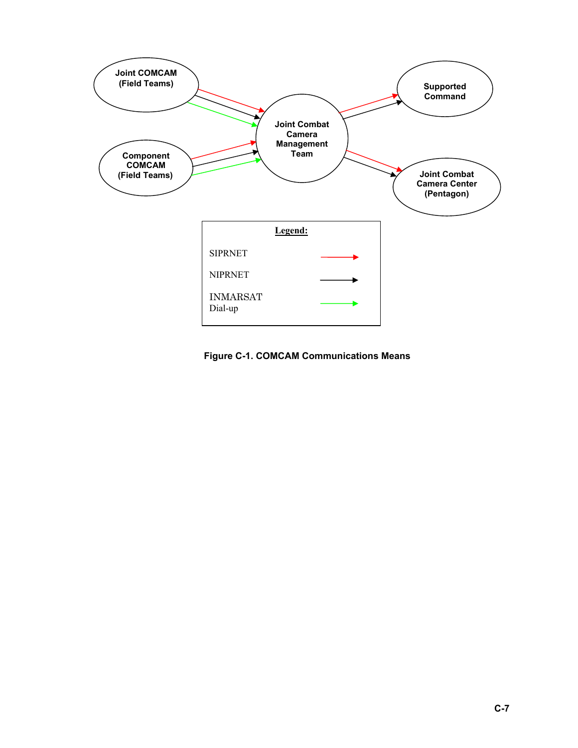Joint COMCAM (Field Teams)

Component COMCAM (Field Teams)

Joint Combat Camera Management Team

Supported Command

Joint Combat Camera Center (Pentagon)

**Legend:**

SIPRNET

NIPRNET

INMARSAT Dial-up

**Figure C-1. COMCAM Communications Means**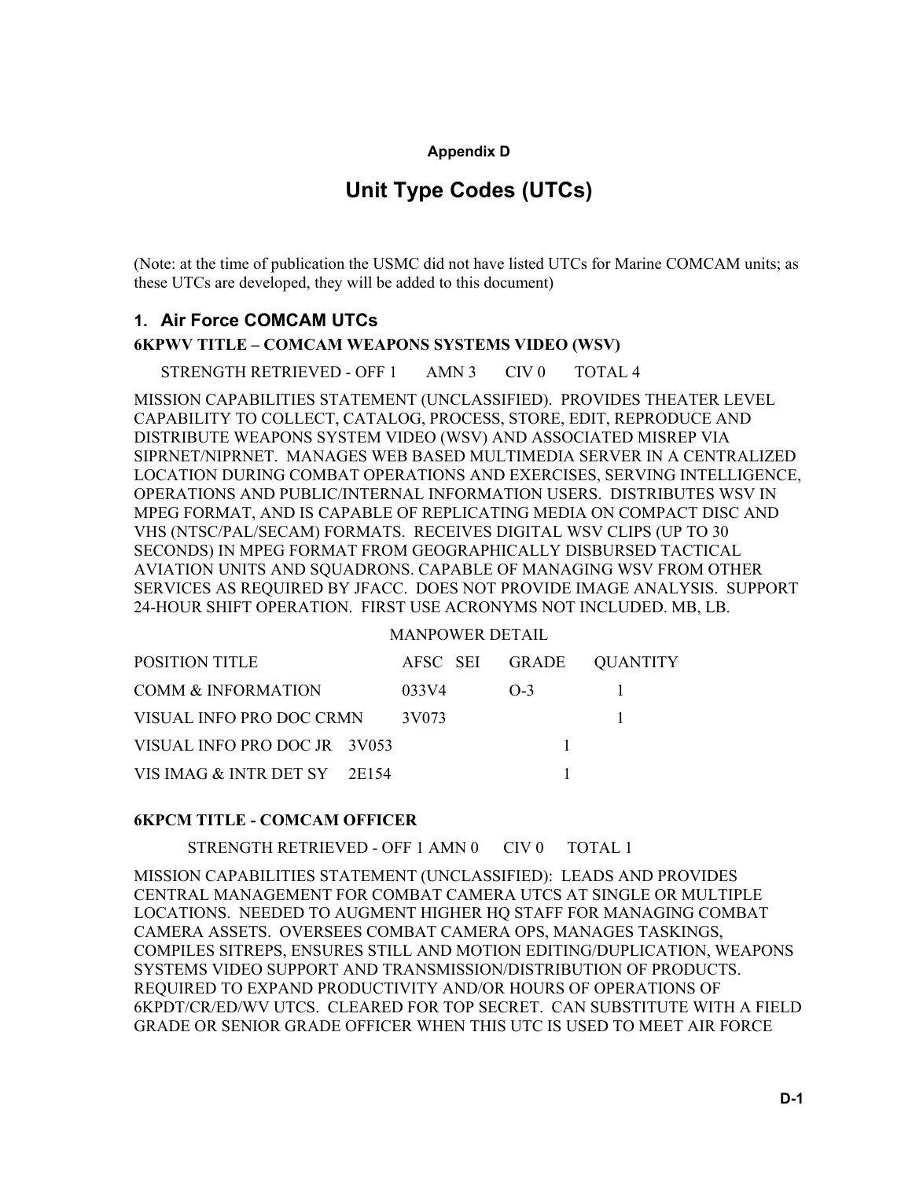# Appendix D

# Unit Type Codes (UTCs)

(Note: at the time of publication the USMC did not have listed UTCs for Marine COMCAM units; as these UTCs are developed, they will be added to this document)

## 1. Air Force COMCAM UTCs

**6KPWV TITLE – COMCAM WEAPONS SYSTEMS VIDEO (WSV)**

STRENGTH RETRIEVED - OFF 1 AMN 3 CIV 0 TOTAL 4

MISSION CAPABILITIES STATEMENT (UNCLASSIFIED). PROVIDES THEATER LEVEL CAPABILITY TO COLLECT, CATALOG, PROCESS, STORE, EDIT, REPRODUCE AND DISTRIBUTE WEAPONS SYSTEM VIDEO (WSV) AND ASSOCIATED MISREP VIA SIPRNET/NIPRNET. MANAGES WEB BASED MULTIMEDIA SERVER IN A CENTRALIZED LOCATION DURING COMBAT OPERATIONS AND EXERCISES, SERVING INTELLIGENCE, OPERATIONS AND PUBLIC/INTERNAL INFORMATION USERS. DISTRIBUTES WSV IN MPEG FORMAT, AND IS CAPABLE OF REPLICATING MEDIA ON COMPACT DISC AND VHS (NTSC/PAL/SECAM) FORMATS. RECEIVES DIGITAL WSV CLIPS (UP TO 30 SECONDS) IN MPEG FORMAT FROM GEOGRAPHICALLY DISBURSED TACTICAL AVIATION UNITS AND SQUADRONS. CAPABLE OF MANAGING WSV FROM OTHER SERVICES AS REQUIRED BY JFACC. DOES NOT PROVIDE IMAGE ANALYSIS. SUPPORT 24-HOUR SHIFT OPERATION. FIRST USE ACRONYMS NOT INCLUDED. MB, LB.

MANPOWER DETAIL

| POSITION TITLE | AFSC | SEI | GRADE | QUANTITY |
|---|---|---|---|---|
| COMM & INFORMATION | 033V4 | | O-3 | 1 |
| VISUAL INFO PRO DOC CRMN | 3V073 | | | 1 |
| VISUAL INFO PRO DOC JR | 3V053 | | | 1 |
| VIS IMAG & INTR DET SY | 2E154 | | | 1 |

**6KPCM TITLE - COMCAM OFFICER**

STRENGTH RETRIEVED - OFF 1 AMN 0 CIV 0 TOTAL 1

MISSION CAPABILITIES STATEMENT (UNCLASSIFIED): LEADS AND PROVIDES CENTRAL MANAGEMENT FOR COMBAT CAMERA UTCS AT SINGLE OR MULTIPLE LOCATIONS. NEEDED TO AUGMENT HIGHER HQ STAFF FOR MANAGING COMBAT CAMERA ASSETS. OVERSEES COMBAT CAMERA OPS, MANAGES TASKINGS, COMPILES SITREPS, ENSURES STILL AND MOTION EDITING/DUPLICATION, WEAPONS SYSTEMS VIDEO SUPPORT AND TRANSMISSION/DISTRIBUTION OF PRODUCTS. REQUIRED TO EXPAND PRODUCTIVITY AND/OR HOURS OF OPERATIONS OF 6KPDT/CR/ED/WV UTCS. CLEARED FOR TOP SECRET. CAN SUBSTITUTE WITH A FIELD GRADE OR SENIOR GRADE OFFICER WHEN THIS UTC IS USED TO MEET AIR FORCE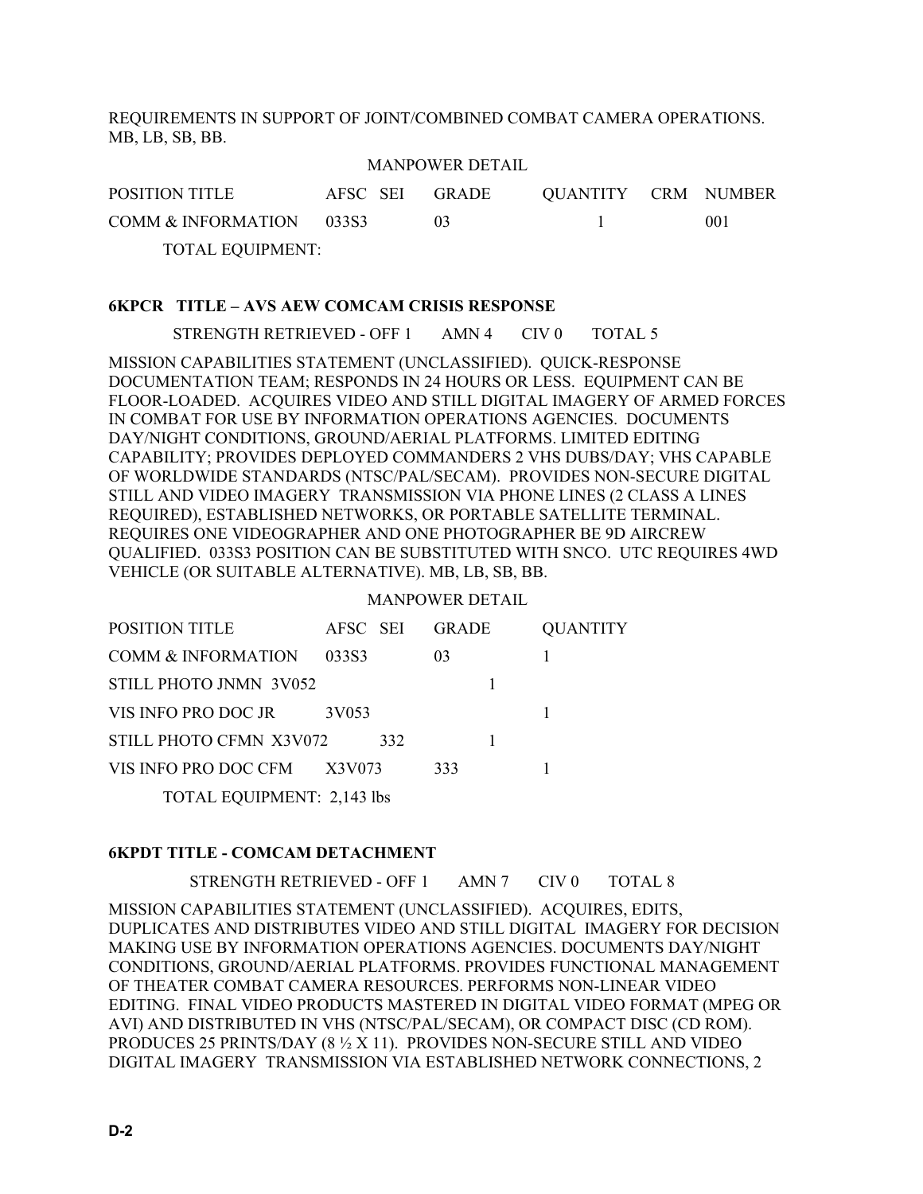REQUIREMENTS IN SUPPORT OF JOINT/COMBINED COMBAT CAMERA OPERATIONS. MB, LB, SB, BB.

MANPOWER DETAIL

| POSITION TITLE | AFSC | SEI | GRADE | QUANTITY | CRM | NUMBER |
|---|---|---|---|---|---|---|
| COMM & INFORMATION | 033S3 | | 03 | 1 | | 001 |

TOTAL EQUIPMENT:

**6KPCR TITLE – AVS AEW COMCAM CRISIS RESPONSE**

STRENGTH RETRIEVED - OFF 1 AMN 4 CIV 0 TOTAL 5

MISSION CAPABILITIES STATEMENT (UNCLASSIFIED). QUICK-RESPONSE DOCUMENTATION TEAM; RESPONDS IN 24 HOURS OR LESS. EQUIPMENT CAN BE FLOOR-LOADED. ACQUIRES VIDEO AND STILL DIGITAL IMAGERY OF ARMED FORCES IN COMBAT FOR USE BY INFORMATION OPERATIONS AGENCIES. DOCUMENTS DAY/NIGHT CONDITIONS, GROUND/AERIAL PLATFORMS. LIMITED EDITING CAPABILITY; PROVIDES DEPLOYED COMMANDERS 2 VHS DUBS/DAY; VHS CAPABLE OF WORLDWIDE STANDARDS (NTSC/PAL/SECAM). PROVIDES NON-SECURE DIGITAL STILL AND VIDEO IMAGERY TRANSMISSION VIA PHONE LINES (2 CLASS A LINES REQUIRED), ESTABLISHED NETWORKS, OR PORTABLE SATELLITE TERMINAL. REQUIRES ONE VIDEOGRAPHER AND ONE PHOTOGRAPHER BE 9D AIRCREW QUALIFIED. 033S3 POSITION CAN BE SUBSTITUTED WITH SNCO. UTC REQUIRES 4WD VEHICLE (OR SUITABLE ALTERNATIVE). MB, LB, SB, BB.

MANPOWER DETAIL

| POSITION TITLE | AFSC | SEI | GRADE | QUANTITY |
|---|---|---|---|---|
| COMM & INFORMATION | 033S3 | | 03 | 1 |
| STILL PHOTO JNMN | 3V052 | | | 1 |
| VIS INFO PRO DOC JR | 3V053 | | | 1 |
| STILL PHOTO CFMN | X3V072 | 332 | | 1 |
| VIS INFO PRO DOC CFM | X3V073 | | 333 | 1 |

TOTAL EQUIPMENT: 2,143 lbs

**6KPDT TITLE - COMCAM DETACHMENT**

STRENGTH RETRIEVED - OFF 1 AMN 7 CIV 0 TOTAL 8

MISSION CAPABILITIES STATEMENT (UNCLASSIFIED). ACQUIRES, EDITS, DUPLICATES AND DISTRIBUTES VIDEO AND STILL DIGITAL IMAGERY FOR DECISION MAKING USE BY INFORMATION OPERATIONS AGENCIES. DOCUMENTS DAY/NIGHT CONDITIONS, GROUND/AERIAL PLATFORMS. PROVIDES FUNCTIONAL MANAGEMENT OF THEATER COMBAT CAMERA RESOURCES. PERFORMS NON-LINEAR VIDEO EDITING. FINAL VIDEO PRODUCTS MASTERED IN DIGITAL VIDEO FORMAT (MPEG OR AVI) AND DISTRIBUTED IN VHS (NTSC/PAL/SECAM), OR COMPACT DISC (CD ROM). PRODUCES 25 PRINTS/DAY (8 ½ X 11). PROVIDES NON-SECURE STILL AND VIDEO DIGITAL IMAGERY TRANSMISSION VIA ESTABLISHED NETWORK CONNECTIONS, 2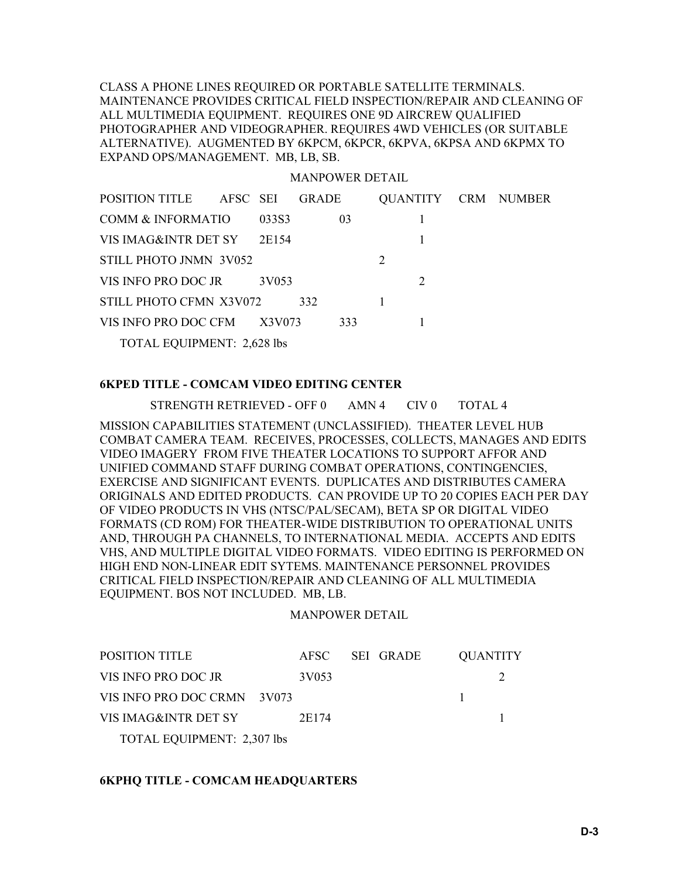CLASS A PHONE LINES REQUIRED OR PORTABLE SATELLITE TERMINALS. MAINTENANCE PROVIDES CRITICAL FIELD INSPECTION/REPAIR AND CLEANING OF ALL MULTIMEDIA EQUIPMENT. REQUIRES ONE 9D AIRCREW QUALIFIED PHOTOGRAPHER AND VIDEOGRAPHER. REQUIRES 4WD VEHICLES (OR SUITABLE ALTERNATIVE). AUGMENTED BY 6KPCM, 6KPCR, 6KPVA, 6KPSA AND 6KPMX TO EXPAND OPS/MANAGEMENT. MB, LB, SB.

MANPOWER DETAIL

| POSITION TITLE | AFSC | SEI | GRADE | QUANTITY | CRM | NUMBER |
|---|---|---|---|---|---|---|
| COMM & INFORMATIO | 033S3 | | 03 | 1 | | |
| VIS IMAG&INTR DET SY | 2E154 | | | 1 | | |
| STILL PHOTO JNMN | 3V052 | | | 2 | | |
| VIS INFO PRO DOC JR | 3V053 | | | 2 | | |
| STILL PHOTO CFMN | X3V072 | 332 | | 1 | | |
| VIS INFO PRO DOC CFM | X3V073 | 333 | | 1 | | |

TOTAL EQUIPMENT: 2,628 lbs

**6KPED TITLE - COMCAM VIDEO EDITING CENTER**

STRENGTH RETRIEVED - OFF 0 AMN 4 CIV 0 TOTAL 4

MISSION CAPABILITIES STATEMENT (UNCLASSIFIED). THEATER LEVEL HUB COMBAT CAMERA TEAM. RECEIVES, PROCESSES, COLLECTS, MANAGES AND EDITS VIDEO IMAGERY FROM FIVE THEATER LOCATIONS TO SUPPORT AFFOR AND UNIFIED COMMAND STAFF DURING COMBAT OPERATIONS, CONTINGENCIES, EXERCISE AND SIGNIFICANT EVENTS. DUPLICATES AND DISTRIBUTES CAMERA ORIGINALS AND EDITED PRODUCTS. CAN PROVIDE UP TO 20 COPIES EACH PER DAY OF VIDEO PRODUCTS IN VHS (NTSC/PAL/SECAM), BETA SP OR DIGITAL VIDEO FORMATS (CD ROM) FOR THEATER-WIDE DISTRIBUTION TO OPERATIONAL UNITS AND, THROUGH PA CHANNELS, TO INTERNATIONAL MEDIA. ACCEPTS AND EDITS VHS, AND MULTIPLE DIGITAL VIDEO FORMATS. VIDEO EDITING IS PERFORMED ON HIGH END NON-LINEAR EDIT SYTEMS. MAINTENANCE PERSONNEL PROVIDES CRITICAL FIELD INSPECTION/REPAIR AND CLEANING OF ALL MULTIMEDIA EQUIPMENT. BOS NOT INCLUDED. MB, LB.

MANPOWER DETAIL

| POSITION TITLE | AFSC | SEI | GRADE | QUANTITY |
|---|---|---|---|---|
| VIS INFO PRO DOC JR | 3V053 | | | 2 |
| VIS INFO PRO DOC CRMN | 3V073 | | | 1 |
| VIS IMAG&INTR DET SY | 2E174 | | | 1 |

TOTAL EQUIPMENT: 2,307 lbs

**6KPHQ TITLE - COMCAM HEADQUARTERS**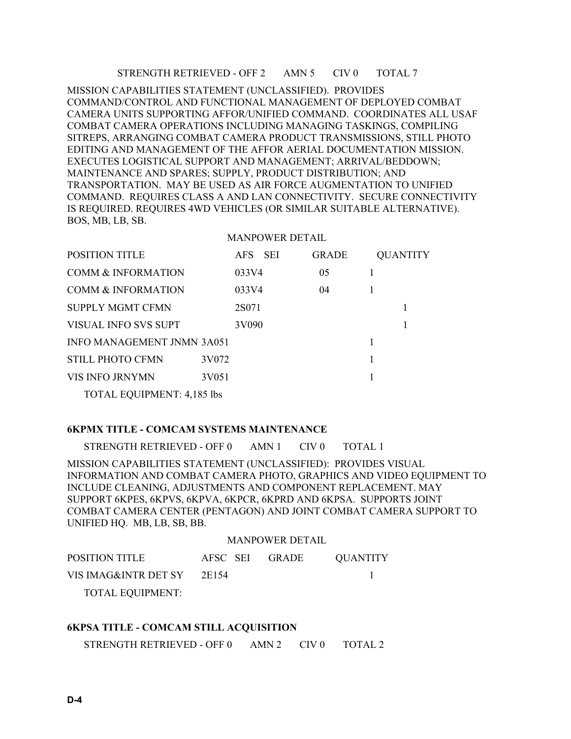STRENGTH RETRIEVED - OFF 2 AMN 5 CIV 0 TOTAL 7

MISSION CAPABILITIES STATEMENT (UNCLASSIFIED). PROVIDES COMMAND/CONTROL AND FUNCTIONAL MANAGEMENT OF DEPLOYED COMBAT CAMERA UNITS SUPPORTING AFFOR/UNIFIED COMMAND. COORDINATES ALL USAF COMBAT CAMERA OPERATIONS INCLUDING MANAGING TASKINGS, COMPILING SITREPS, ARRANGING COMBAT CAMERA PRODUCT TRANSMISSIONS, STILL PHOTO EDITING AND MANAGEMENT OF THE AFFOR AERIAL DOCUMENTATION MISSION. EXECUTES LOGISTICAL SUPPORT AND MANAGEMENT; ARRIVAL/BEDDOWN; MAINTENANCE AND SPARES; SUPPLY, PRODUCT DISTRIBUTION; AND TRANSPORTATION. MAY BE USED AS AIR FORCE AUGMENTATION TO UNIFIED COMMAND. REQUIRES CLASS A AND LAN CONNECTIVITY. SECURE CONNECTIVITY IS REQUIRED. REQUIRES 4WD VEHICLES (OR SIMILAR SUITABLE ALTERNATIVE). BOS, MB, LB, SB.

MANPOWER DETAIL

| POSITION TITLE | AFS | SEI | GRADE | QUANTITY |
|---|---|---|---|---|
| COMM & INFORMATION | 033V4 | | 05 | 1 |
| COMM & INFORMATION | 033V4 | | 04 | 1 |
| SUPPLY MGMT CFMN | 2S071 | | | 1 |
| VISUAL INFO SVS SUPT | 3V090 | | | 1 |
| INFO MANAGEMENT JNMN | 3A051 | | | 1 |
| STILL PHOTO CFMN | 3V072 | | | 1 |
| VIS INFO JRNYMN | 3V051 | | | 1 |

TOTAL EQUIPMENT: 4,185 lbs

**6KPMX TITLE - COMCAM SYSTEMS MAINTENANCE**

STRENGTH RETRIEVED - OFF 0 AMN 1 CIV 0 TOTAL 1

MISSION CAPABILITIES STATEMENT (UNCLASSIFIED): PROVIDES VISUAL INFORMATION AND COMBAT CAMERA PHOTO, GRAPHICS AND VIDEO EQUIPMENT TO INCLUDE CLEANING, ADJUSTMENTS AND COMPONENT REPLACEMENT. MAY SUPPORT 6KPES, 6KPVS, 6KPVA, 6KPCR, 6KPRD AND 6KPSA. SUPPORTS JOINT COMBAT CAMERA CENTER (PENTAGON) AND JOINT COMBAT CAMERA SUPPORT TO UNIFIED HQ. MB, LB, SB, BB.

MANPOWER DETAIL

| POSITION TITLE | AFSC | SEI | GRADE | QUANTITY |
|---|---|---|---|---|
| VIS IMAG&INTR DET SY | 2E154 | | | 1 |

TOTAL EQUIPMENT:

**6KPSA TITLE - COMCAM STILL ACQUISITION**

STRENGTH RETRIEVED - OFF 0 AMN 2 CIV 0 TOTAL 2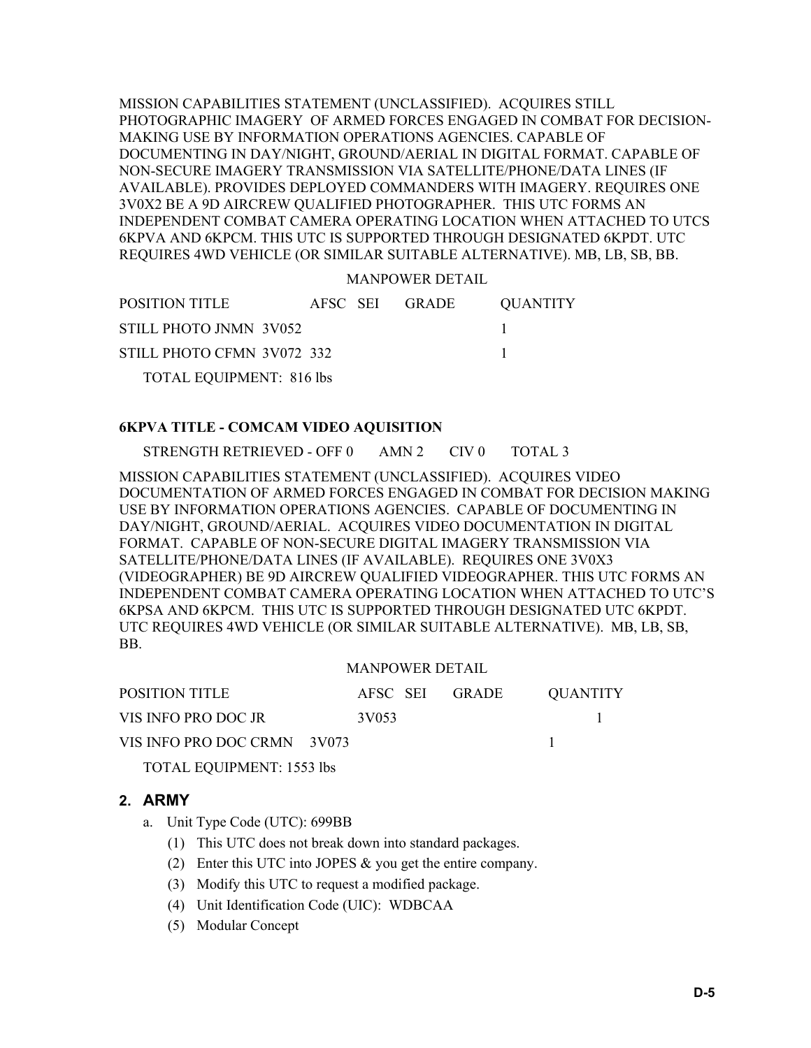MISSION CAPABILITIES STATEMENT (UNCLASSIFIED). ACQUIRES STILL PHOTOGRAPHIC IMAGERY OF ARMED FORCES ENGAGED IN COMBAT FOR DECISION-MAKING USE BY INFORMATION OPERATIONS AGENCIES. CAPABLE OF DOCUMENTING IN DAY/NIGHT, GROUND/AERIAL IN DIGITAL FORMAT. CAPABLE OF NON-SECURE IMAGERY TRANSMISSION VIA SATELLITE/PHONE/DATA LINES (IF AVAILABLE). PROVIDES DEPLOYED COMMANDERS WITH IMAGERY. REQUIRES ONE 3V0X2 BE A 9D AIRCREW QUALIFIED PHOTOGRAPHER. THIS UTC FORMS AN INDEPENDENT COMBAT CAMERA OPERATING LOCATION WHEN ATTACHED TO UTCS 6KPVA AND 6KPCM. THIS UTC IS SUPPORTED THROUGH DESIGNATED 6KPDT. UTC REQUIRES 4WD VEHICLE (OR SIMILAR SUITABLE ALTERNATIVE). MB, LB, SB, BB.

MANPOWER DETAIL

| POSITION TITLE | AFSC | SEI | GRADE | QUANTITY |
|---|---|---|---|---|
| STILL PHOTO JNMN | 3V052 | | | 1 |
| STILL PHOTO CFMN | 3V072 | 332 | | 1 |

TOTAL EQUIPMENT: 816 lbs

**6KPVA TITLE - COMCAM VIDEO AQUISITION**

STRENGTH RETRIEVED - OFF 0 AMN 2 CIV 0 TOTAL 3

MISSION CAPABILITIES STATEMENT (UNCLASSIFIED). ACQUIRES VIDEO DOCUMENTATION OF ARMED FORCES ENGAGED IN COMBAT FOR DECISION MAKING USE BY INFORMATION OPERATIONS AGENCIES. CAPABLE OF DOCUMENTING IN DAY/NIGHT, GROUND/AERIAL. ACQUIRES VIDEO DOCUMENTATION IN DIGITAL FORMAT. CAPABLE OF NON-SECURE DIGITAL IMAGERY TRANSMISSION VIA SATELLITE/PHONE/DATA LINES (IF AVAILABLE). REQUIRES ONE 3V0X3 (VIDEOGRAPHER) BE 9D AIRCREW QUALIFIED VIDEOGRAPHER. THIS UTC FORMS AN INDEPENDENT COMBAT CAMERA OPERATING LOCATION WHEN ATTACHED TO UTC'S 6KPSA AND 6KPCM. THIS UTC IS SUPPORTED THROUGH DESIGNATED UTC 6KPDT. UTC REQUIRES 4WD VEHICLE (OR SIMILAR SUITABLE ALTERNATIVE). MB, LB, SB, BB.

MANPOWER DETAIL

| POSITION TITLE | AFSC | SEI | GRADE | QUANTITY |
|---|---|---|---|---|
| VIS INFO PRO DOC JR | 3V053 | | | 1 |
| VIS INFO PRO DOC CRMN | 3V073 | | | 1 |

TOTAL EQUIPMENT: 1553 lbs

## 2. ARMY

a. Unit Type Code (UTC): 699BB

(1) This UTC does not break down into standard packages.

(2) Enter this UTC into JOPES & you get the entire company.

(3) Modify this UTC to request a modified package.

(4) Unit Identification Code (UIC): WDBCAA

(5) Modular Concept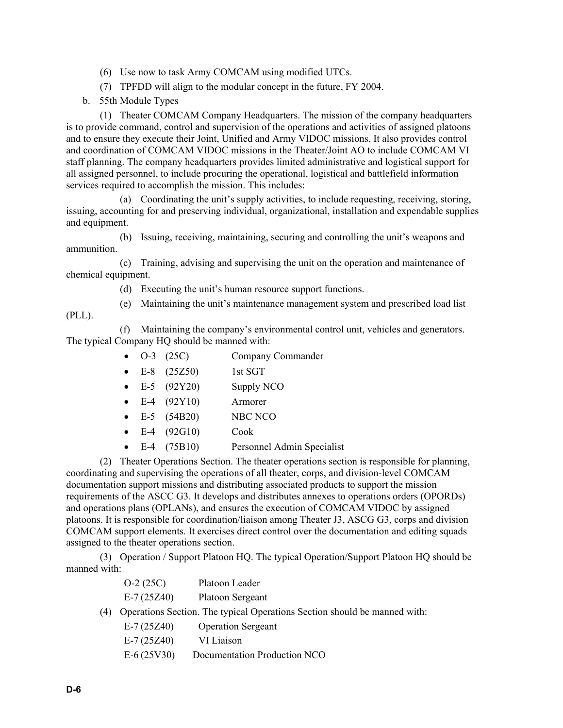(6) Use now to task Army COMCAM using modified UTCs.

(7) TPFDD will align to the modular concept in the future, FY 2004.

b. 55th Module Types

(1) Theater COMCAM Company Headquarters. The mission of the company headquarters is to provide command, control and supervision of the operations and activities of assigned platoons and to ensure they execute their Joint, Unified and Army VIDOC missions. It also provides control and coordination of COMCAM VIDOC missions in the Theater/Joint AO to include COMCAM VI staff planning. The company headquarters provides limited administrative and logistical support for all assigned personnel, to include procuring the operational, logistical and battlefield information services required to accomplish the mission. This includes:

(a) Coordinating the unit's supply activities, to include requesting, receiving, storing, issuing, accounting for and preserving individual, organizational, installation and expendable supplies and equipment.

(b) Issuing, receiving, maintaining, securing and controlling the unit's weapons and ammunition.

(c) Training, advising and supervising the unit on the operation and maintenance of chemical equipment.

(d) Executing the unit's human resource support functions.

(e) Maintaining the unit's maintenance management system and prescribed load list (PLL).

(f) Maintaining the company's environmental control unit, vehicles and generators. The typical Company HQ should be manned with:

- O-3 (25C) Company Commander
- E-8 (25Z50) 1st SGT
- E-5 (92Y20) Supply NCO
- E-4 (92Y10) Armorer
- E-5 (54B20) NBC NCO
- E-4 (92G10) Cook
- E-4 (75B10) Personnel Admin Specialist

(2) Theater Operations Section. The theater operations section is responsible for planning, coordinating and supervising the operations of all theater, corps, and division-level COMCAM documentation support missions and distributing associated products to support the mission requirements of the ASCC G3. It develops and distributes annexes to operations orders (OPORDs) and operations plans (OPLANs), and ensures the execution of COMCAM VIDOC by assigned platoons. It is responsible for coordination/liaison among Theater J3, ASCG G3, corps and division COMCAM support elements. It exercises direct control over the documentation and editing squads assigned to the theater operations section.

(3) Operation / Support Platoon HQ. The typical Operation/Support Platoon HQ should be manned with:

O-2 (25C) Platoon Leader
E-7 (25Z40) Platoon Sergeant

(4) Operations Section. The typical Operations Section should be manned with:

E-7 (25Z40) Operation Sergeant
E-7 (25Z40) VI Liaison
E-6 (25V30) Documentation Production NCO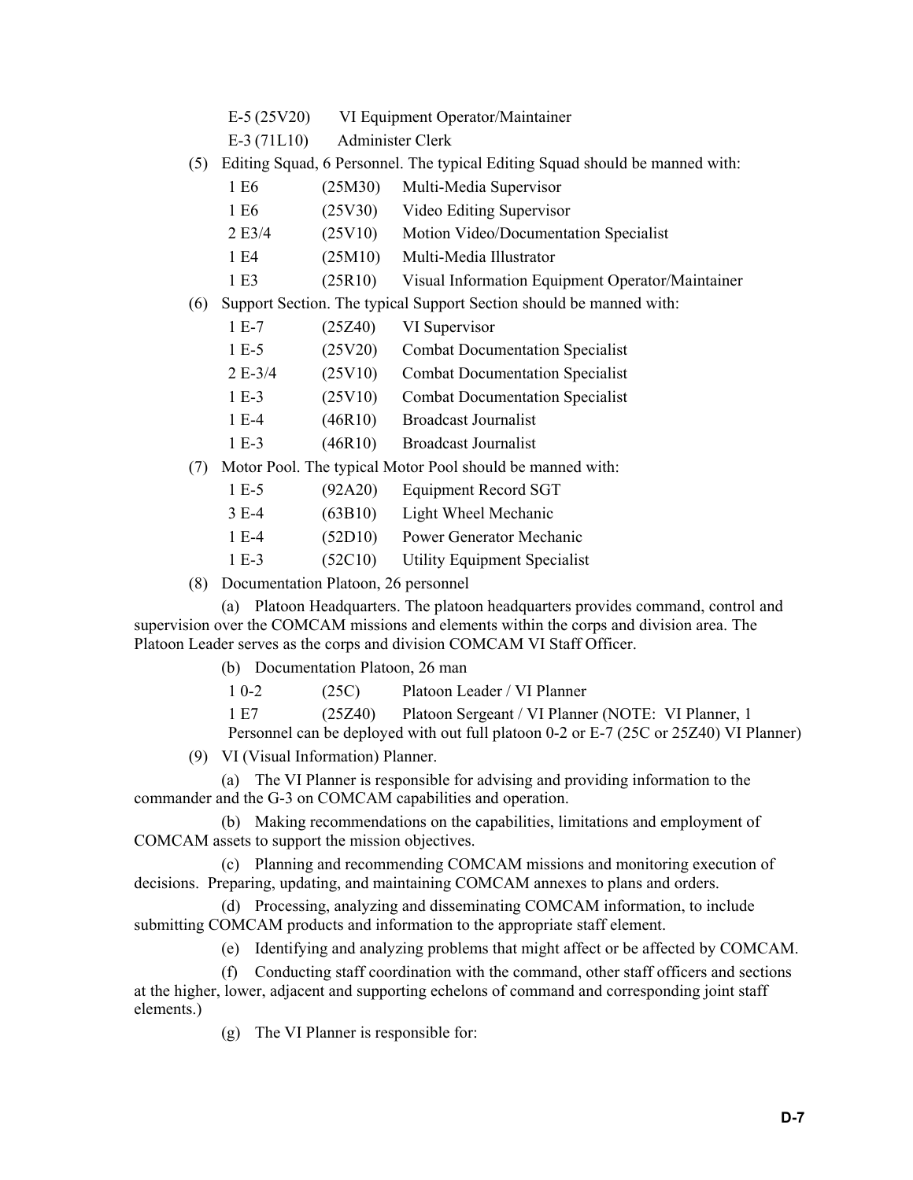E-5 (25V20) VI Equipment Operator/Maintainer

E-3 (71L10) Administer Clerk

(5) Editing Squad, 6 Personnel. The typical Editing Squad should be manned with:

| | | |
|---|---|---|
| 1 E6 | (25M30) | Multi-Media Supervisor |
| 1 E6 | (25V30) | Video Editing Supervisor |
| 2 E3/4 | (25V10) | Motion Video/Documentation Specialist |
| 1 E4 | (25M10) | Multi-Media Illustrator |
| 1 E3 | (25R10) | Visual Information Equipment Operator/Maintainer |

(6) Support Section. The typical Support Section should be manned with:

| | | |
|---|---|---|
| 1 E-7 | (25Z40) | VI Supervisor |
| 1 E-5 | (25V20) | Combat Documentation Specialist |
| 2 E-3/4 | (25V10) | Combat Documentation Specialist |
| 1 E-3 | (25V10) | Combat Documentation Specialist |
| 1 E-4 | (46R10) | Broadcast Journalist |
| 1 E-3 | (46R10) | Broadcast Journalist |

(7) Motor Pool. The typical Motor Pool should be manned with:

| | | |
|---|---|---|
| 1 E-5 | (92A20) | Equipment Record SGT |
| 3 E-4 | (63B10) | Light Wheel Mechanic |
| 1 E-4 | (52D10) | Power Generator Mechanic |
| 1 E-3 | (52C10) | Utility Equipment Specialist |

(8) Documentation Platoon, 26 personnel

(a) Platoon Headquarters. The platoon headquarters provides command, control and supervision over the COMCAM missions and elements within the corps and division area. The Platoon Leader serves as the corps and division COMCAM VI Staff Officer.

(b) Documentation Platoon, 26 man

1 0-2 (25C) Platoon Leader / VI Planner

1 E7 (25Z40) Platoon Sergeant / VI Planner (NOTE: VI Planner, 1 Personnel can be deployed with out full platoon 0-2 or E-7 (25C or 25Z40) VI Planner)

(9) VI (Visual Information) Planner.

(a) The VI Planner is responsible for advising and providing information to the commander and the G-3 on COMCAM capabilities and operation.

(b) Making recommendations on the capabilities, limitations and employment of COMCAM assets to support the mission objectives.

(c) Planning and recommending COMCAM missions and monitoring execution of decisions. Preparing, updating, and maintaining COMCAM annexes to plans and orders.

(d) Processing, analyzing and disseminating COMCAM information, to include submitting COMCAM products and information to the appropriate staff element.

(e) Identifying and analyzing problems that might affect or be affected by COMCAM.

(f) Conducting staff coordination with the command, other staff officers and sections at the higher, lower, adjacent and supporting echelons of command and corresponding joint staff elements.)

(g) The VI Planner is responsible for: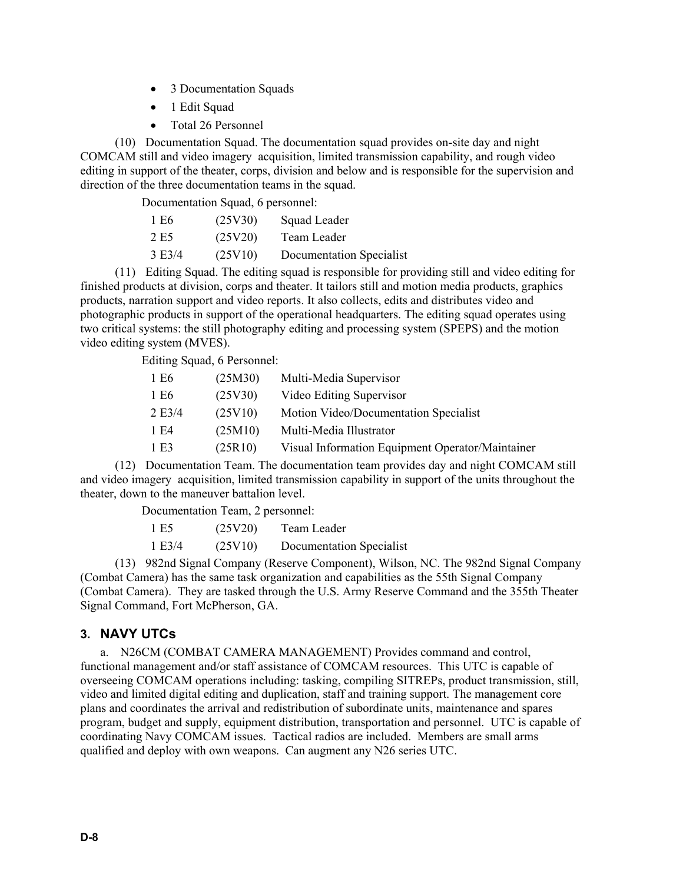- 3 Documentation Squads
- 1 Edit Squad
- Total 26 Personnel

(10) Documentation Squad. The documentation squad provides on-site day and night COMCAM still and video imagery acquisition, limited transmission capability, and rough video editing in support of the theater, corps, division and below and is responsible for the supervision and direction of the three documentation teams in the squad.

Documentation Squad, 6 personnel:

| | | |
|---|---|---|
| 1 E6 | (25V30) | Squad Leader |
| 2 E5 | (25V20) | Team Leader |
| 3 E3/4 | (25V10) | Documentation Specialist |

(11) Editing Squad. The editing squad is responsible for providing still and video editing for finished products at division, corps and theater. It tailors still and motion media products, graphics products, narration support and video reports. It also collects, edits and distributes video and photographic products in support of the operational headquarters. The editing squad operates using two critical systems: the still photography editing and processing system (SPEPS) and the motion video editing system (MVES).

Editing Squad, 6 Personnel:

| | | |
|---|---|---|
| 1 E6 | (25M30) | Multi-Media Supervisor |
| 1 E6 | (25V30) | Video Editing Supervisor |
| 2 E3/4 | (25V10) | Motion Video/Documentation Specialist |
| 1 E4 | (25M10) | Multi-Media Illustrator |
| 1 E3 | (25R10) | Visual Information Equipment Operator/Maintainer |

(12) Documentation Team. The documentation team provides day and night COMCAM still and video imagery acquisition, limited transmission capability in support of the units throughout the theater, down to the maneuver battalion level.

Documentation Team, 2 personnel:

| | | |
|---|---|---|
| 1 E5 | (25V20) | Team Leader |
| 1 E3/4 | (25V10) | Documentation Specialist |

(13) 982nd Signal Company (Reserve Component), Wilson, NC. The 982nd Signal Company (Combat Camera) has the same task organization and capabilities as the 55th Signal Company (Combat Camera). They are tasked through the U.S. Army Reserve Command and the 355th Theater Signal Command, Fort McPherson, GA.

## 3. NAVY UTCs

a. N26CM (COMBAT CAMERA MANAGEMENT) Provides command and control, functional management and/or staff assistance of COMCAM resources. This UTC is capable of overseeing COMCAM operations including: tasking, compiling SITREPs, product transmission, still, video and limited digital editing and duplication, staff and training support. The management core plans and coordinates the arrival and redistribution of subordinate units, maintenance and spares program, budget and supply, equipment distribution, transportation and personnel. UTC is capable of coordinating Navy COMCAM issues. Tactical radios are included. Members are small arms qualified and deploy with own weapons. Can augment any N26 series UTC.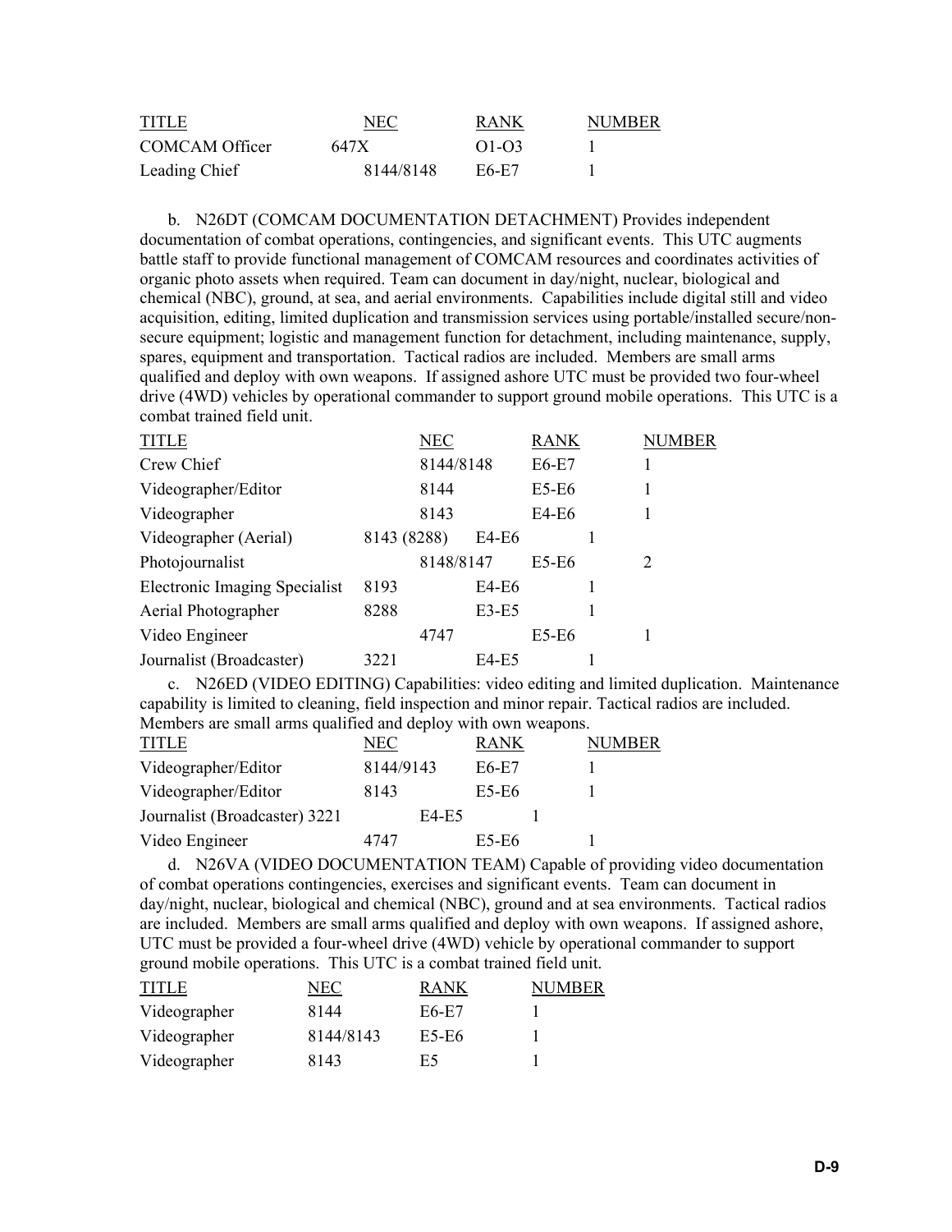| TITLE | NEC | RANK | NUMBER |
|---|---|---|---|
| COMCAM Officer | 647X | O1-O3 | 1 |
| Leading Chief | 8144/8148 | E6-E7 | 1 |

b. N26DT (COMCAM DOCUMENTATION DETACHMENT) Provides independent documentation of combat operations, contingencies, and significant events. This UTC augments battle staff to provide functional management of COMCAM resources and coordinates activities of organic photo assets when required. Team can document in day/night, nuclear, biological and chemical (NBC), ground, at sea, and aerial environments. Capabilities include digital still and video acquisition, editing, limited duplication and transmission services using portable/installed secure/non-secure equipment; logistic and management function for detachment, including maintenance, supply, spares, equipment and transportation. Tactical radios are included. Members are small arms qualified and deploy with own weapons. If assigned ashore UTC must be provided two four-wheel drive (4WD) vehicles by operational commander to support ground mobile operations. This UTC is a combat trained field unit.

| TITLE | NEC | RANK | NUMBER |
|---|---|---|---|
| Crew Chief | 8144/8148 | E6-E7 | 1 |
| Videographer/Editor | 8144 | E5-E6 | 1 |
| Videographer | 8143 | E4-E6 | 1 |
| Videographer (Aerial) | 8143 (8288) | E4-E6 | 1 |
| Photojournalist | 8148/8147 | E5-E6 | 2 |
| Electronic Imaging Specialist | 8193 | E4-E6 | 1 |
| Aerial Photographer | 8288 | E3-E5 | 1 |
| Video Engineer | 4747 | E5-E6 | 1 |
| Journalist (Broadcaster) | 3221 | E4-E5 | 1 |

c. N26ED (VIDEO EDITING) Capabilities: video editing and limited duplication. Maintenance capability is limited to cleaning, field inspection and minor repair. Tactical radios are included. Members are small arms qualified and deploy with own weapons.

| TITLE | NEC | RANK | NUMBER |
|---|---|---|---|
| Videographer/Editor | 8144/9143 | E6-E7 | 1 |
| Videographer/Editor | 8143 | E5-E6 | 1 |
| Journalist (Broadcaster) | 3221 | E4-E5 | 1 |
| Video Engineer | 4747 | E5-E6 | 1 |

d. N26VA (VIDEO DOCUMENTATION TEAM) Capable of providing video documentation of combat operations contingencies, exercises and significant events. Team can document in day/night, nuclear, biological and chemical (NBC), ground and at sea environments. Tactical radios are included. Members are small arms qualified and deploy with own weapons. If assigned ashore, UTC must be provided a four-wheel drive (4WD) vehicle by operational commander to support ground mobile operations. This UTC is a combat trained field unit.

| TITLE | NEC | RANK | NUMBER |
|---|---|---|---|
| Videographer | 8144 | E6-E7 | 1 |
| Videographer | 8144/8143 | E5-E6 | 1 |
| Videographer | 8143 | E5 | 1 |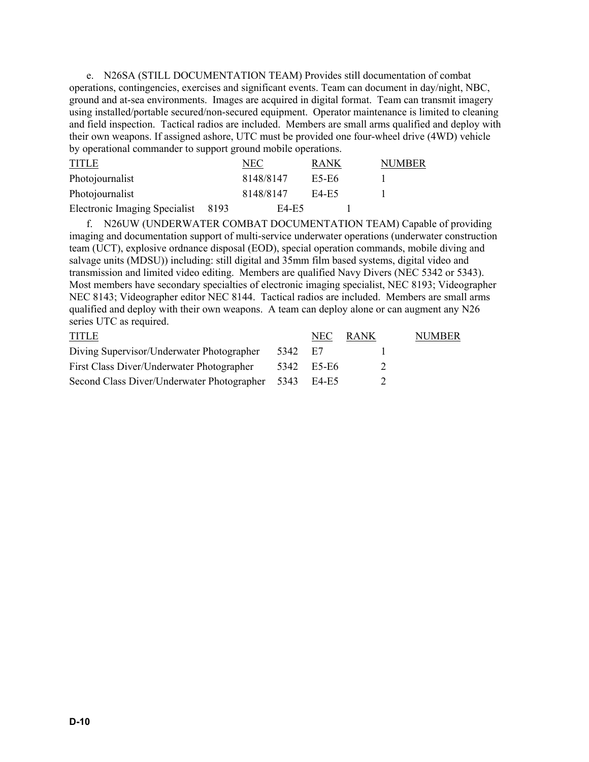e. N26SA (STILL DOCUMENTATION TEAM) Provides still documentation of combat operations, contingencies, exercises and significant events. Team can document in day/night, NBC, ground and at-sea environments. Images are acquired in digital format. Team can transmit imagery using installed/portable secured/non-secured equipment. Operator maintenance is limited to cleaning and field inspection. Tactical radios are included. Members are small arms qualified and deploy with their own weapons. If assigned ashore, UTC must be provided one four-wheel drive (4WD) vehicle by operational commander to support ground mobile operations.

| TITLE | NEC | RANK | NUMBER |
|---|---|---|---|
| Photojournalist | 8148/8147 | E5-E6 | 1 |
| Photojournalist | 8148/8147 | E4-E5 | 1 |
| Electronic Imaging Specialist | 8193 | E4-E5 | 1 |

f. N26UW (UNDERWATER COMBAT DOCUMENTATION TEAM) Capable of providing imaging and documentation support of multi-service underwater operations (underwater construction team (UCT), explosive ordnance disposal (EOD), special operation commands, mobile diving and salvage units (MDSU)) including: still digital and 35mm film based systems, digital video and transmission and limited video editing. Members are qualified Navy Divers (NEC 5342 or 5343). Most members have secondary specialties of electronic imaging specialist, NEC 8193; Videographer NEC 8143; Videographer editor NEC 8144. Tactical radios are included. Members are small arms qualified and deploy with their own weapons. A team can deploy alone or can augment any N26 series UTC as required.

| TITLE | NEC | RANK | NUMBER |
|---|---|---|---|
| Diving Supervisor/Underwater Photographer | 5342 | E7 | 1 |
| First Class Diver/Underwater Photographer | 5342 | E5-E6 | 2 |
| Second Class Diver/Underwater Photographer | 5343 | E4-E5 | 2 |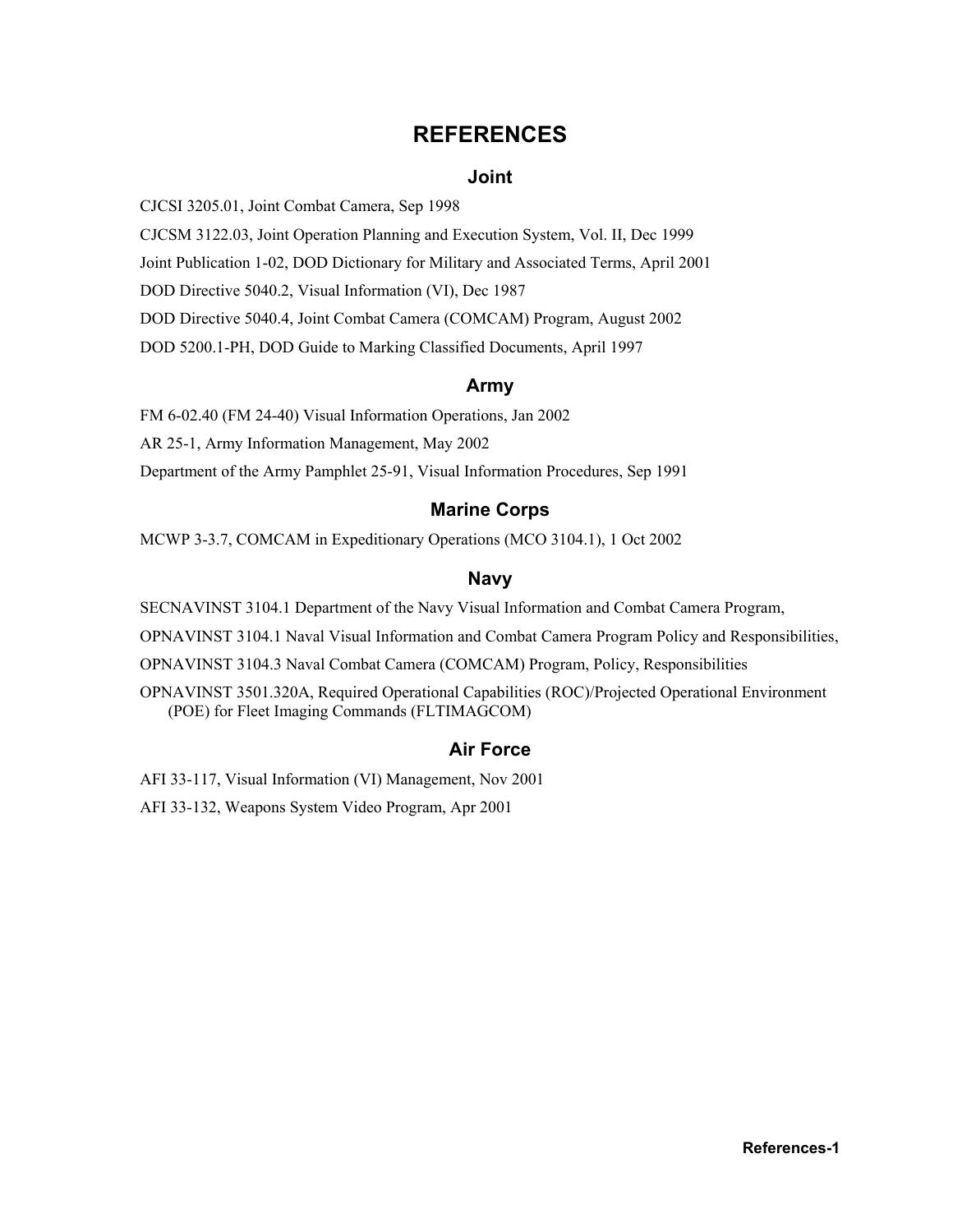# REFERENCES

## Joint

CJCSI 3205.01, Joint Combat Camera, Sep 1998

CJCSM 3122.03, Joint Operation Planning and Execution System, Vol. II, Dec 1999

Joint Publication 1-02, DOD Dictionary for Military and Associated Terms, April 2001

DOD Directive 5040.2, Visual Information (VI), Dec 1987

DOD Directive 5040.4, Joint Combat Camera (COMCAM) Program, August 2002

DOD 5200.1-PH, DOD Guide to Marking Classified Documents, April 1997

## Army

FM 6-02.40 (FM 24-40) Visual Information Operations, Jan 2002

AR 25-1, Army Information Management, May 2002

Department of the Army Pamphlet 25-91, Visual Information Procedures, Sep 1991

## Marine Corps

MCWP 3-3.7, COMCAM in Expeditionary Operations (MCO 3104.1), 1 Oct 2002

## Navy

SECNAVINST 3104.1 Department of the Navy Visual Information and Combat Camera Program,

OPNAVINST 3104.1 Naval Visual Information and Combat Camera Program Policy and Responsibilities,

OPNAVINST 3104.3 Naval Combat Camera (COMCAM) Program, Policy, Responsibilities

OPNAVINST 3501.320A, Required Operational Capabilities (ROC)/Projected Operational Environment (POE) for Fleet Imaging Commands (FLTIMAGCOM)

## Air Force

AFI 33-117, Visual Information (VI) Management, Nov 2001

AFI 33-132, Weapons System Video Program, Apr 2001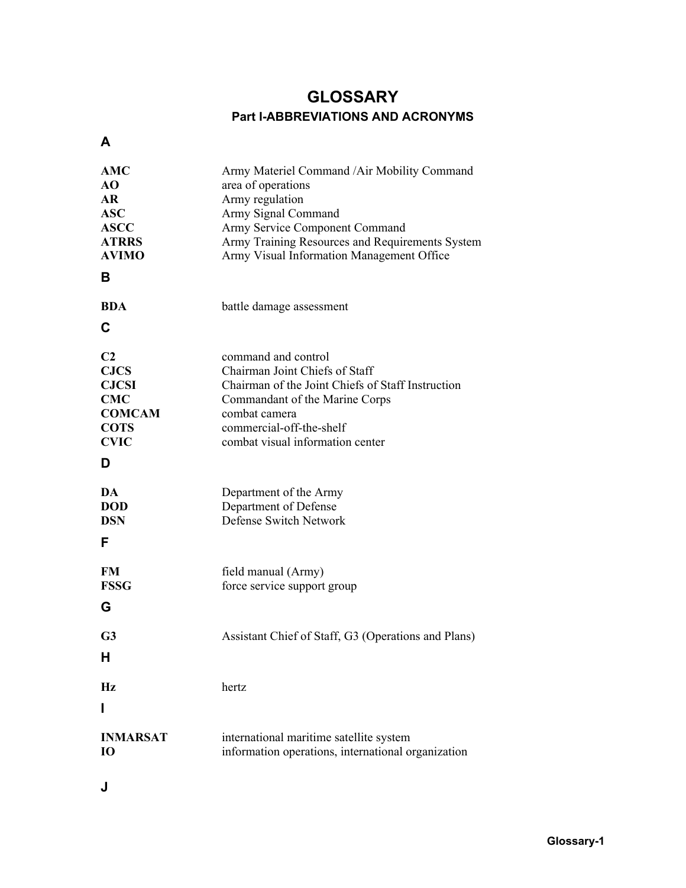# GLOSSARY

## Part I-ABBREVIATIONS AND ACRONYMS

### A

| | |
|---|---|
| **AMC** | Army Materiel Command /Air Mobility Command |
| **AO** | area of operations |
| **AR** | Army regulation |
| **ASC** | Army Signal Command |
| **ASCC** | Army Service Component Command |
| **ATRRS** | Army Training Resources and Requirements System |
| **AVIMO** | Army Visual Information Management Office |

### B

| | |
|---|---|
| **BDA** | battle damage assessment |

### C

| | |
|---|---|
| **C2** | command and control |
| **CJCS** | Chairman Joint Chiefs of Staff |
| **CJCSI** | Chairman of the Joint Chiefs of Staff Instruction |
| **CMC** | Commandant of the Marine Corps |
| **COMCAM** | combat camera |
| **COTS** | commercial-off-the-shelf |
| **CVIC** | combat visual information center |

### D

| | |
|---|---|
| **DA** | Department of the Army |
| **DOD** | Department of Defense |
| **DSN** | Defense Switch Network |

### F

| | |
|---|---|
| **FM** | field manual (Army) |
| **FSSG** | force service support group |

### G

| | |
|---|---|
| **G3** | Assistant Chief of Staff, G3 (Operations and Plans) |

### H

| | |
|---|---|
| **Hz** | hertz |

### I

| | |
|---|---|
| **INMARSAT** | international maritime satellite system |
| **IO** | information operations, international organization |

### J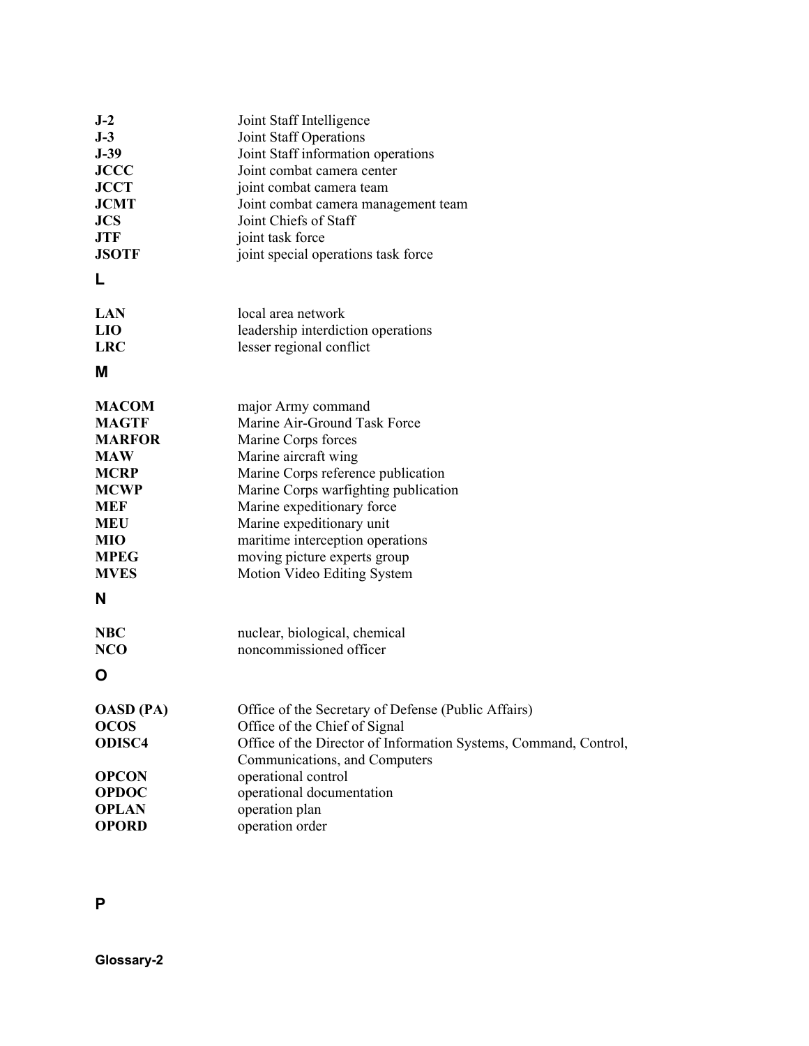| | |
|---|---|
| **J-2** | Joint Staff Intelligence |
| **J-3** | Joint Staff Operations |
| **J-39** | Joint Staff information operations |
| **JCCC** | Joint combat camera center |
| **JCCT** | joint combat camera team |
| **JCMT** | Joint combat camera management team |
| **JCS** | Joint Chiefs of Staff |
| **JTF** | joint task force |
| **JSOTF** | joint special operations task force |

## L

| | |
|---|---|
| **LAN** | local area network |
| **LIO** | leadership interdiction operations |
| **LRC** | lesser regional conflict |

## M

| | |
|---|---|
| **MACOM** | major Army command |
| **MAGTF** | Marine Air-Ground Task Force |
| **MARFOR** | Marine Corps forces |
| **MAW** | Marine aircraft wing |
| **MCRP** | Marine Corps reference publication |
| **MCWP** | Marine Corps warfighting publication |
| **MEF** | Marine expeditionary force |
| **MEU** | Marine expeditionary unit |
| **MIO** | maritime interception operations |
| **MPEG** | moving picture experts group |
| **MVES** | Motion Video Editing System |

## N

| | |
|---|---|
| **NBC** | nuclear, biological, chemical |
| **NCO** | noncommissioned officer |

## O

| | |
|---|---|
| **OASD (PA)** | Office of the Secretary of Defense (Public Affairs) |
| **OCOS** | Office of the Chief of Signal |
| **ODISC4** | Office of the Director of Information Systems, Command, Control, Communications, and Computers |
| **OPCON** | operational control |
| **OPDOC** | operational documentation |
| **OPLAN** | operation plan |
| **OPORD** | operation order |

## P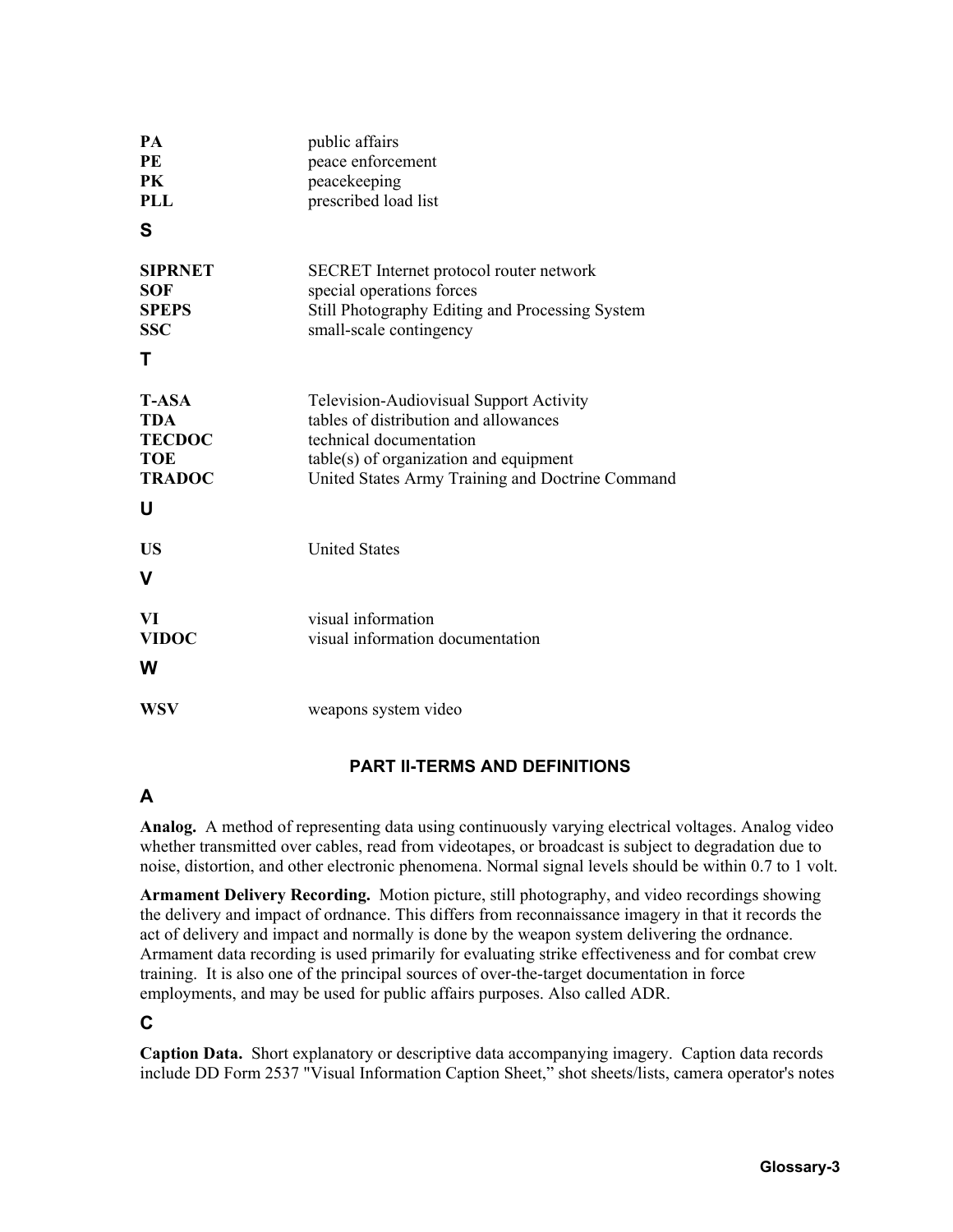| | |
|---|---|
| **PA** | public affairs |
| **PE** | peace enforcement |
| **PK** | peacekeeping |
| **PLL** | prescribed load list |

### S

| | |
|---|---|
| **SIPRNET** | SECRET Internet protocol router network |
| **SOF** | special operations forces |
| **SPEPS** | Still Photography Editing and Processing System |
| **SSC** | small-scale contingency |

### T

| | |
|---|---|
| **T-ASA** | Television-Audiovisual Support Activity |
| **TDA** | tables of distribution and allowances |
| **TECDOC** | technical documentation |
| **TOE** | table(s) of organization and equipment |
| **TRADOC** | United States Army Training and Doctrine Command |

### U

| | |
|---|---|
| **US** | United States |

### V

| | |
|---|---|
| **VI** | visual information |
| **VIDOC** | visual information documentation |

### W

| | |
|---|---|
| **WSV** | weapons system video |

## PART II-TERMS AND DEFINITIONS

### A

**Analog.** A method of representing data using continuously varying electrical voltages. Analog video whether transmitted over cables, read from videotapes, or broadcast is subject to degradation due to noise, distortion, and other electronic phenomena. Normal signal levels should be within 0.7 to 1 volt.

**Armament Delivery Recording.** Motion picture, still photography, and video recordings showing the delivery and impact of ordnance. This differs from reconnaissance imagery in that it records the act of delivery and impact and normally is done by the weapon system delivering the ordnance. Armament data recording is used primarily for evaluating strike effectiveness and for combat crew training. It is also one of the principal sources of over-the-target documentation in force employments, and may be used for public affairs purposes. Also called ADR.

### C

**Caption Data.** Short explanatory or descriptive data accompanying imagery. Caption data records include DD Form 2537 "Visual Information Caption Sheet," shot sheets/lists, camera operator's notes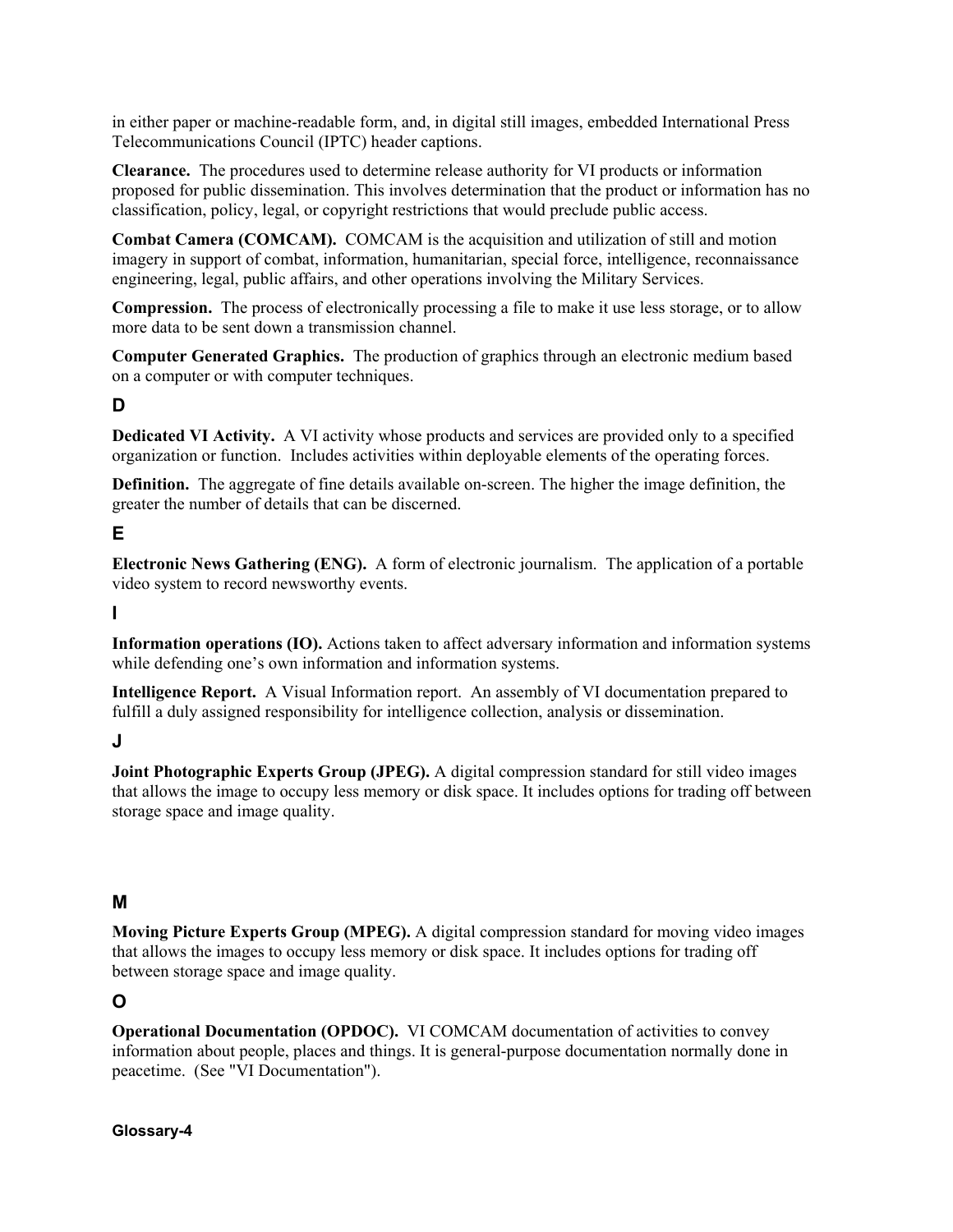in either paper or machine-readable form, and, in digital still images, embedded International Press Telecommunications Council (IPTC) header captions.

**Clearance.** The procedures used to determine release authority for VI products or information proposed for public dissemination. This involves determination that the product or information has no classification, policy, legal, or copyright restrictions that would preclude public access.

**Combat Camera (COMCAM).** COMCAM is the acquisition and utilization of still and motion imagery in support of combat, information, humanitarian, special force, intelligence, reconnaissance engineering, legal, public affairs, and other operations involving the Military Services.

**Compression.** The process of electronically processing a file to make it use less storage, or to allow more data to be sent down a transmission channel.

**Computer Generated Graphics.** The production of graphics through an electronic medium based on a computer or with computer techniques.

## D

**Dedicated VI Activity.** A VI activity whose products and services are provided only to a specified organization or function. Includes activities within deployable elements of the operating forces.

**Definition.** The aggregate of fine details available on-screen. The higher the image definition, the greater the number of details that can be discerned.

## E

**Electronic News Gathering (ENG).** A form of electronic journalism. The application of a portable video system to record newsworthy events.

## I

**Information operations (IO).** Actions taken to affect adversary information and information systems while defending one's own information and information systems.

**Intelligence Report.** A Visual Information report. An assembly of VI documentation prepared to fulfill a duly assigned responsibility for intelligence collection, analysis or dissemination.

## J

**Joint Photographic Experts Group (JPEG).** A digital compression standard for still video images that allows the image to occupy less memory or disk space. It includes options for trading off between storage space and image quality.

## M

**Moving Picture Experts Group (MPEG).** A digital compression standard for moving video images that allows the images to occupy less memory or disk space. It includes options for trading off between storage space and image quality.

## O

**Operational Documentation (OPDOC).** VI COMCAM documentation of activities to convey information about people, places and things. It is general-purpose documentation normally done in peacetime. (See "VI Documentation").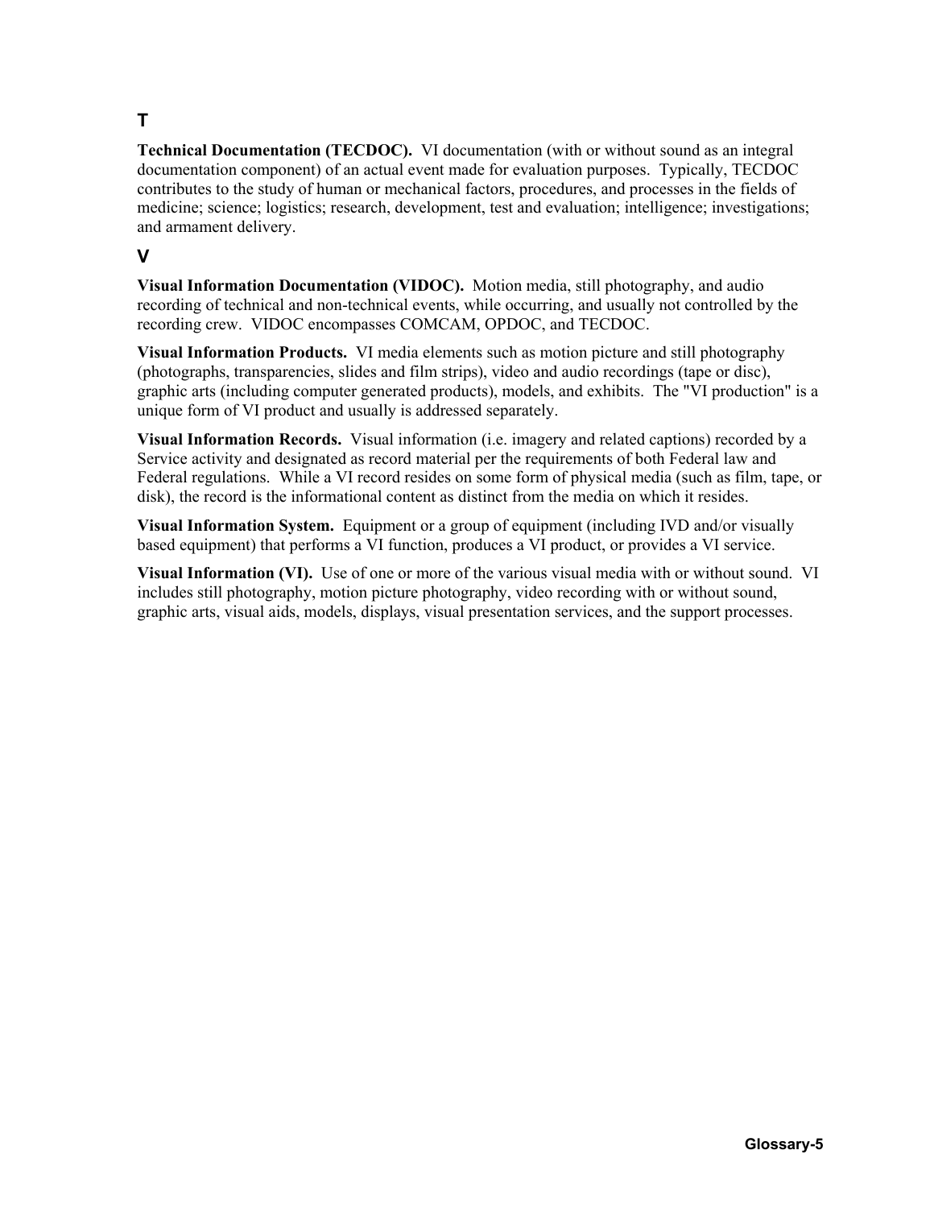## T

**Technical Documentation (TECDOC).** VI documentation (with or without sound as an integral documentation component) of an actual event made for evaluation purposes. Typically, TECDOC contributes to the study of human or mechanical factors, procedures, and processes in the fields of medicine; science; logistics; research, development, test and evaluation; intelligence; investigations; and armament delivery.

## V

**Visual Information Documentation (VIDOC).** Motion media, still photography, and audio recording of technical and non-technical events, while occurring, and usually not controlled by the recording crew. VIDOC encompasses COMCAM, OPDOC, and TECDOC.

**Visual Information Products.** VI media elements such as motion picture and still photography (photographs, transparencies, slides and film strips), video and audio recordings (tape or disc), graphic arts (including computer generated products), models, and exhibits. The "VI production" is a unique form of VI product and usually is addressed separately.

**Visual Information Records.** Visual information (i.e. imagery and related captions) recorded by a Service activity and designated as record material per the requirements of both Federal law and Federal regulations. While a VI record resides on some form of physical media (such as film, tape, or disk), the record is the informational content as distinct from the media on which it resides.

**Visual Information System.** Equipment or a group of equipment (including IVD and/or visually based equipment) that performs a VI function, produces a VI product, or provides a VI service.

**Visual Information (VI).** Use of one or more of the various visual media with or without sound. VI includes still photography, motion picture photography, video recording with or without sound, graphic arts, visual aids, models, displays, visual presentation services, and the support processes.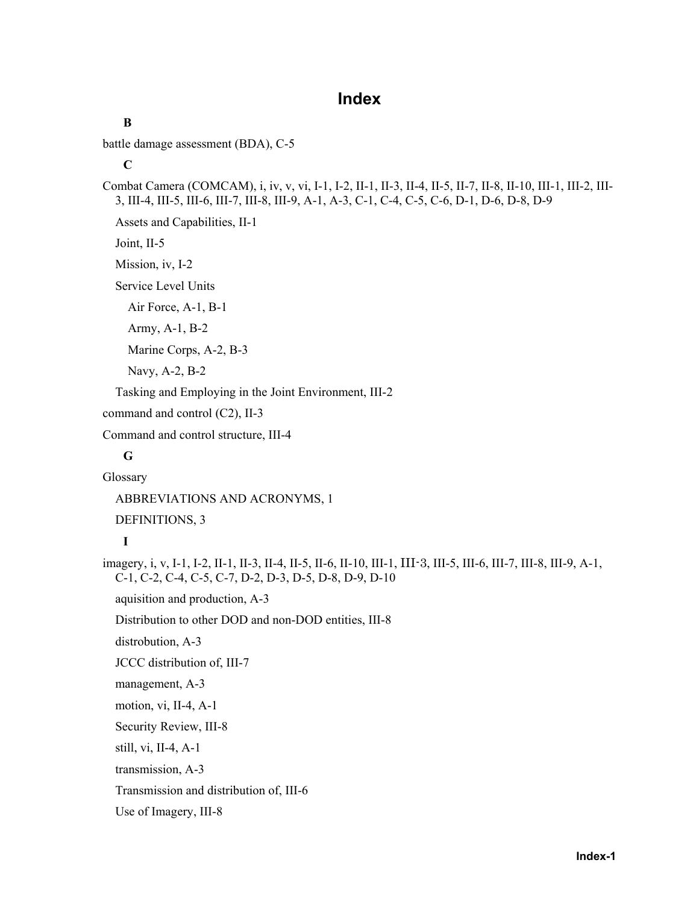# Index

**B**

battle damage assessment (BDA), C-5

**C**

Combat Camera (COMCAM), i, iv, v, vi, I-1, I-2, II-1, II-3, II-4, II-5, II-7, II-8, II-10, III-1, III-2, III-3, III-4, III-5, III-6, III-7, III-8, III-9, A-1, A-3, C-1, C-4, C-5, C-6, D-1, D-6, D-8, D-9

- Assets and Capabilities, II-1
- Joint, II-5
- Mission, iv, I-2
- Service Level Units
  - Air Force, A-1, B-1
  - Army, A-1, B-2
  - Marine Corps, A-2, B-3
  - Navy, A-2, B-2
- Tasking and Employing in the Joint Environment, III-2

command and control (C2), II-3

Command and control structure, III-4

**G**

Glossary

- ABBREVIATIONS AND ACRONYMS, 1
- DEFINITIONS, 3

**I**

imagery, i, v, I-1, I-2, II-1, II-3, II-4, II-5, II-6, II-10, III-1, III-3, III-5, III-6, III-7, III-8, III-9, A-1, C-1, C-2, C-4, C-5, C-7, D-2, D-3, D-5, D-8, D-9, D-10

- aquisition and production, A-3
- Distribution to other DOD and non-DOD entities, III-8
- distrobution, A-3
- JCCC distribution of, III-7
- management, A-3
- motion, vi, II-4, A-1
- Security Review, III-8
- still, vi, II-4, A-1
- transmission, A-3
- Transmission and distribution of, III-6
- Use of Imagery, III-8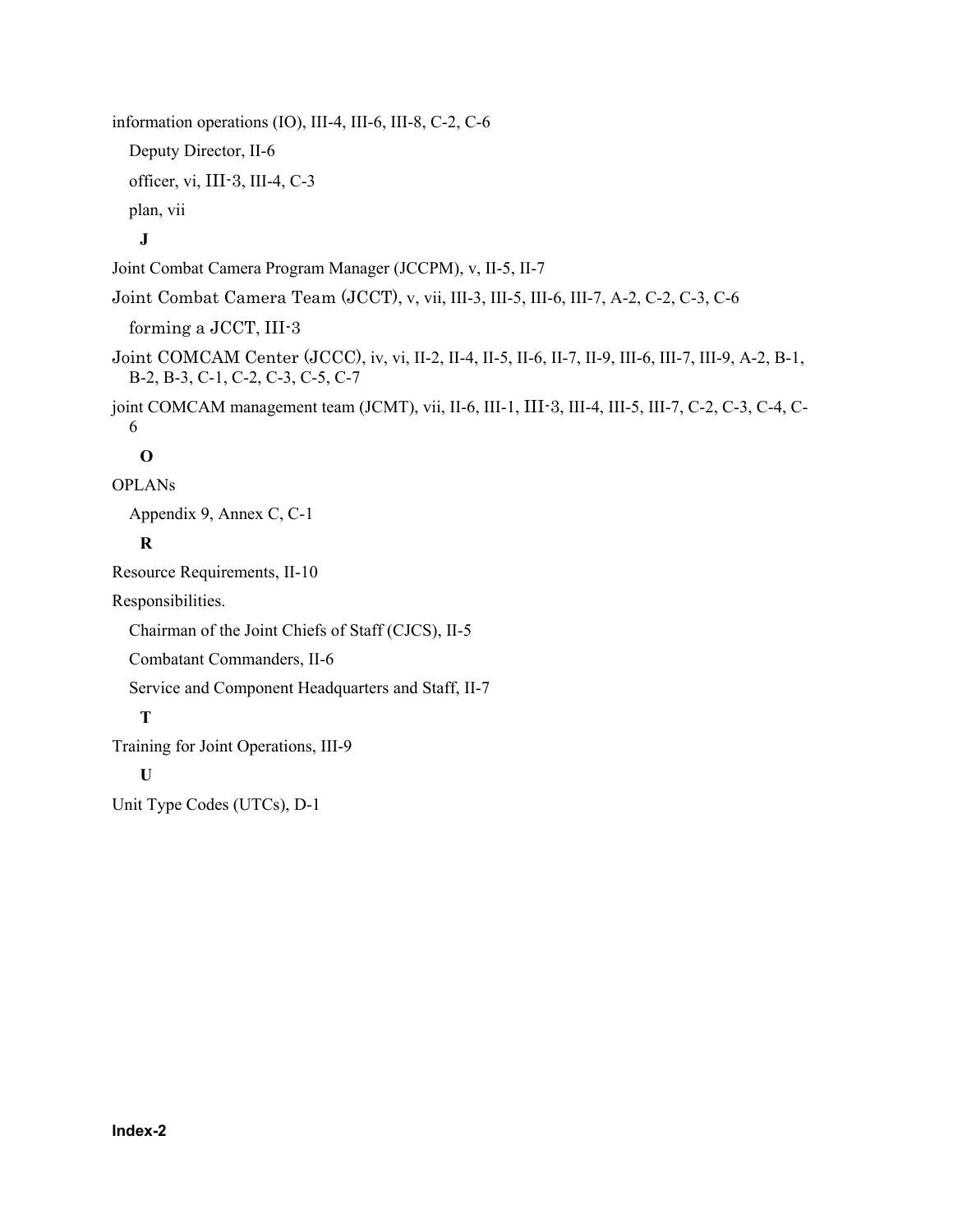information operations (IO), III-4, III-6, III-8, C-2, C-6

  Deputy Director, II-6

  officer, vi, III-3, III-4, C-3

  plan, vii

**J**

Joint Combat Camera Program Manager (JCCPM), v, II-5, II-7

Joint Combat Camera Team (JCCT), v, vii, III-3, III-5, III-6, III-7, A-2, C-2, C-3, C-6

  forming a JCCT, III-3

Joint COMCAM Center (JCCC), iv, vi, II-2, II-4, II-5, II-6, II-7, II-9, III-6, III-7, III-9, A-2, B-1, B-2, B-3, C-1, C-2, C-3, C-5, C-7

joint COMCAM management team (JCMT), vii, II-6, III-1, III-3, III-4, III-5, III-7, C-2, C-3, C-4, C-6

**O**

OPLANs

  Appendix 9, Annex C, C-1

**R**

Resource Requirements, II-10

Responsibilities.

  Chairman of the Joint Chiefs of Staff (CJCS), II-5

  Combatant Commanders, II-6

  Service and Component Headquarters and Staff, II-7

**T**

Training for Joint Operations, III-9

**U**

Unit Type Codes (UTCs), D-1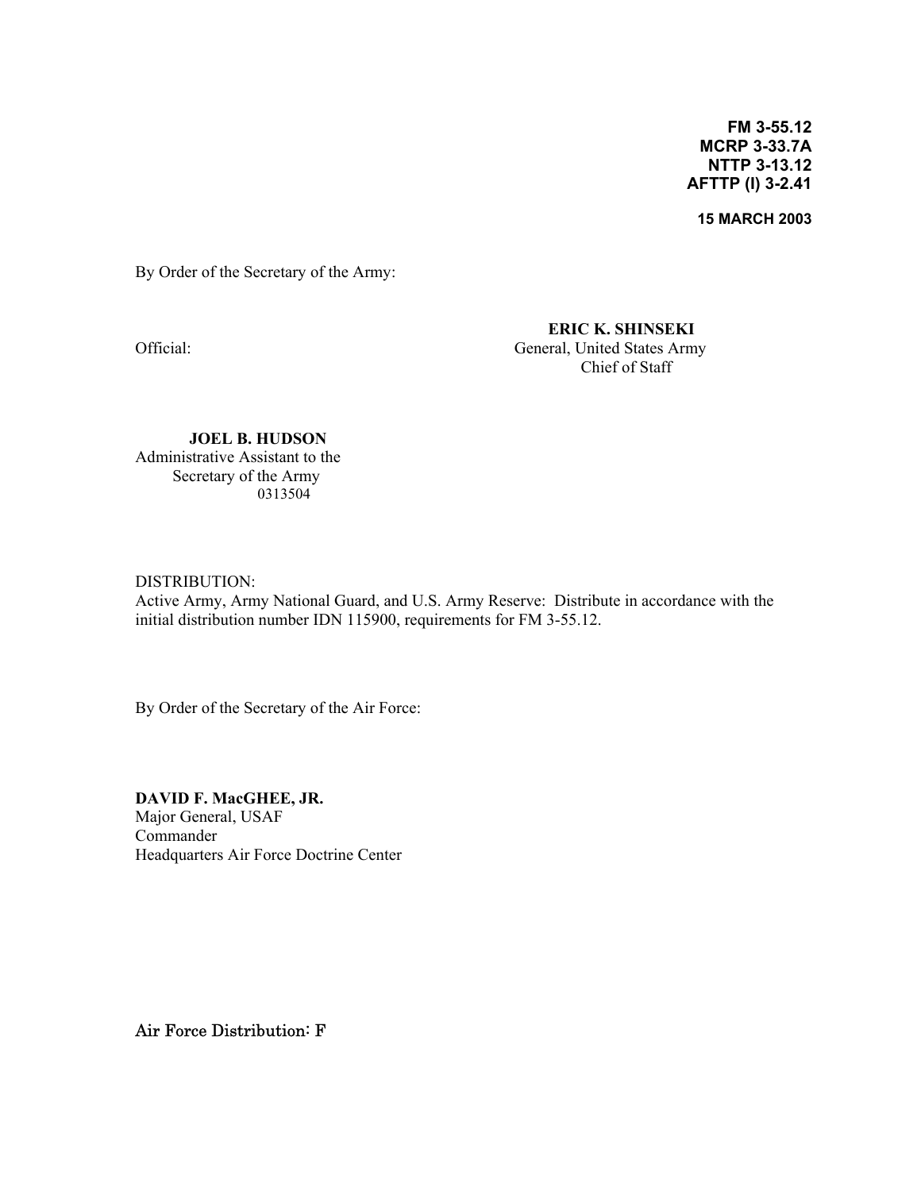**FM 3-55.12**
**MCRP 3-33.7A**
**NTTP 3-13.12**
**AFTTP (I) 3-2.41**

**15 MARCH 2003**

By Order of the Secretary of the Army:

**ERIC K. SHINSEKI**
General, United States Army
Chief of Staff

Official:

**JOEL B. HUDSON**
Administrative Assistant to the
Secretary of the Army
0313504

DISTRIBUTION:
Active Army, Army National Guard, and U.S. Army Reserve: Distribute in accordance with the initial distribution number IDN 115900, requirements for FM 3-55.12.

By Order of the Secretary of the Air Force:

**DAVID F. MacGHEE, JR.**
Major General, USAF
Commander
Headquarters Air Force Doctrine Center

Air Force Distribution: F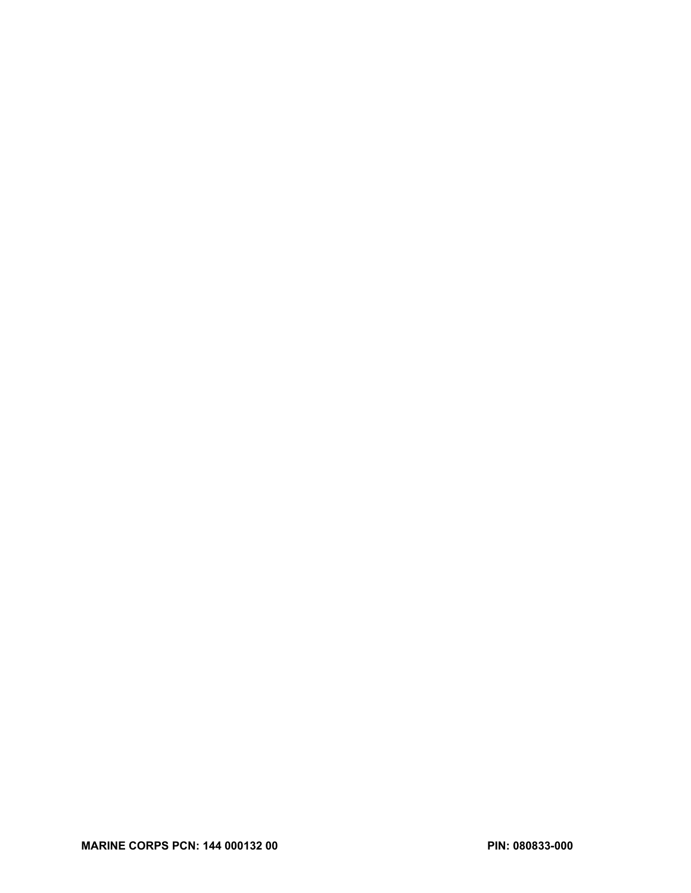**MARINE CORPS PCN: 144 000132 00** **PIN: 080833-000**